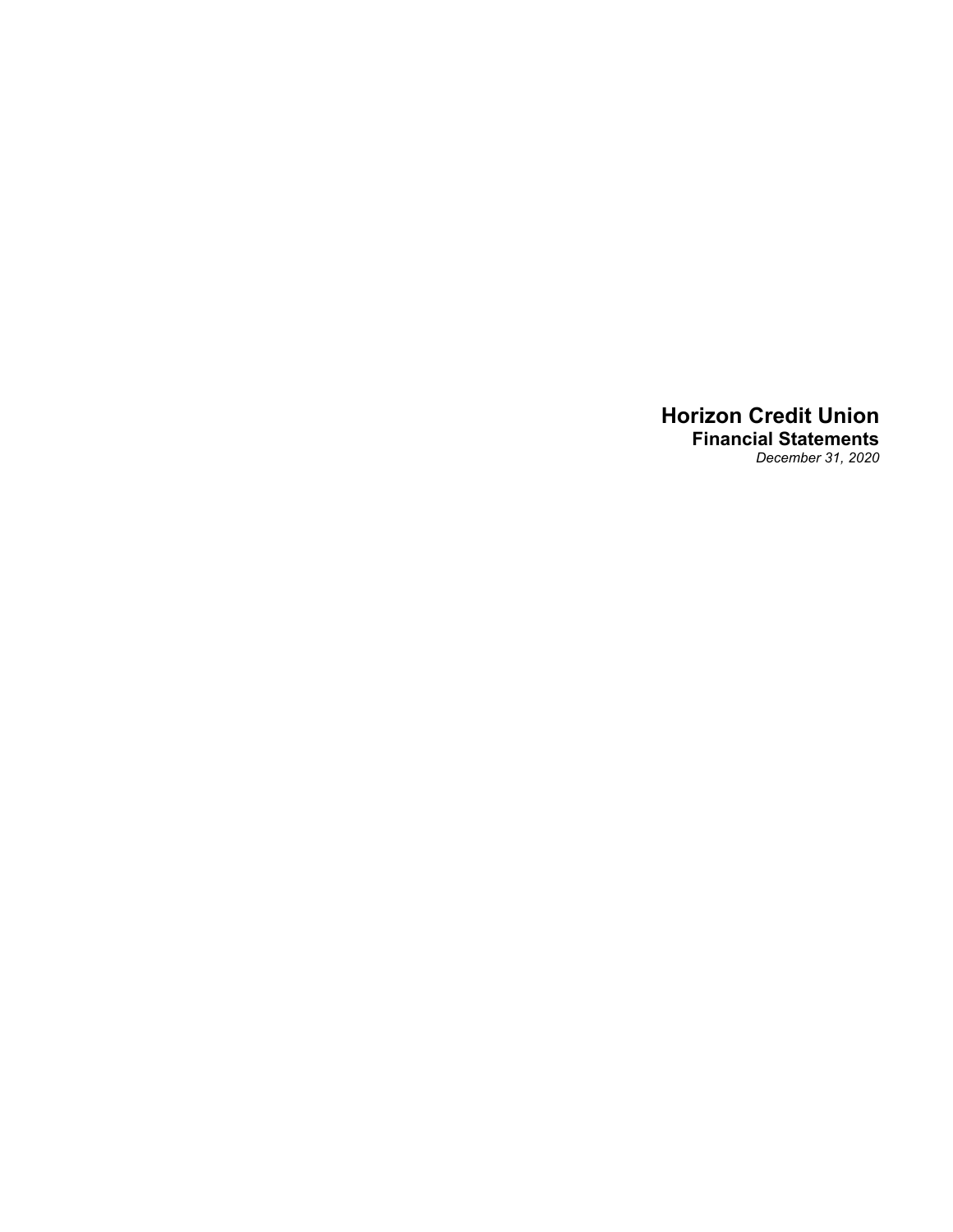# Horizon Credit Union

## Financial Statements

*December 31, 2020*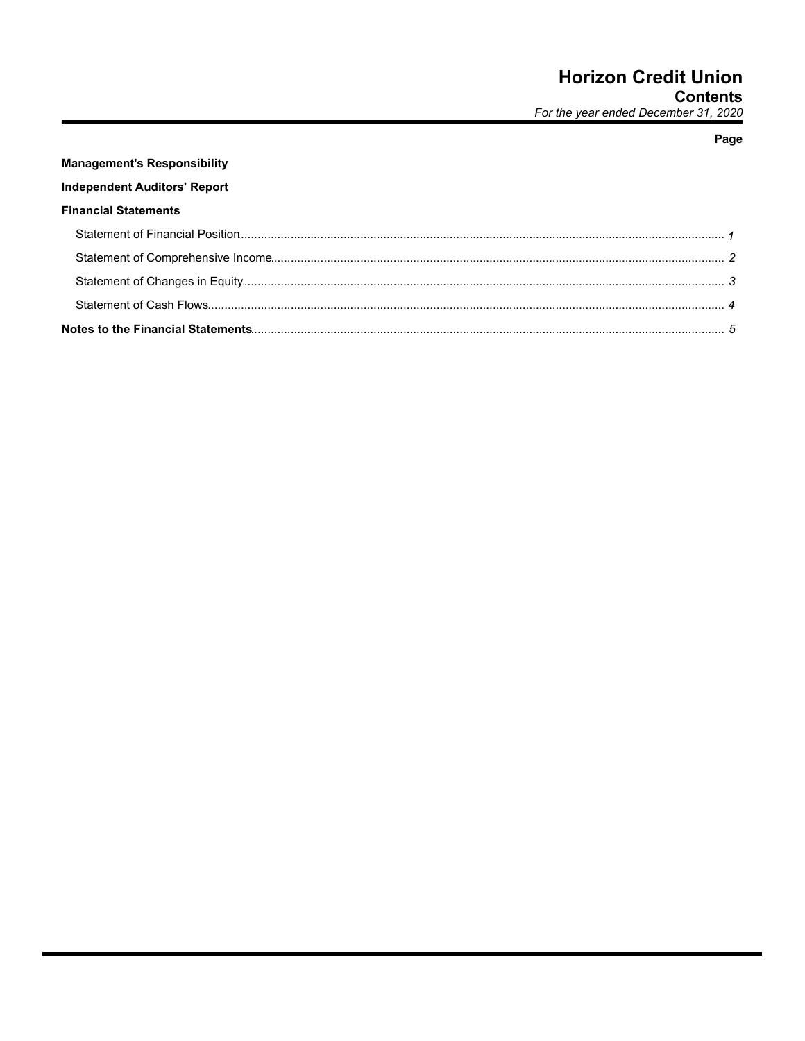# Horizon Credit Union
## Contents
*For the year ended December 31, 2020*

| | Page |
|---|---|
| **Management's Responsibility** | |
| **Independent Auditors' Report** | |
| **Financial Statements** | |
| Statement of Financial Position | *1* |
| Statement of Comprehensive Income | *2* |
| Statement of Changes in Equity | *3* |
| Statement of Cash Flows | *4* |
| **Notes to the Financial Statements** | *5* |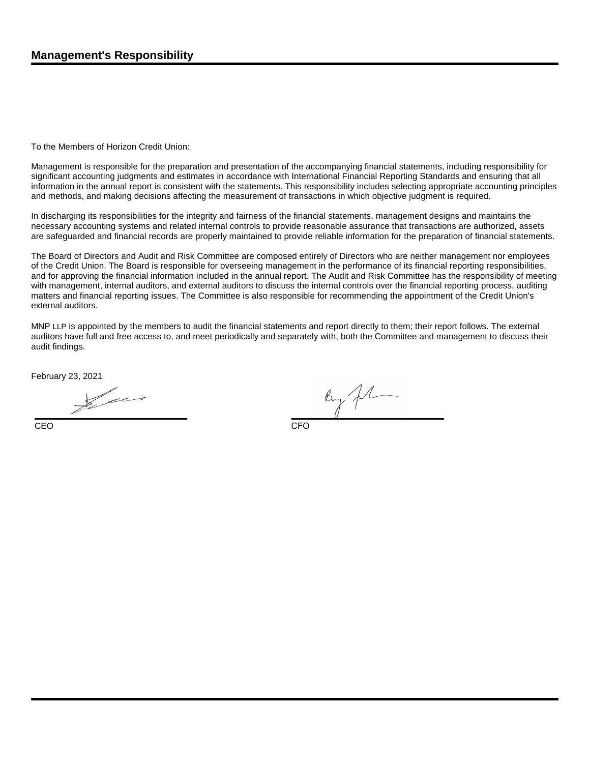## Management's Responsibility

To the Members of Horizon Credit Union:

Management is responsible for the preparation and presentation of the accompanying financial statements, including responsibility for significant accounting judgments and estimates in accordance with International Financial Reporting Standards and ensuring that all information in the annual report is consistent with the statements. This responsibility includes selecting appropriate accounting principles and methods, and making decisions affecting the measurement of transactions in which objective judgment is required.

In discharging its responsibilities for the integrity and fairness of the financial statements, management designs and maintains the necessary accounting systems and related internal controls to provide reasonable assurance that transactions are authorized, assets are safeguarded and financial records are properly maintained to provide reliable information for the preparation of financial statements.

The Board of Directors and Audit and Risk Committee are composed entirely of Directors who are neither management nor employees of the Credit Union. The Board is responsible for overseeing management in the performance of its financial reporting responsibilities, and for approving the financial information included in the annual report. The Audit and Risk Committee has the responsibility of meeting with management, internal auditors, and external auditors to discuss the internal controls over the financial reporting process, auditing matters and financial reporting issues. The Committee is also responsible for recommending the appointment of the Credit Union's external auditors.

MNP LLP is appointed by the members to audit the financial statements and report directly to them; their report follows. The external auditors have full and free access to, and meet periodically and separately with, both the Committee and management to discuss their audit findings.

February 23, 2021

CEO

CFO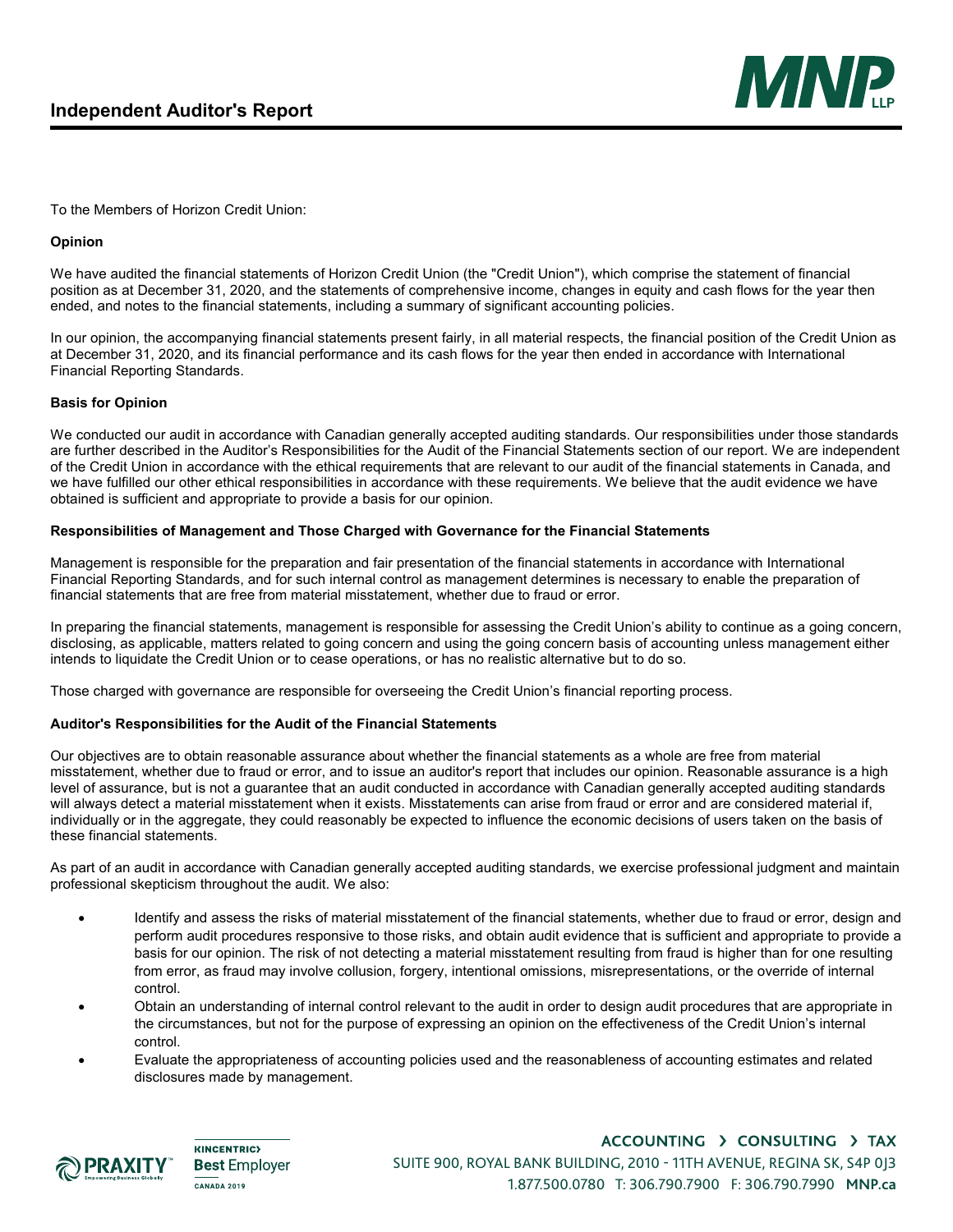# Independent Auditor's Report

To the Members of Horizon Credit Union:

**Opinion**

We have audited the financial statements of Horizon Credit Union (the "Credit Union"), which comprise the statement of financial position as at December 31, 2020, and the statements of comprehensive income, changes in equity and cash flows for the year then ended, and notes to the financial statements, including a summary of significant accounting policies.

In our opinion, the accompanying financial statements present fairly, in all material respects, the financial position of the Credit Union as at December 31, 2020, and its financial performance and its cash flows for the year then ended in accordance with International Financial Reporting Standards.

**Basis for Opinion**

We conducted our audit in accordance with Canadian generally accepted auditing standards. Our responsibilities under those standards are further described in the Auditor's Responsibilities for the Audit of the Financial Statements section of our report. We are independent of the Credit Union in accordance with the ethical requirements that are relevant to our audit of the financial statements in Canada, and we have fulfilled our other ethical responsibilities in accordance with these requirements. We believe that the audit evidence we have obtained is sufficient and appropriate to provide a basis for our opinion.

**Responsibilities of Management and Those Charged with Governance for the Financial Statements**

Management is responsible for the preparation and fair presentation of the financial statements in accordance with International Financial Reporting Standards, and for such internal control as management determines is necessary to enable the preparation of financial statements that are free from material misstatement, whether due to fraud or error.

In preparing the financial statements, management is responsible for assessing the Credit Union's ability to continue as a going concern, disclosing, as applicable, matters related to going concern and using the going concern basis of accounting unless management either intends to liquidate the Credit Union or to cease operations, or has no realistic alternative but to do so.

Those charged with governance are responsible for overseeing the Credit Union's financial reporting process.

**Auditor's Responsibilities for the Audit of the Financial Statements**

Our objectives are to obtain reasonable assurance about whether the financial statements as a whole are free from material misstatement, whether due to fraud or error, and to issue an auditor's report that includes our opinion. Reasonable assurance is a high level of assurance, but is not a guarantee that an audit conducted in accordance with Canadian generally accepted auditing standards will always detect a material misstatement when it exists. Misstatements can arise from fraud or error and are considered material if, individually or in the aggregate, they could reasonably be expected to influence the economic decisions of users taken on the basis of these financial statements.

As part of an audit in accordance with Canadian generally accepted auditing standards, we exercise professional judgment and maintain professional skepticism throughout the audit. We also:

- Identify and assess the risks of material misstatement of the financial statements, whether due to fraud or error, design and perform audit procedures responsive to those risks, and obtain audit evidence that is sufficient and appropriate to provide a basis for our opinion. The risk of not detecting a material misstatement resulting from fraud is higher than for one resulting from error, as fraud may involve collusion, forgery, intentional omissions, misrepresentations, or the override of internal control.
- Obtain an understanding of internal control relevant to the audit in order to design audit procedures that are appropriate in the circumstances, but not for the purpose of expressing an opinion on the effectiveness of the Credit Union's internal control.
- Evaluate the appropriateness of accounting policies used and the reasonableness of accounting estimates and related disclosures made by management.

ACCOUNTING › CONSULTING › TAX
SUITE 900, ROYAL BANK BUILDING, 2010 - 11TH AVENUE, REGINA SK, S4P 0J3
1.877.500.0780 T: 306.790.7900 F: 306.790.7990 MNP.ca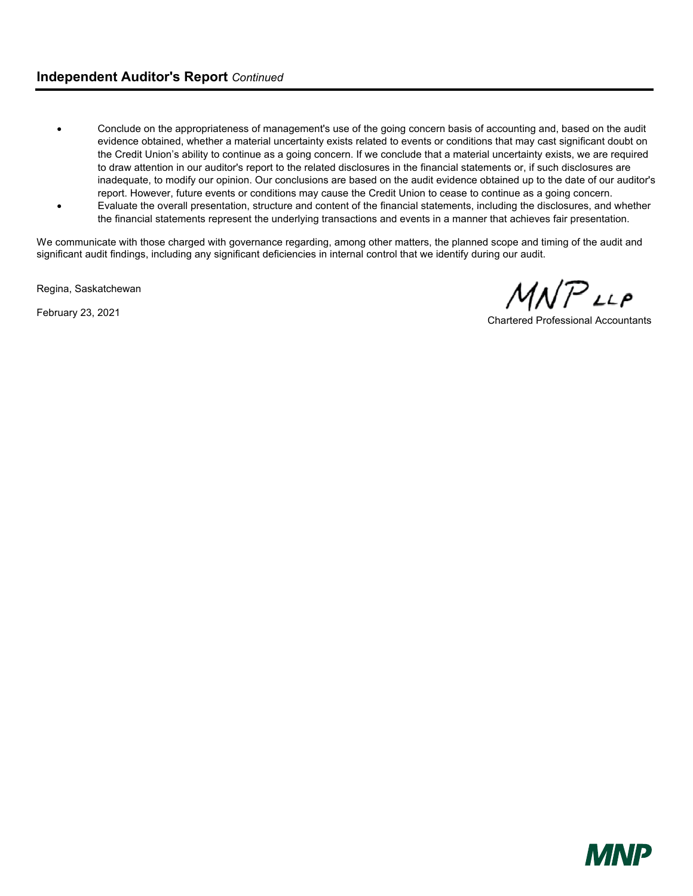## Independent Auditor's Report *Continued*

- Conclude on the appropriateness of management's use of the going concern basis of accounting and, based on the audit evidence obtained, whether a material uncertainty exists related to events or conditions that may cast significant doubt on the Credit Union's ability to continue as a going concern. If we conclude that a material uncertainty exists, we are required to draw attention in our auditor's report to the related disclosures in the financial statements or, if such disclosures are inadequate, to modify our opinion. Our conclusions are based on the audit evidence obtained up to the date of our auditor's report. However, future events or conditions may cause the Credit Union to cease to continue as a going concern.
- Evaluate the overall presentation, structure and content of the financial statements, including the disclosures, and whether the financial statements represent the underlying transactions and events in a manner that achieves fair presentation.

We communicate with those charged with governance regarding, among other matters, the planned scope and timing of the audit and significant audit findings, including any significant deficiencies in internal control that we identify during our audit.

Regina, Saskatchewan

February 23, 2021

MNP LLP

Chartered Professional Accountants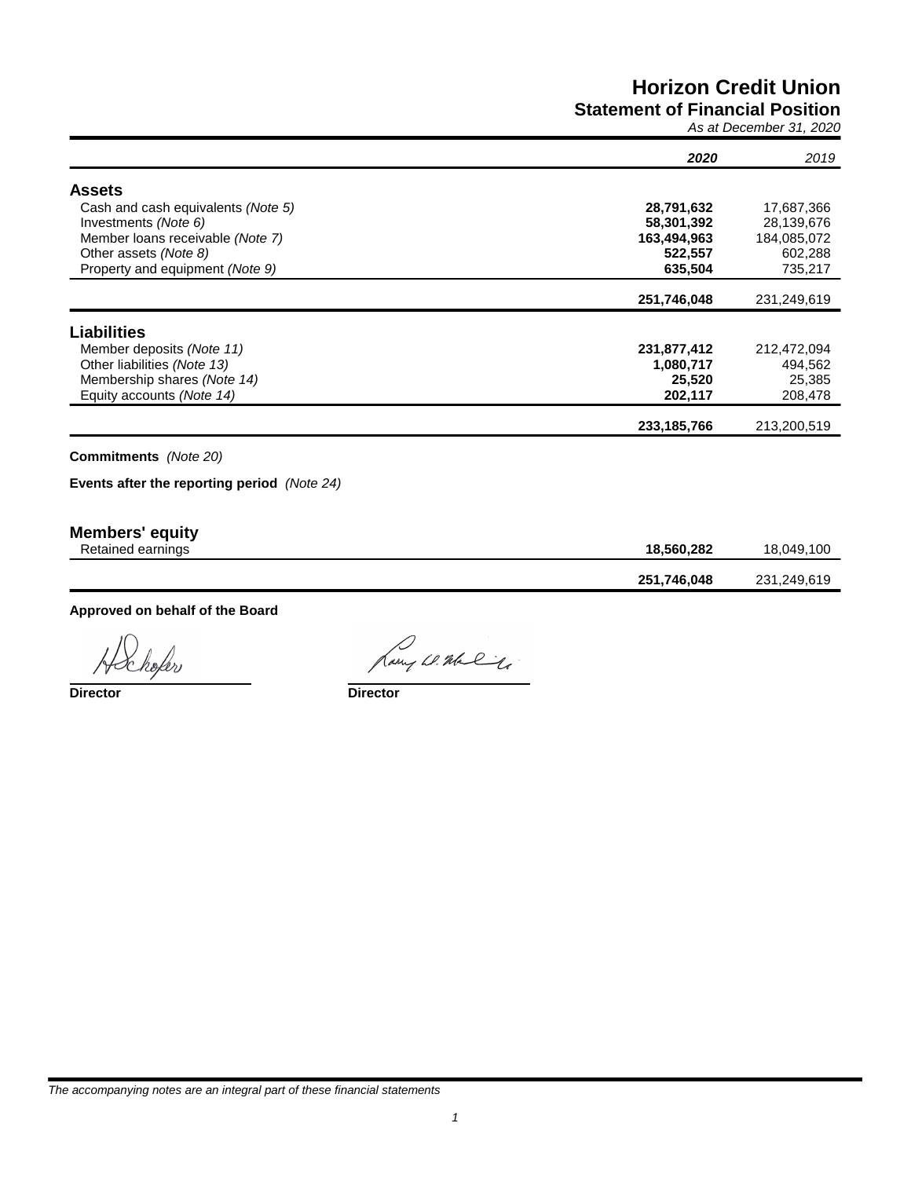# Horizon Credit Union

## Statement of Financial Position

*As at December 31, 2020*

| | **2020** | *2019* |
|---|---|---|
| **Assets** | | |
| Cash and cash equivalents *(Note 5)* | **28,791,632** | 17,687,366 |
| Investments *(Note 6)* | **58,301,392** | 28,139,676 |
| Member loans receivable *(Note 7)* | **163,494,963** | 184,085,072 |
| Other assets *(Note 8)* | **522,557** | 602,288 |
| Property and equipment *(Note 9)* | **635,504** | 735,217 |
| | **251,746,048** | 231,249,619 |
| **Liabilities** | | |
| Member deposits *(Note 11)* | **231,877,412** | 212,472,094 |
| Other liabilities *(Note 13)* | **1,080,717** | 494,562 |
| Membership shares *(Note 14)* | **25,520** | 25,385 |
| Equity accounts *(Note 14)* | **202,117** | 208,478 |
| | **233,185,766** | 213,200,519 |

**Commitments** *(Note 20)*

**Events after the reporting period** *(Note 24)*

| | | |
|---|---|---|
| **Members' equity** | | |
| Retained earnings | **18,560,282** | 18,049,100 |
| | **251,746,048** | 231,249,619 |

**Approved on behalf of the Board**

**Director** | **Director**

*The accompanying notes are an integral part of these financial statements*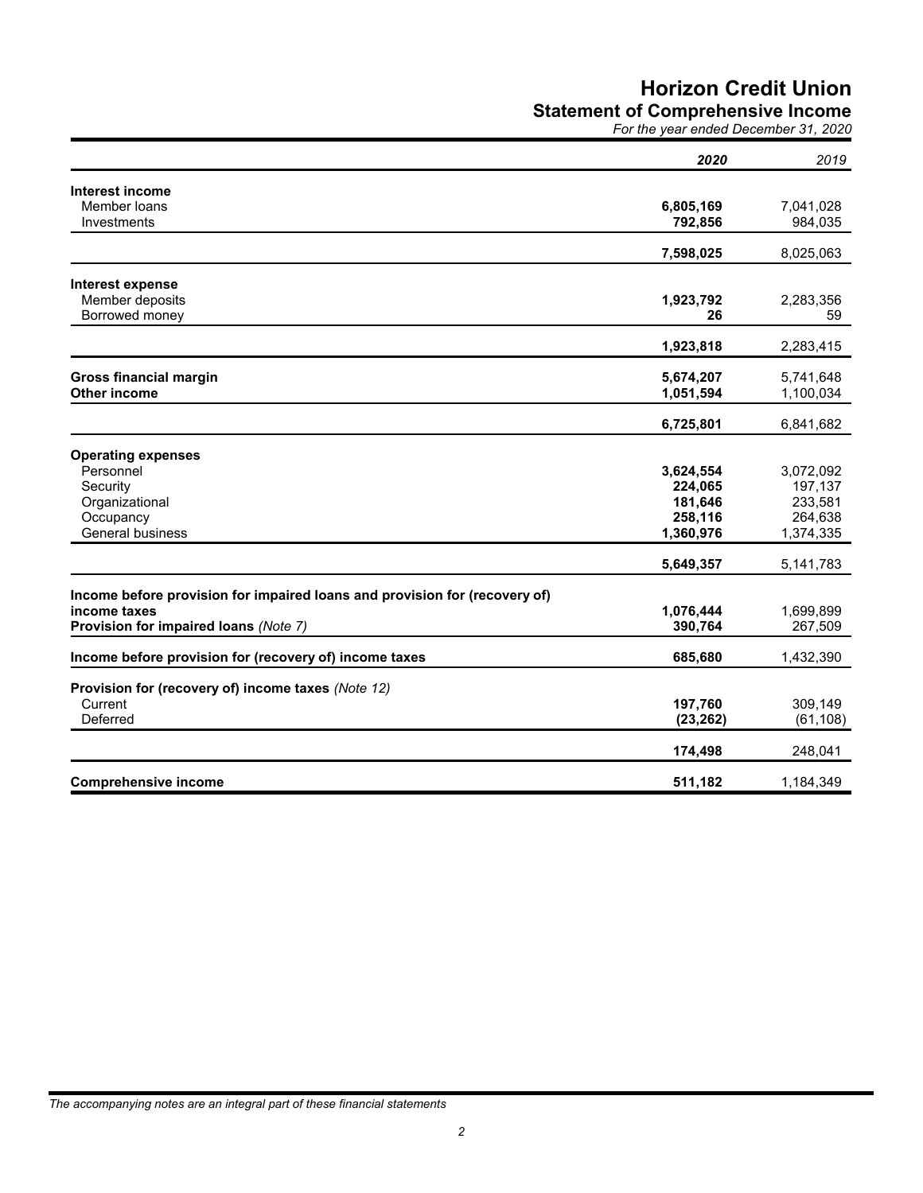# Horizon Credit Union

## Statement of Comprehensive Income

*For the year ended December 31, 2020*

| | **2020** | *2019* |
|---|---|---|
| **Interest income** | | |
| Member loans | **6,805,169** | 7,041,028 |
| Investments | **792,856** | 984,035 |
| | **7,598,025** | 8,025,063 |
| **Interest expense** | | |
| Member deposits | **1,923,792** | 2,283,356 |
| Borrowed money | **26** | 59 |
| | **1,923,818** | 2,283,415 |
| **Gross financial margin** | **5,674,207** | 5,741,648 |
| **Other income** | **1,051,594** | 1,100,034 |
| | **6,725,801** | 6,841,682 |
| **Operating expenses** | | |
| Personnel | **3,624,554** | 3,072,092 |
| Security | **224,065** | 197,137 |
| Organizational | **181,646** | 233,581 |
| Occupancy | **258,116** | 264,638 |
| General business | **1,360,976** | 1,374,335 |
| | **5,649,357** | 5,141,783 |
| **Income before provision for impaired loans and provision for (recovery of) income taxes** | **1,076,444** | 1,699,899 |
| **Provision for impaired loans** *(Note 7)* | **390,764** | 267,509 |
| **Income before provision for (recovery of) income taxes** | **685,680** | 1,432,390 |
| **Provision for (recovery of) income taxes** *(Note 12)* | | |
| Current | **197,760** | 309,149 |
| Deferred | **(23,262)** | (61,108) |
| | **174,498** | 248,041 |
| **Comprehensive income** | **511,182** | 1,184,349 |

*The accompanying notes are an integral part of these financial statements*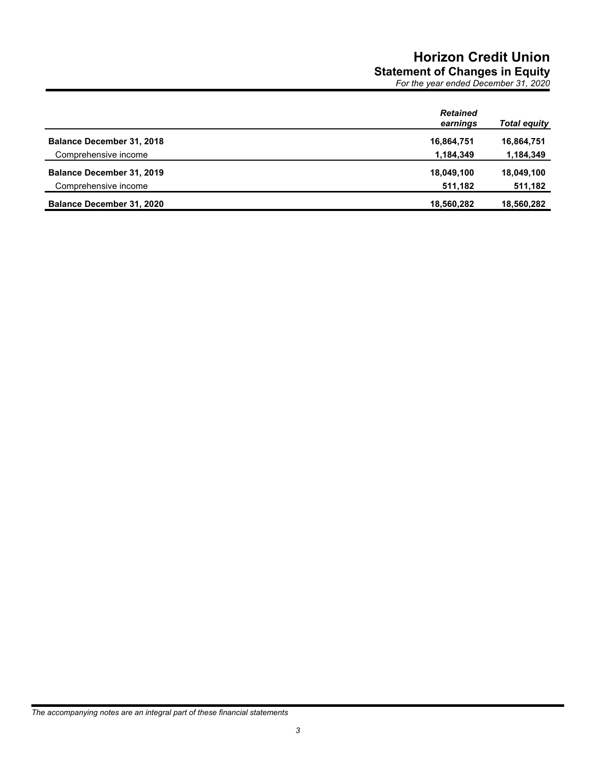# Horizon Credit Union

## Statement of Changes in Equity

*For the year ended December 31, 2020*

| | *Retained earnings* | *Total equity* |
|---|---|---|
| **Balance December 31, 2018** | **16,864,751** | **16,864,751** |
| Comprehensive income | **1,184,349** | **1,184,349** |
| **Balance December 31, 2019** | **18,049,100** | **18,049,100** |
| Comprehensive income | **511,182** | **511,182** |
| **Balance December 31, 2020** | **18,560,282** | **18,560,282** |

*The accompanying notes are an integral part of these financial statements*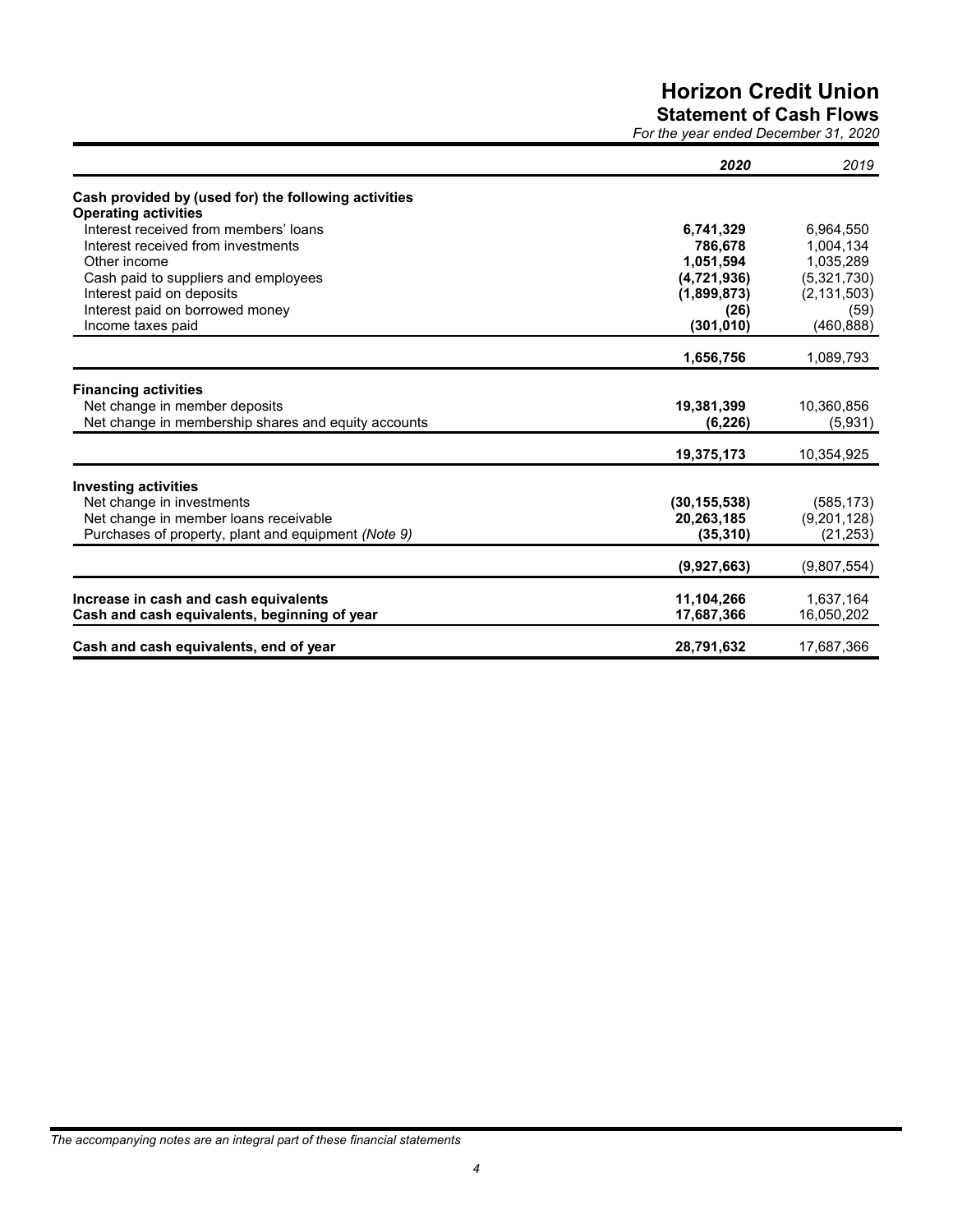# Horizon Credit Union

## Statement of Cash Flows

*For the year ended December 31, 2020*

| | *2020* | *2019* |
|---|---|---|
| **Cash provided by (used for) the following activities** | | |
| **Operating activities** | | |
| Interest received from members' loans | **6,741,329** | 6,964,550 |
| Interest received from investments | **786,678** | 1,004,134 |
| Other income | **1,051,594** | 1,035,289 |
| Cash paid to suppliers and employees | **(4,721,936)** | (5,321,730) |
| Interest paid on deposits | **(1,899,873)** | (2,131,503) |
| Interest paid on borrowed money | **(26)** | (59) |
| Income taxes paid | **(301,010)** | (460,888) |
| | **1,656,756** | 1,089,793 |
| **Financing activities** | | |
| Net change in member deposits | **19,381,399** | 10,360,856 |
| Net change in membership shares and equity accounts | **(6,226)** | (5,931) |
| | **19,375,173** | 10,354,925 |
| **Investing activities** | | |
| Net change in investments | **(30,155,538)** | (585,173) |
| Net change in member loans receivable | **20,263,185** | (9,201,128) |
| Purchases of property, plant and equipment *(Note 9)* | **(35,310)** | (21,253) |
| | **(9,927,663)** | (9,807,554) |
| **Increase in cash and cash equivalents** | **11,104,266** | 1,637,164 |
| **Cash and cash equivalents, beginning of year** | **17,687,366** | 16,050,202 |
| **Cash and cash equivalents, end of year** | **28,791,632** | 17,687,366 |

*The accompanying notes are an integral part of these financial statements*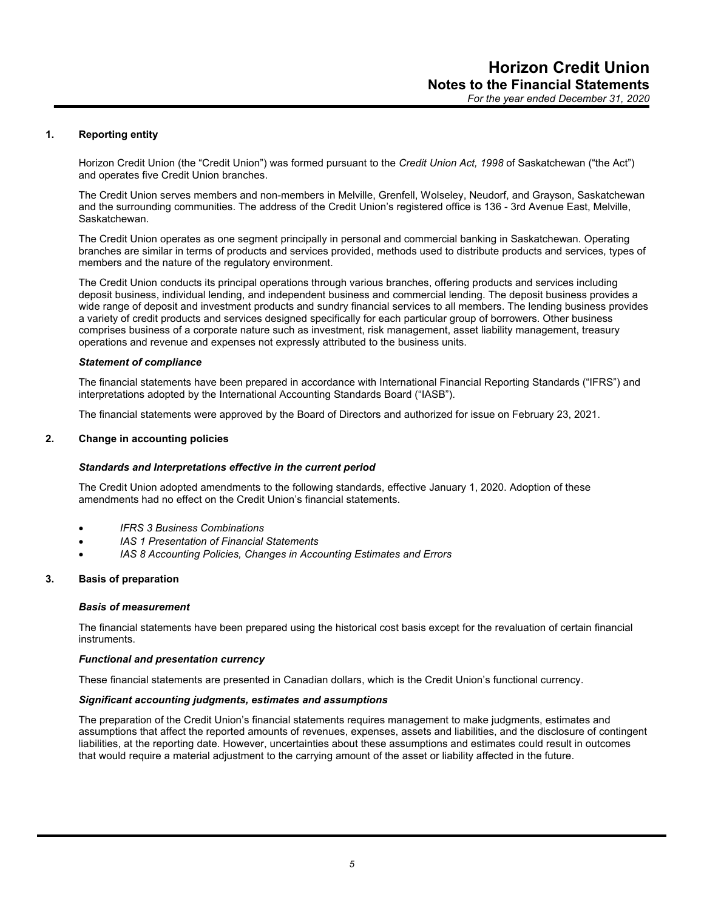# Horizon Credit Union
## Notes to the Financial Statements
*For the year ended December 31, 2020*

### 1. Reporting entity

Horizon Credit Union (the "Credit Union") was formed pursuant to the *Credit Union Act, 1998* of Saskatchewan ("the Act") and operates five Credit Union branches.

The Credit Union serves members and non-members in Melville, Grenfell, Wolseley, Neudorf, and Grayson, Saskatchewan and the surrounding communities. The address of the Credit Union's registered office is 136 - 3rd Avenue East, Melville, Saskatchewan.

The Credit Union operates as one segment principally in personal and commercial banking in Saskatchewan. Operating branches are similar in terms of products and services provided, methods used to distribute products and services, types of members and the nature of the regulatory environment.

The Credit Union conducts its principal operations through various branches, offering products and services including deposit business, individual lending, and independent business and commercial lending. The deposit business provides a wide range of deposit and investment products and sundry financial services to all members. The lending business provides a variety of credit products and services designed specifically for each particular group of borrowers. Other business comprises business of a corporate nature such as investment, risk management, asset liability management, treasury operations and revenue and expenses not expressly attributed to the business units.

#### *Statement of compliance*

The financial statements have been prepared in accordance with International Financial Reporting Standards ("IFRS") and interpretations adopted by the International Accounting Standards Board ("IASB").

The financial statements were approved by the Board of Directors and authorized for issue on February 23, 2021.

### 2. Change in accounting policies

#### *Standards and Interpretations effective in the current period*

The Credit Union adopted amendments to the following standards, effective January 1, 2020. Adoption of these amendments had no effect on the Credit Union's financial statements.

- *IFRS 3 Business Combinations*
- *IAS 1 Presentation of Financial Statements*
- *IAS 8 Accounting Policies, Changes in Accounting Estimates and Errors*

### 3. Basis of preparation

#### *Basis of measurement*

The financial statements have been prepared using the historical cost basis except for the revaluation of certain financial instruments.

#### *Functional and presentation currency*

These financial statements are presented in Canadian dollars, which is the Credit Union's functional currency.

#### *Significant accounting judgments, estimates and assumptions*

The preparation of the Credit Union's financial statements requires management to make judgments, estimates and assumptions that affect the reported amounts of revenues, expenses, assets and liabilities, and the disclosure of contingent liabilities, at the reporting date. However, uncertainties about these assumptions and estimates could result in outcomes that would require a material adjustment to the carrying amount of the asset or liability affected in the future.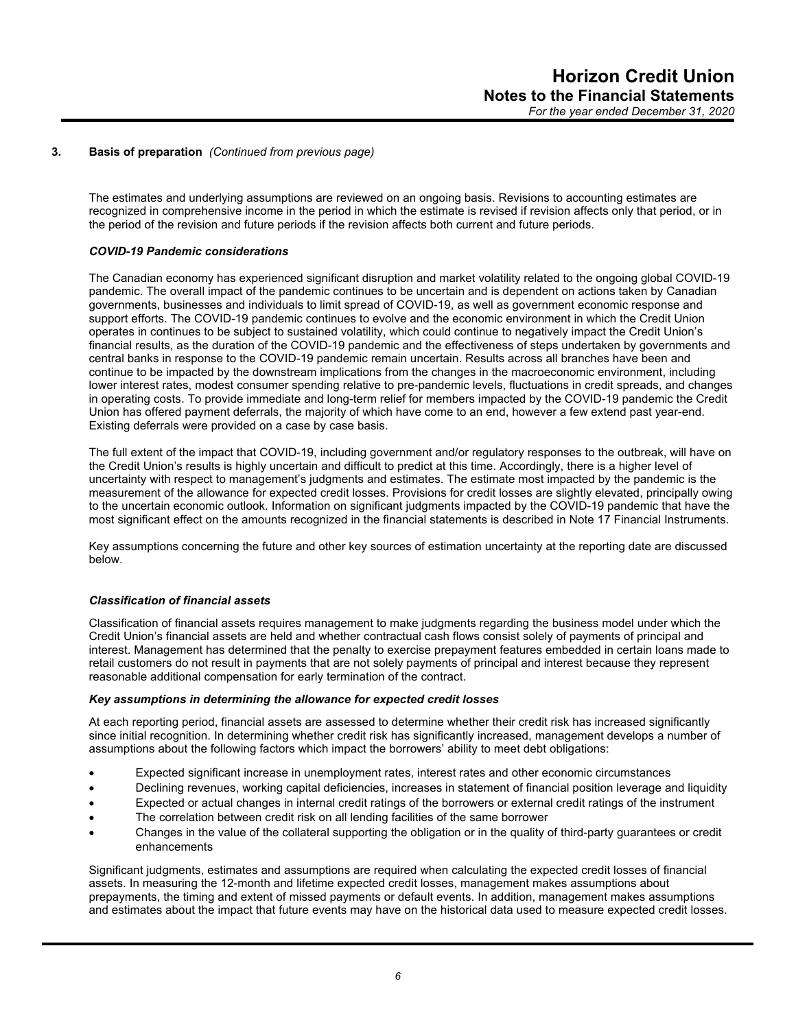## 3. Basis of preparation *(Continued from previous page)*

The estimates and underlying assumptions are reviewed on an ongoing basis. Revisions to accounting estimates are recognized in comprehensive income in the period in which the estimate is revised if revision affects only that period, or in the period of the revision and future periods if the revision affects both current and future periods.

### *COVID-19 Pandemic considerations*

The Canadian economy has experienced significant disruption and market volatility related to the ongoing global COVID-19 pandemic. The overall impact of the pandemic continues to be uncertain and is dependent on actions taken by Canadian governments, businesses and individuals to limit spread of COVID-19, as well as government economic response and support efforts. The COVID-19 pandemic continues to evolve and the economic environment in which the Credit Union operates in continues to be subject to sustained volatility, which could continue to negatively impact the Credit Union's financial results, as the duration of the COVID-19 pandemic and the effectiveness of steps undertaken by governments and central banks in response to the COVID-19 pandemic remain uncertain. Results across all branches have been and continue to be impacted by the downstream implications from the changes in the macroeconomic environment, including lower interest rates, modest consumer spending relative to pre-pandemic levels, fluctuations in credit spreads, and changes in operating costs. To provide immediate and long-term relief for members impacted by the COVID-19 pandemic the Credit Union has offered payment deferrals, the majority of which have come to an end, however a few extend past year-end. Existing deferrals were provided on a case by case basis.

The full extent of the impact that COVID-19, including government and/or regulatory responses to the outbreak, will have on the Credit Union's results is highly uncertain and difficult to predict at this time. Accordingly, there is a higher level of uncertainty with respect to management's judgments and estimates. The estimate most impacted by the pandemic is the measurement of the allowance for expected credit losses. Provisions for credit losses are slightly elevated, principally owing to the uncertain economic outlook. Information on significant judgments impacted by the COVID-19 pandemic that have the most significant effect on the amounts recognized in the financial statements is described in Note 17 Financial Instruments.

Key assumptions concerning the future and other key sources of estimation uncertainty at the reporting date are discussed below.

### *Classification of financial assets*

Classification of financial assets requires management to make judgments regarding the business model under which the Credit Union's financial assets are held and whether contractual cash flows consist solely of payments of principal and interest. Management has determined that the penalty to exercise prepayment features embedded in certain loans made to retail customers do not result in payments that are not solely payments of principal and interest because they represent reasonable additional compensation for early termination of the contract.

### *Key assumptions in determining the allowance for expected credit losses*

At each reporting period, financial assets are assessed to determine whether their credit risk has increased significantly since initial recognition. In determining whether credit risk has significantly increased, management develops a number of assumptions about the following factors which impact the borrowers' ability to meet debt obligations:

- Expected significant increase in unemployment rates, interest rates and other economic circumstances
- Declining revenues, working capital deficiencies, increases in statement of financial position leverage and liquidity
- Expected or actual changes in internal credit ratings of the borrowers or external credit ratings of the instrument
- The correlation between credit risk on all lending facilities of the same borrower
- Changes in the value of the collateral supporting the obligation or in the quality of third-party guarantees or credit enhancements

Significant judgments, estimates and assumptions are required when calculating the expected credit losses of financial assets. In measuring the 12-month and lifetime expected credit losses, management makes assumptions about prepayments, the timing and extent of missed payments or default events. In addition, management makes assumptions and estimates about the impact that future events may have on the historical data used to measure expected credit losses.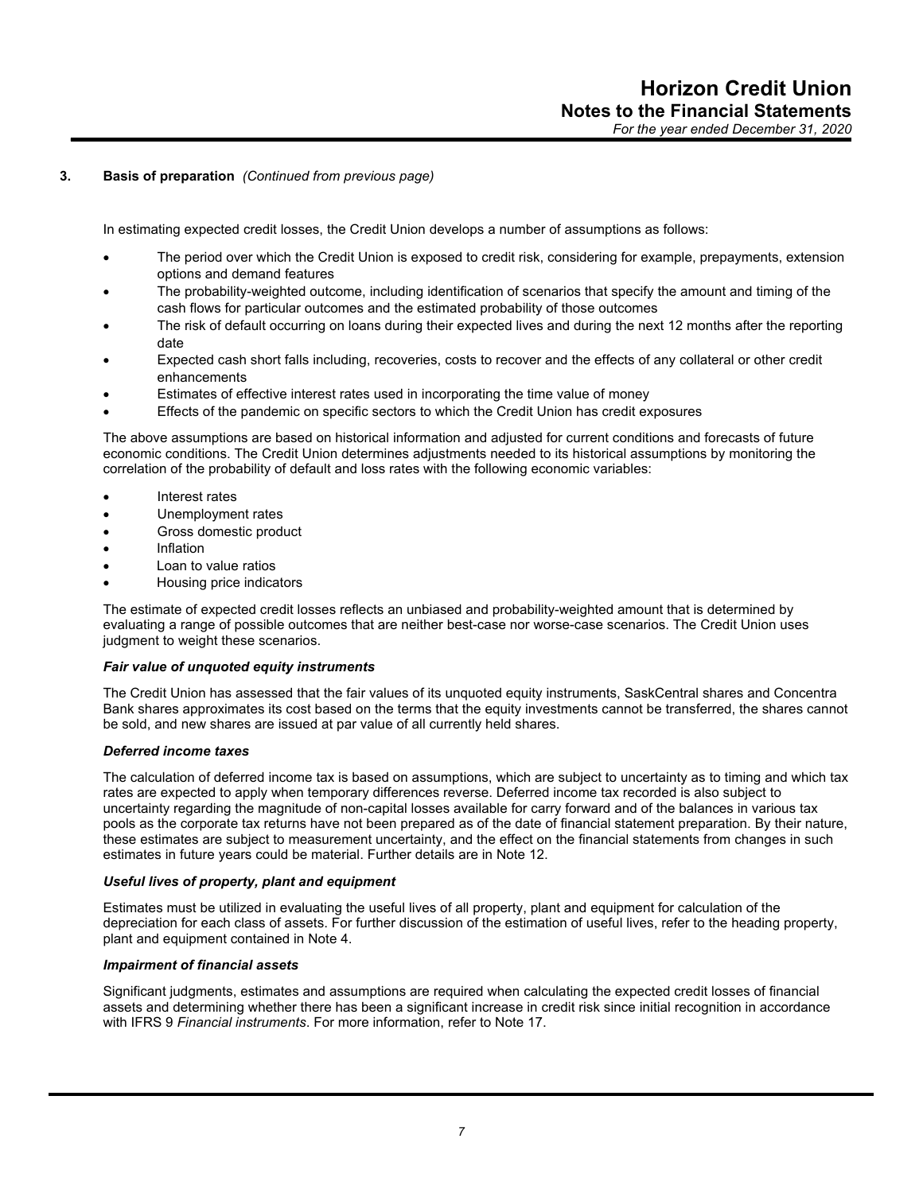## 3. Basis of preparation *(Continued from previous page)*

In estimating expected credit losses, the Credit Union develops a number of assumptions as follows:

- The period over which the Credit Union is exposed to credit risk, considering for example, prepayments, extension options and demand features
- The probability-weighted outcome, including identification of scenarios that specify the amount and timing of the cash flows for particular outcomes and the estimated probability of those outcomes
- The risk of default occurring on loans during their expected lives and during the next 12 months after the reporting date
- Expected cash short falls including, recoveries, costs to recover and the effects of any collateral or other credit enhancements
- Estimates of effective interest rates used in incorporating the time value of money
- Effects of the pandemic on specific sectors to which the Credit Union has credit exposures

The above assumptions are based on historical information and adjusted for current conditions and forecasts of future economic conditions. The Credit Union determines adjustments needed to its historical assumptions by monitoring the correlation of the probability of default and loss rates with the following economic variables:

- Interest rates
- Unemployment rates
- Gross domestic product
- Inflation
- Loan to value ratios
- Housing price indicators

The estimate of expected credit losses reflects an unbiased and probability-weighted amount that is determined by evaluating a range of possible outcomes that are neither best-case nor worse-case scenarios. The Credit Union uses judgment to weight these scenarios.

***Fair value of unquoted equity instruments***

The Credit Union has assessed that the fair values of its unquoted equity instruments, SaskCentral shares and Concentra Bank shares approximates its cost based on the terms that the equity investments cannot be transferred, the shares cannot be sold, and new shares are issued at par value of all currently held shares.

***Deferred income taxes***

The calculation of deferred income tax is based on assumptions, which are subject to uncertainty as to timing and which tax rates are expected to apply when temporary differences reverse. Deferred income tax recorded is also subject to uncertainty regarding the magnitude of non-capital losses available for carry forward and of the balances in various tax pools as the corporate tax returns have not been prepared as of the date of financial statement preparation. By their nature, these estimates are subject to measurement uncertainty, and the effect on the financial statements from changes in such estimates in future years could be material. Further details are in Note 12.

***Useful lives of property, plant and equipment***

Estimates must be utilized in evaluating the useful lives of all property, plant and equipment for calculation of the depreciation for each class of assets. For further discussion of the estimation of useful lives, refer to the heading property, plant and equipment contained in Note 4.

***Impairment of financial assets***

Significant judgments, estimates and assumptions are required when calculating the expected credit losses of financial assets and determining whether there has been a significant increase in credit risk since initial recognition in accordance with IFRS 9 *Financial instruments*. For more information, refer to Note 17.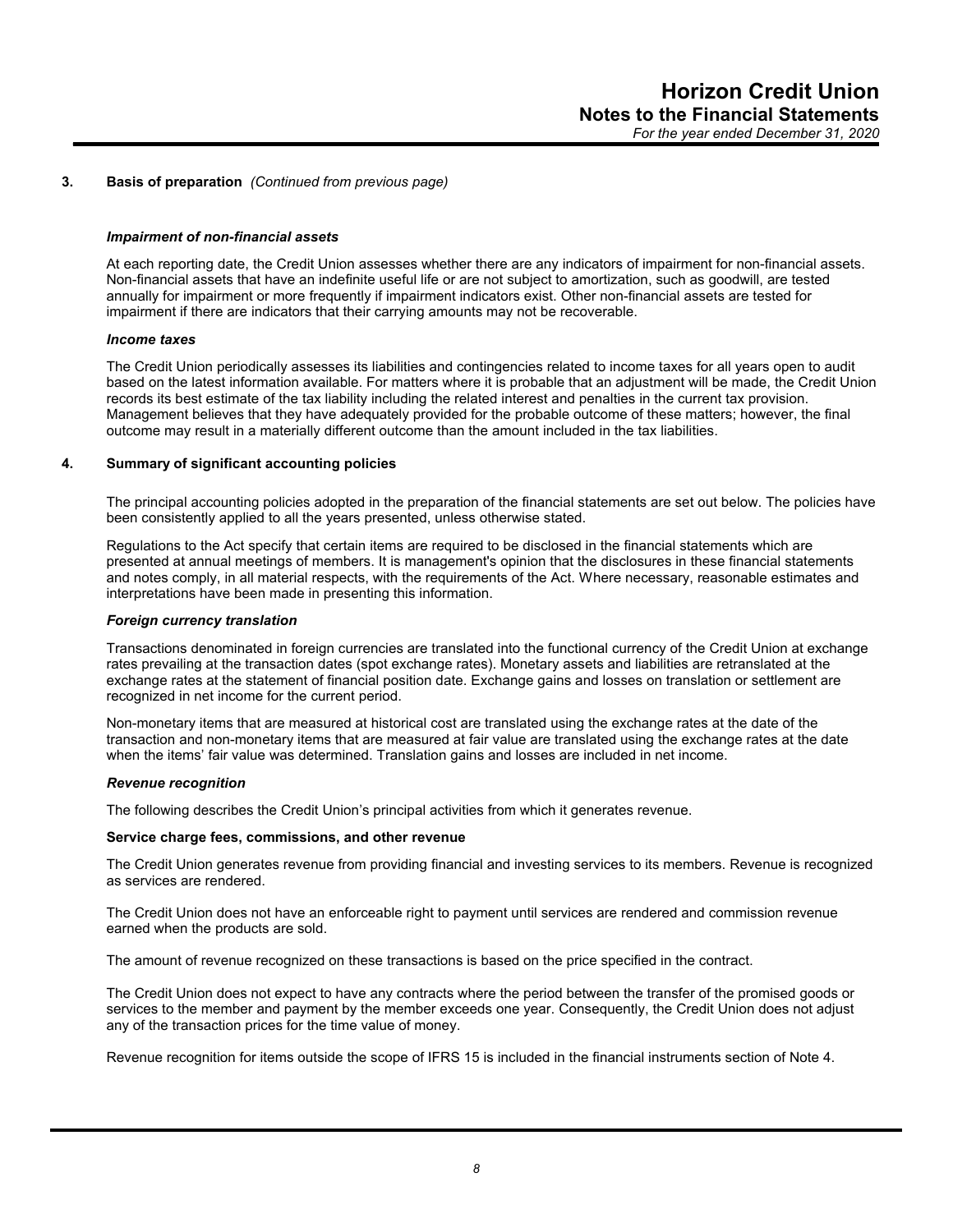## 3. Basis of preparation *(Continued from previous page)*

### *Impairment of non-financial assets*

At each reporting date, the Credit Union assesses whether there are any indicators of impairment for non-financial assets. Non-financial assets that have an indefinite useful life or are not subject to amortization, such as goodwill, are tested annually for impairment or more frequently if impairment indicators exist. Other non-financial assets are tested for impairment if there are indicators that their carrying amounts may not be recoverable.

### *Income taxes*

The Credit Union periodically assesses its liabilities and contingencies related to income taxes for all years open to audit based on the latest information available. For matters where it is probable that an adjustment will be made, the Credit Union records its best estimate of the tax liability including the related interest and penalties in the current tax provision. Management believes that they have adequately provided for the probable outcome of these matters; however, the final outcome may result in a materially different outcome than the amount included in the tax liabilities.

## 4. Summary of significant accounting policies

The principal accounting policies adopted in the preparation of the financial statements are set out below. The policies have been consistently applied to all the years presented, unless otherwise stated.

Regulations to the Act specify that certain items are required to be disclosed in the financial statements which are presented at annual meetings of members. It is management's opinion that the disclosures in these financial statements and notes comply, in all material respects, with the requirements of the Act. Where necessary, reasonable estimates and interpretations have been made in presenting this information.

### *Foreign currency translation*

Transactions denominated in foreign currencies are translated into the functional currency of the Credit Union at exchange rates prevailing at the transaction dates (spot exchange rates). Monetary assets and liabilities are retranslated at the exchange rates at the statement of financial position date. Exchange gains and losses on translation or settlement are recognized in net income for the current period.

Non-monetary items that are measured at historical cost are translated using the exchange rates at the date of the transaction and non-monetary items that are measured at fair value are translated using the exchange rates at the date when the items' fair value was determined. Translation gains and losses are included in net income.

### *Revenue recognition*

The following describes the Credit Union's principal activities from which it generates revenue.

**Service charge fees, commissions, and other revenue**

The Credit Union generates revenue from providing financial and investing services to its members. Revenue is recognized as services are rendered.

The Credit Union does not have an enforceable right to payment until services are rendered and commission revenue earned when the products are sold.

The amount of revenue recognized on these transactions is based on the price specified in the contract.

The Credit Union does not expect to have any contracts where the period between the transfer of the promised goods or services to the member and payment by the member exceeds one year. Consequently, the Credit Union does not adjust any of the transaction prices for the time value of money.

Revenue recognition for items outside the scope of IFRS 15 is included in the financial instruments section of Note 4.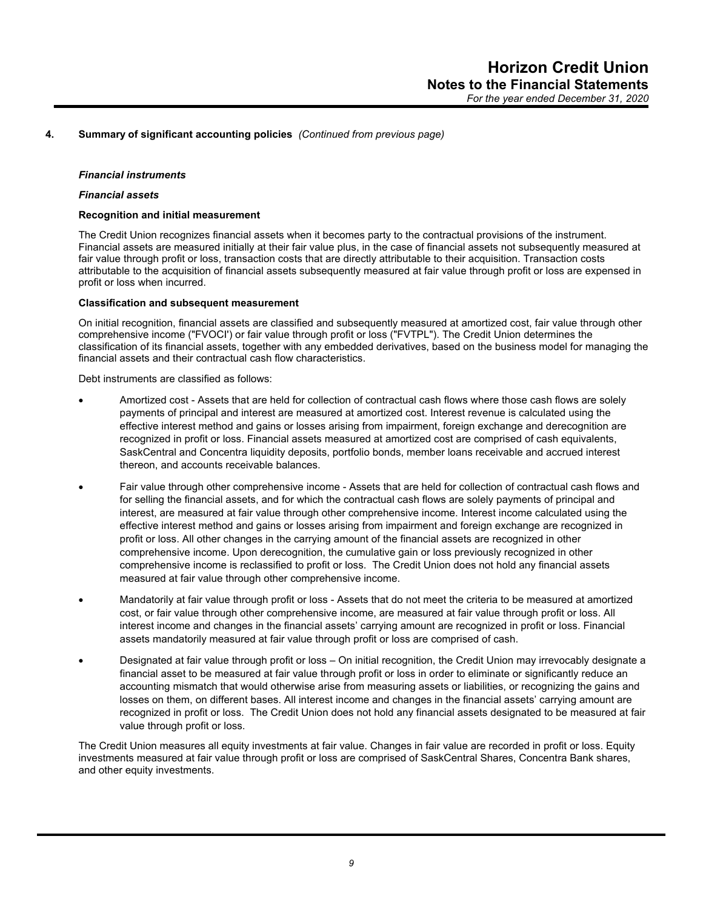## 4. Summary of significant accounting policies *(Continued from previous page)*

### *Financial instruments*

### *Financial assets*

**Recognition and initial measurement**

The Credit Union recognizes financial assets when it becomes party to the contractual provisions of the instrument. Financial assets are measured initially at their fair value plus, in the case of financial assets not subsequently measured at fair value through profit or loss, transaction costs that are directly attributable to their acquisition. Transaction costs attributable to the acquisition of financial assets subsequently measured at fair value through profit or loss are expensed in profit or loss when incurred.

**Classification and subsequent measurement**

On initial recognition, financial assets are classified and subsequently measured at amortized cost, fair value through other comprehensive income ("FVOCI') or fair value through profit or loss ("FVTPL"). The Credit Union determines the classification of its financial assets, together with any embedded derivatives, based on the business model for managing the financial assets and their contractual cash flow characteristics.

Debt instruments are classified as follows:

- Amortized cost - Assets that are held for collection of contractual cash flows where those cash flows are solely payments of principal and interest are measured at amortized cost. Interest revenue is calculated using the effective interest method and gains or losses arising from impairment, foreign exchange and derecognition are recognized in profit or loss. Financial assets measured at amortized cost are comprised of cash equivalents, SaskCentral and Concentra liquidity deposits, portfolio bonds, member loans receivable and accrued interest thereon, and accounts receivable balances.
- Fair value through other comprehensive income - Assets that are held for collection of contractual cash flows and for selling the financial assets, and for which the contractual cash flows are solely payments of principal and interest, are measured at fair value through other comprehensive income. Interest income calculated using the effective interest method and gains or losses arising from impairment and foreign exchange are recognized in profit or loss. All other changes in the carrying amount of the financial assets are recognized in other comprehensive income. Upon derecognition, the cumulative gain or loss previously recognized in other comprehensive income is reclassified to profit or loss. The Credit Union does not hold any financial assets measured at fair value through other comprehensive income.
- Mandatorily at fair value through profit or loss - Assets that do not meet the criteria to be measured at amortized cost, or fair value through other comprehensive income, are measured at fair value through profit or loss. All interest income and changes in the financial assets' carrying amount are recognized in profit or loss. Financial assets mandatorily measured at fair value through profit or loss are comprised of cash.
- Designated at fair value through profit or loss – On initial recognition, the Credit Union may irrevocably designate a financial asset to be measured at fair value through profit or loss in order to eliminate or significantly reduce an accounting mismatch that would otherwise arise from measuring assets or liabilities, or recognizing the gains and losses on them, on different bases. All interest income and changes in the financial assets' carrying amount are recognized in profit or loss. The Credit Union does not hold any financial assets designated to be measured at fair value through profit or loss.

The Credit Union measures all equity investments at fair value. Changes in fair value are recorded in profit or loss. Equity investments measured at fair value through profit or loss are comprised of SaskCentral Shares, Concentra Bank shares, and other equity investments.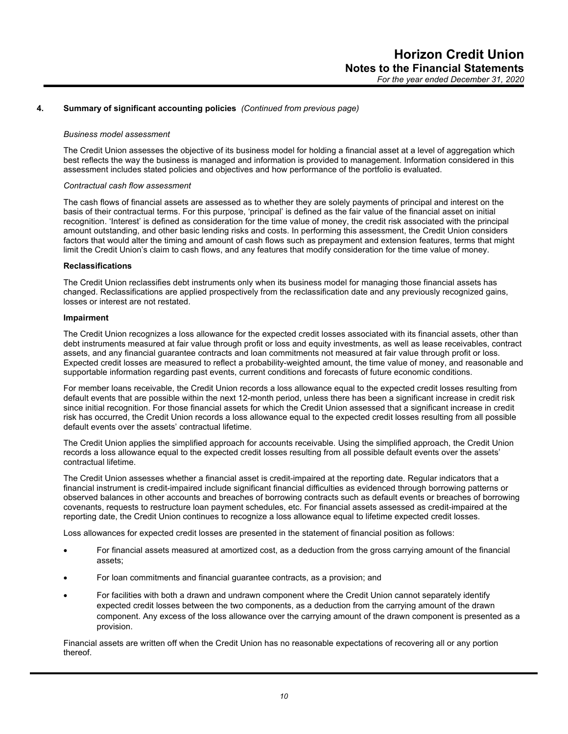## 4. Summary of significant accounting policies *(Continued from previous page)*

*Business model assessment*

The Credit Union assesses the objective of its business model for holding a financial asset at a level of aggregation which best reflects the way the business is managed and information is provided to management. Information considered in this assessment includes stated policies and objectives and how performance of the portfolio is evaluated.

*Contractual cash flow assessment*

The cash flows of financial assets are assessed as to whether they are solely payments of principal and interest on the basis of their contractual terms. For this purpose, 'principal' is defined as the fair value of the financial asset on initial recognition. 'Interest' is defined as consideration for the time value of money, the credit risk associated with the principal amount outstanding, and other basic lending risks and costs. In performing this assessment, the Credit Union considers factors that would alter the timing and amount of cash flows such as prepayment and extension features, terms that might limit the Credit Union's claim to cash flows, and any features that modify consideration for the time value of money.

**Reclassifications**

The Credit Union reclassifies debt instruments only when its business model for managing those financial assets has changed. Reclassifications are applied prospectively from the reclassification date and any previously recognized gains, losses or interest are not restated.

**Impairment**

The Credit Union recognizes a loss allowance for the expected credit losses associated with its financial assets, other than debt instruments measured at fair value through profit or loss and equity investments, as well as lease receivables, contract assets, and any financial guarantee contracts and loan commitments not measured at fair value through profit or loss. Expected credit losses are measured to reflect a probability-weighted amount, the time value of money, and reasonable and supportable information regarding past events, current conditions and forecasts of future economic conditions.

For member loans receivable, the Credit Union records a loss allowance equal to the expected credit losses resulting from default events that are possible within the next 12-month period, unless there has been a significant increase in credit risk since initial recognition. For those financial assets for which the Credit Union assessed that a significant increase in credit risk has occurred, the Credit Union records a loss allowance equal to the expected credit losses resulting from all possible default events over the assets' contractual lifetime.

The Credit Union applies the simplified approach for accounts receivable. Using the simplified approach, the Credit Union records a loss allowance equal to the expected credit losses resulting from all possible default events over the assets' contractual lifetime.

The Credit Union assesses whether a financial asset is credit-impaired at the reporting date. Regular indicators that a financial instrument is credit-impaired include significant financial difficulties as evidenced through borrowing patterns or observed balances in other accounts and breaches of borrowing contracts such as default events or breaches of borrowing covenants, requests to restructure loan payment schedules, etc. For financial assets assessed as credit-impaired at the reporting date, the Credit Union continues to recognize a loss allowance equal to lifetime expected credit losses.

Loss allowances for expected credit losses are presented in the statement of financial position as follows:

- For financial assets measured at amortized cost, as a deduction from the gross carrying amount of the financial assets;
- For loan commitments and financial guarantee contracts, as a provision; and
- For facilities with both a drawn and undrawn component where the Credit Union cannot separately identify expected credit losses between the two components, as a deduction from the carrying amount of the drawn component. Any excess of the loss allowance over the carrying amount of the drawn component is presented as a provision.

Financial assets are written off when the Credit Union has no reasonable expectations of recovering all or any portion thereof.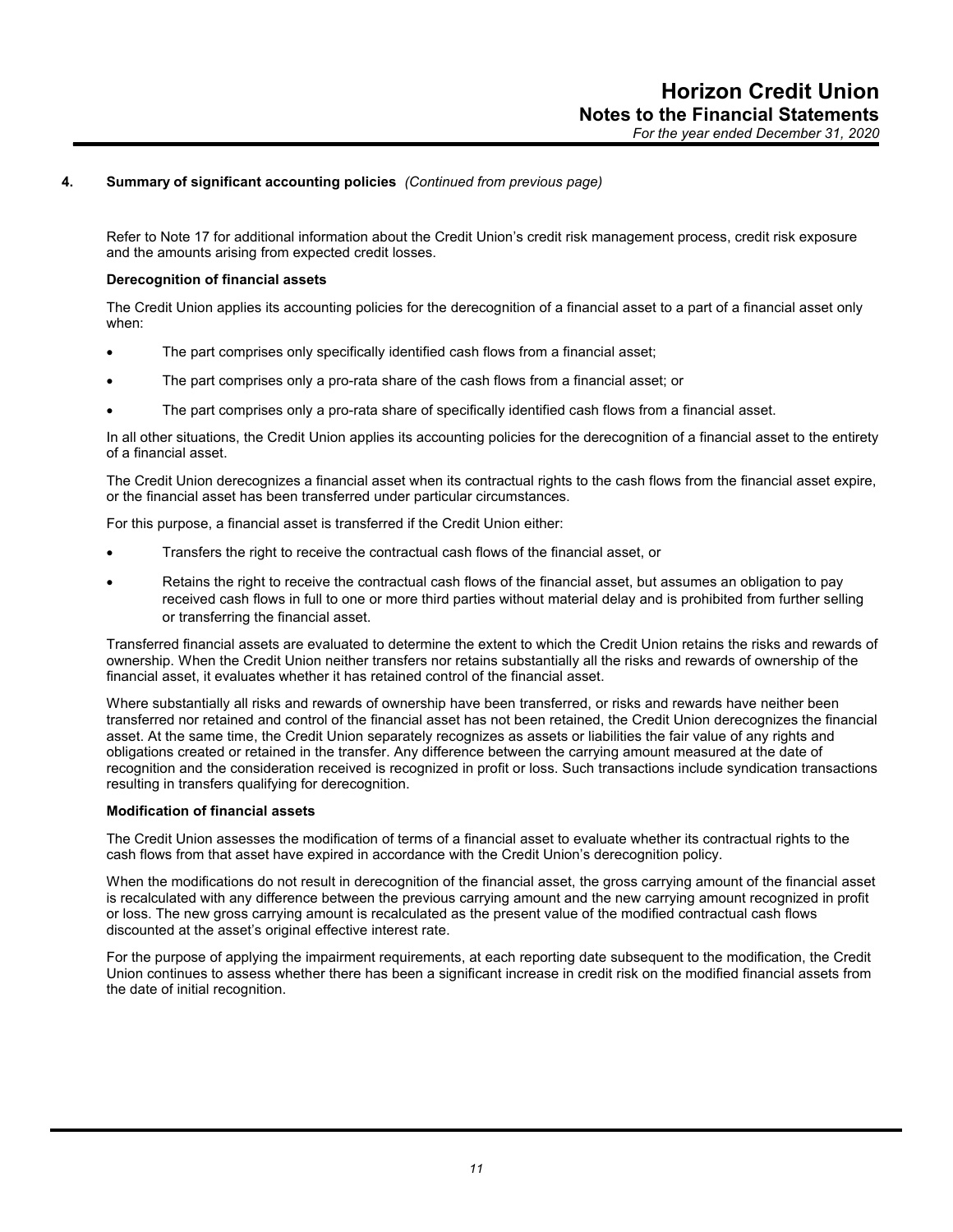## 4. Summary of significant accounting policies *(Continued from previous page)*

Refer to Note 17 for additional information about the Credit Union's credit risk management process, credit risk exposure and the amounts arising from expected credit losses.

**Derecognition of financial assets**

The Credit Union applies its accounting policies for the derecognition of a financial asset to a part of a financial asset only when:

- The part comprises only specifically identified cash flows from a financial asset;
- The part comprises only a pro-rata share of the cash flows from a financial asset; or
- The part comprises only a pro-rata share of specifically identified cash flows from a financial asset.

In all other situations, the Credit Union applies its accounting policies for the derecognition of a financial asset to the entirety of a financial asset.

The Credit Union derecognizes a financial asset when its contractual rights to the cash flows from the financial asset expire, or the financial asset has been transferred under particular circumstances.

For this purpose, a financial asset is transferred if the Credit Union either:

- Transfers the right to receive the contractual cash flows of the financial asset, or
- Retains the right to receive the contractual cash flows of the financial asset, but assumes an obligation to pay received cash flows in full to one or more third parties without material delay and is prohibited from further selling or transferring the financial asset.

Transferred financial assets are evaluated to determine the extent to which the Credit Union retains the risks and rewards of ownership. When the Credit Union neither transfers nor retains substantially all the risks and rewards of ownership of the financial asset, it evaluates whether it has retained control of the financial asset.

Where substantially all risks and rewards of ownership have been transferred, or risks and rewards have neither been transferred nor retained and control of the financial asset has not been retained, the Credit Union derecognizes the financial asset. At the same time, the Credit Union separately recognizes as assets or liabilities the fair value of any rights and obligations created or retained in the transfer. Any difference between the carrying amount measured at the date of recognition and the consideration received is recognized in profit or loss. Such transactions include syndication transactions resulting in transfers qualifying for derecognition.

**Modification of financial assets**

The Credit Union assesses the modification of terms of a financial asset to evaluate whether its contractual rights to the cash flows from that asset have expired in accordance with the Credit Union's derecognition policy.

When the modifications do not result in derecognition of the financial asset, the gross carrying amount of the financial asset is recalculated with any difference between the previous carrying amount and the new carrying amount recognized in profit or loss. The new gross carrying amount is recalculated as the present value of the modified contractual cash flows discounted at the asset's original effective interest rate.

For the purpose of applying the impairment requirements, at each reporting date subsequent to the modification, the Credit Union continues to assess whether there has been a significant increase in credit risk on the modified financial assets from the date of initial recognition.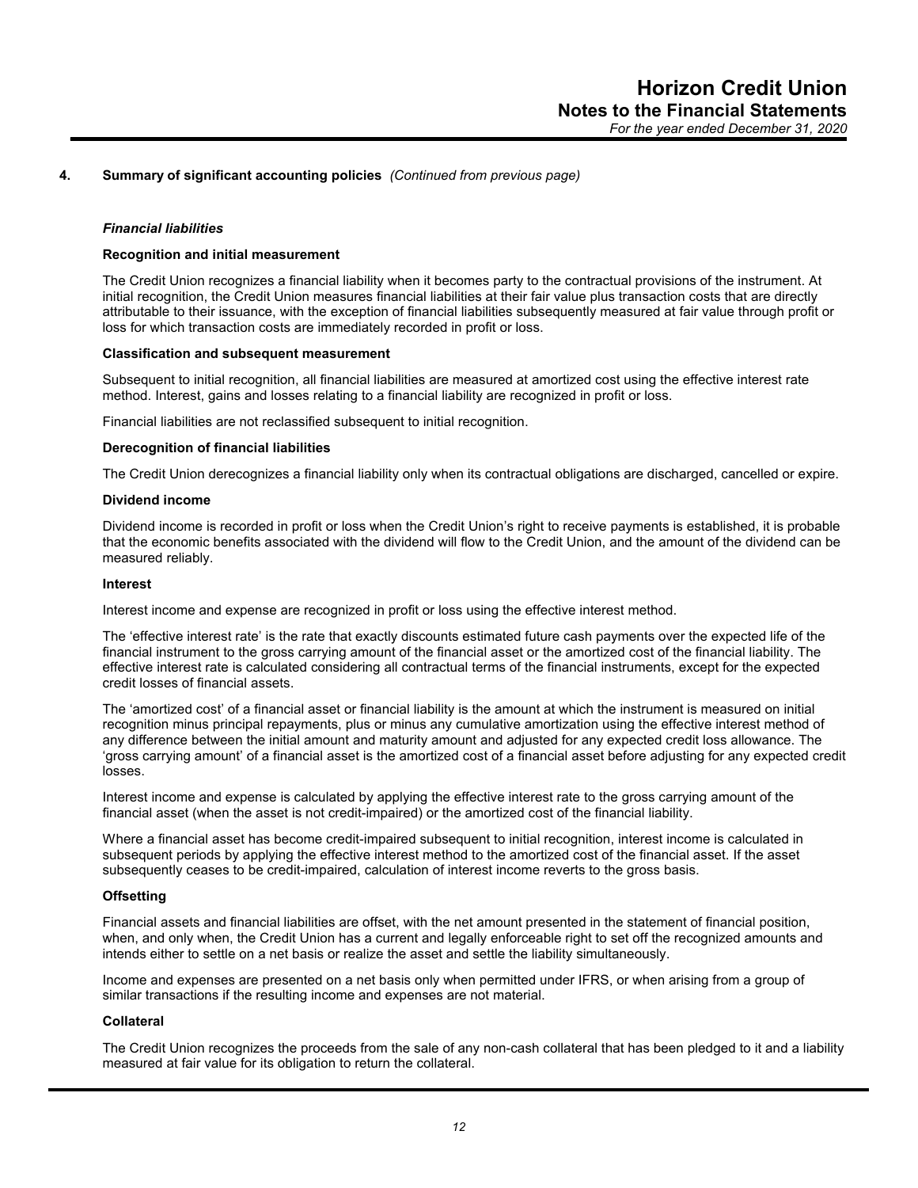## 4. Summary of significant accounting policies *(Continued from previous page)*

### *Financial liabilities*

**Recognition and initial measurement**

The Credit Union recognizes a financial liability when it becomes party to the contractual provisions of the instrument. At initial recognition, the Credit Union measures financial liabilities at their fair value plus transaction costs that are directly attributable to their issuance, with the exception of financial liabilities subsequently measured at fair value through profit or loss for which transaction costs are immediately recorded in profit or loss.

**Classification and subsequent measurement**

Subsequent to initial recognition, all financial liabilities are measured at amortized cost using the effective interest rate method. Interest, gains and losses relating to a financial liability are recognized in profit or loss.

Financial liabilities are not reclassified subsequent to initial recognition.

**Derecognition of financial liabilities**

The Credit Union derecognizes a financial liability only when its contractual obligations are discharged, cancelled or expire.

**Dividend income**

Dividend income is recorded in profit or loss when the Credit Union's right to receive payments is established, it is probable that the economic benefits associated with the dividend will flow to the Credit Union, and the amount of the dividend can be measured reliably.

**Interest**

Interest income and expense are recognized in profit or loss using the effective interest method.

The 'effective interest rate' is the rate that exactly discounts estimated future cash payments over the expected life of the financial instrument to the gross carrying amount of the financial asset or the amortized cost of the financial liability. The effective interest rate is calculated considering all contractual terms of the financial instruments, except for the expected credit losses of financial assets.

The 'amortized cost' of a financial asset or financial liability is the amount at which the instrument is measured on initial recognition minus principal repayments, plus or minus any cumulative amortization using the effective interest method of any difference between the initial amount and maturity amount and adjusted for any expected credit loss allowance. The 'gross carrying amount' of a financial asset is the amortized cost of a financial asset before adjusting for any expected credit losses.

Interest income and expense is calculated by applying the effective interest rate to the gross carrying amount of the financial asset (when the asset is not credit-impaired) or the amortized cost of the financial liability.

Where a financial asset has become credit-impaired subsequent to initial recognition, interest income is calculated in subsequent periods by applying the effective interest method to the amortized cost of the financial asset. If the asset subsequently ceases to be credit-impaired, calculation of interest income reverts to the gross basis.

**Offsetting**

Financial assets and financial liabilities are offset, with the net amount presented in the statement of financial position, when, and only when, the Credit Union has a current and legally enforceable right to set off the recognized amounts and intends either to settle on a net basis or realize the asset and settle the liability simultaneously.

Income and expenses are presented on a net basis only when permitted under IFRS, or when arising from a group of similar transactions if the resulting income and expenses are not material.

**Collateral**

The Credit Union recognizes the proceeds from the sale of any non-cash collateral that has been pledged to it and a liability measured at fair value for its obligation to return the collateral.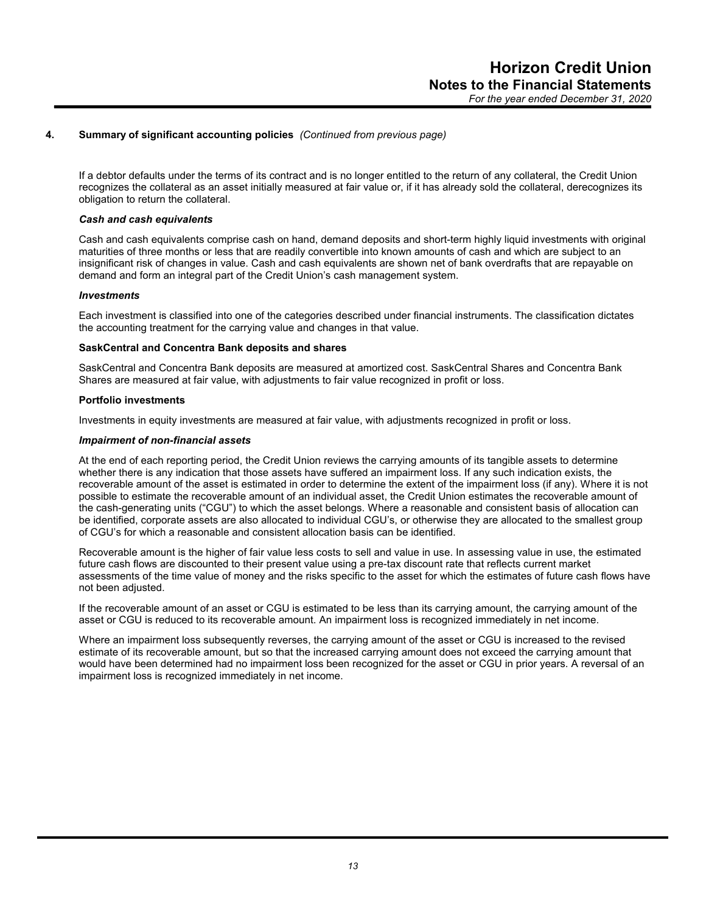## 4. Summary of significant accounting policies *(Continued from previous page)*

If a debtor defaults under the terms of its contract and is no longer entitled to the return of any collateral, the Credit Union recognizes the collateral as an asset initially measured at fair value or, if it has already sold the collateral, derecognizes its obligation to return the collateral.

***Cash and cash equivalents***

Cash and cash equivalents comprise cash on hand, demand deposits and short-term highly liquid investments with original maturities of three months or less that are readily convertible into known amounts of cash and which are subject to an insignificant risk of changes in value. Cash and cash equivalents are shown net of bank overdrafts that are repayable on demand and form an integral part of the Credit Union's cash management system.

***Investments***

Each investment is classified into one of the categories described under financial instruments. The classification dictates the accounting treatment for the carrying value and changes in that value.

**SaskCentral and Concentra Bank deposits and shares**

SaskCentral and Concentra Bank deposits are measured at amortized cost. SaskCentral Shares and Concentra Bank Shares are measured at fair value, with adjustments to fair value recognized in profit or loss.

**Portfolio investments**

Investments in equity investments are measured at fair value, with adjustments recognized in profit or loss.

***Impairment of non-financial assets***

At the end of each reporting period, the Credit Union reviews the carrying amounts of its tangible assets to determine whether there is any indication that those assets have suffered an impairment loss. If any such indication exists, the recoverable amount of the asset is estimated in order to determine the extent of the impairment loss (if any). Where it is not possible to estimate the recoverable amount of an individual asset, the Credit Union estimates the recoverable amount of the cash-generating units ("CGU") to which the asset belongs. Where a reasonable and consistent basis of allocation can be identified, corporate assets are also allocated to individual CGU's, or otherwise they are allocated to the smallest group of CGU's for which a reasonable and consistent allocation basis can be identified.

Recoverable amount is the higher of fair value less costs to sell and value in use. In assessing value in use, the estimated future cash flows are discounted to their present value using a pre-tax discount rate that reflects current market assessments of the time value of money and the risks specific to the asset for which the estimates of future cash flows have not been adjusted.

If the recoverable amount of an asset or CGU is estimated to be less than its carrying amount, the carrying amount of the asset or CGU is reduced to its recoverable amount. An impairment loss is recognized immediately in net income.

Where an impairment loss subsequently reverses, the carrying amount of the asset or CGU is increased to the revised estimate of its recoverable amount, but so that the increased carrying amount does not exceed the carrying amount that would have been determined had no impairment loss been recognized for the asset or CGU in prior years. A reversal of an impairment loss is recognized immediately in net income.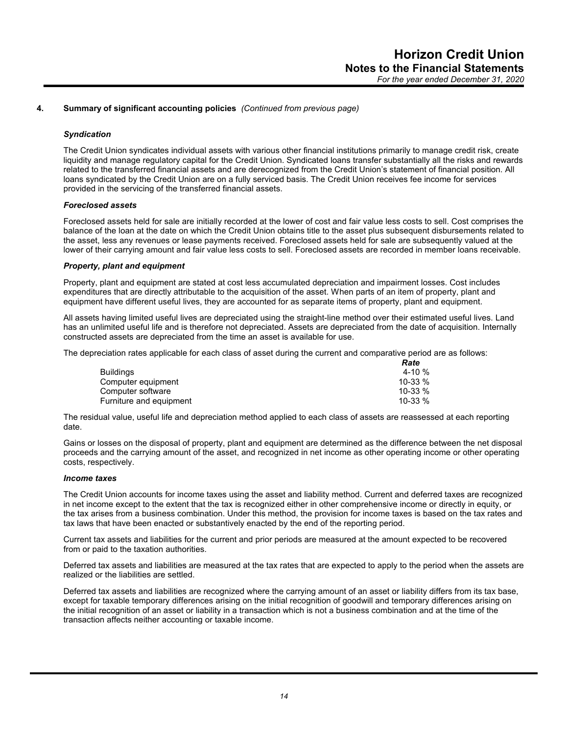## 4. Summary of significant accounting policies *(Continued from previous page)*

### *Syndication*

The Credit Union syndicates individual assets with various other financial institutions primarily to manage credit risk, create liquidity and manage regulatory capital for the Credit Union. Syndicated loans transfer substantially all the risks and rewards related to the transferred financial assets and are derecognized from the Credit Union's statement of financial position. All loans syndicated by the Credit Union are on a fully serviced basis. The Credit Union receives fee income for services provided in the servicing of the transferred financial assets.

### *Foreclosed assets*

Foreclosed assets held for sale are initially recorded at the lower of cost and fair value less costs to sell. Cost comprises the balance of the loan at the date on which the Credit Union obtains title to the asset plus subsequent disbursements related to the asset, less any revenues or lease payments received. Foreclosed assets held for sale are subsequently valued at the lower of their carrying amount and fair value less costs to sell. Foreclosed assets are recorded in member loans receivable.

### *Property, plant and equipment*

Property, plant and equipment are stated at cost less accumulated depreciation and impairment losses. Cost includes expenditures that are directly attributable to the acquisition of the asset. When parts of an item of property, plant and equipment have different useful lives, they are accounted for as separate items of property, plant and equipment.

All assets having limited useful lives are depreciated using the straight-line method over their estimated useful lives. Land has an unlimited useful life and is therefore not depreciated. Assets are depreciated from the date of acquisition. Internally constructed assets are depreciated from the time an asset is available for use.

The depreciation rates applicable for each class of asset during the current and comparative period are as follows:

| | *Rate* |
|---|---|
| Buildings | 4-10 % |
| Computer equipment | 10-33 % |
| Computer software | 10-33 % |
| Furniture and equipment | 10-33 % |

The residual value, useful life and depreciation method applied to each class of assets are reassessed at each reporting date.

Gains or losses on the disposal of property, plant and equipment are determined as the difference between the net disposal proceeds and the carrying amount of the asset, and recognized in net income as other operating income or other operating costs, respectively.

### *Income taxes*

The Credit Union accounts for income taxes using the asset and liability method. Current and deferred taxes are recognized in net income except to the extent that the tax is recognized either in other comprehensive income or directly in equity, or the tax arises from a business combination. Under this method, the provision for income taxes is based on the tax rates and tax laws that have been enacted or substantively enacted by the end of the reporting period.

Current tax assets and liabilities for the current and prior periods are measured at the amount expected to be recovered from or paid to the taxation authorities.

Deferred tax assets and liabilities are measured at the tax rates that are expected to apply to the period when the assets are realized or the liabilities are settled.

Deferred tax assets and liabilities are recognized where the carrying amount of an asset or liability differs from its tax base, except for taxable temporary differences arising on the initial recognition of goodwill and temporary differences arising on the initial recognition of an asset or liability in a transaction which is not a business combination and at the time of the transaction affects neither accounting or taxable income.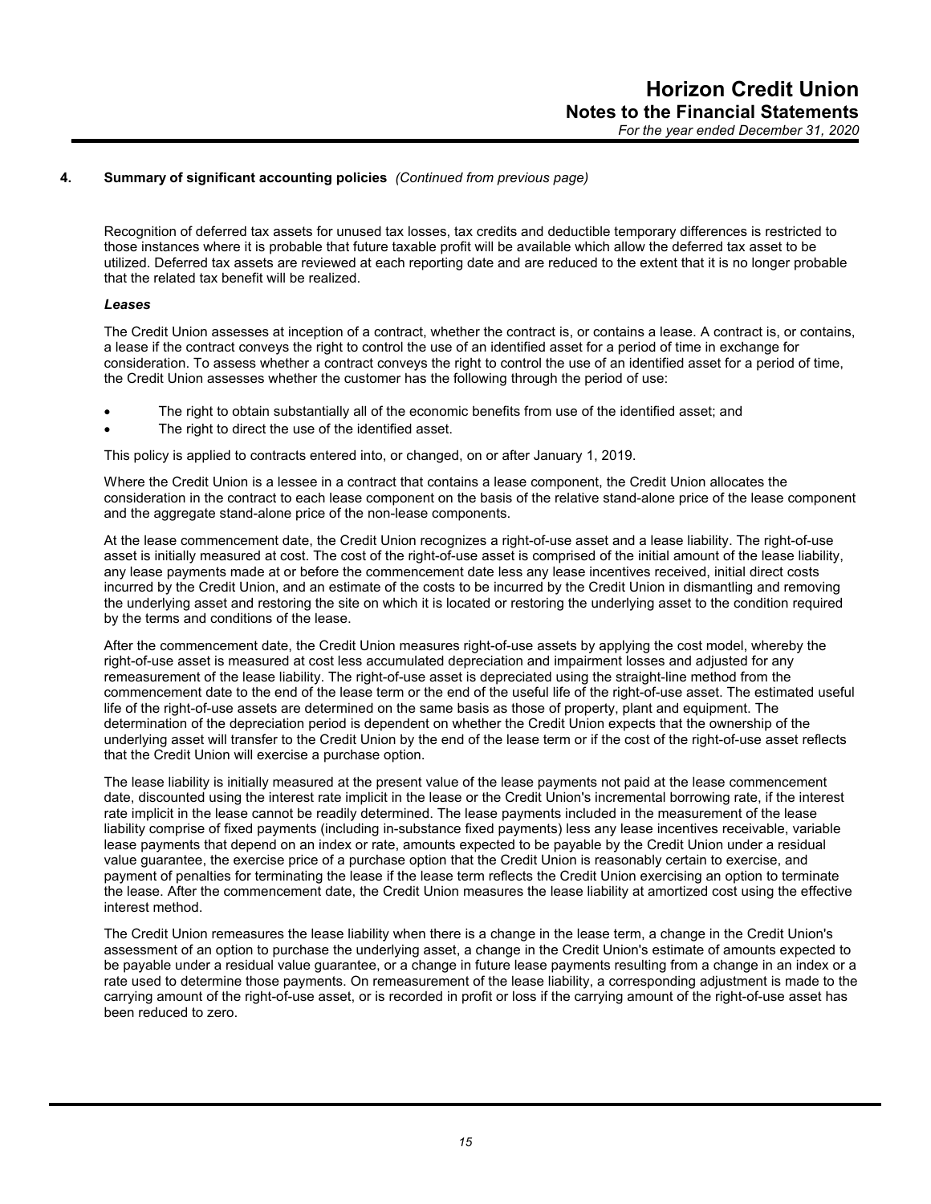## 4. Summary of significant accounting policies *(Continued from previous page)*

Recognition of deferred tax assets for unused tax losses, tax credits and deductible temporary differences is restricted to those instances where it is probable that future taxable profit will be available which allow the deferred tax asset to be utilized. Deferred tax assets are reviewed at each reporting date and are reduced to the extent that it is no longer probable that the related tax benefit will be realized.

### *Leases*

The Credit Union assesses at inception of a contract, whether the contract is, or contains a lease. A contract is, or contains, a lease if the contract conveys the right to control the use of an identified asset for a period of time in exchange for consideration. To assess whether a contract conveys the right to control the use of an identified asset for a period of time, the Credit Union assesses whether the customer has the following through the period of use:

- The right to obtain substantially all of the economic benefits from use of the identified asset; and
- The right to direct the use of the identified asset.

This policy is applied to contracts entered into, or changed, on or after January 1, 2019.

Where the Credit Union is a lessee in a contract that contains a lease component, the Credit Union allocates the consideration in the contract to each lease component on the basis of the relative stand-alone price of the lease component and the aggregate stand-alone price of the non-lease components.

At the lease commencement date, the Credit Union recognizes a right-of-use asset and a lease liability. The right-of-use asset is initially measured at cost. The cost of the right-of-use asset is comprised of the initial amount of the lease liability, any lease payments made at or before the commencement date less any lease incentives received, initial direct costs incurred by the Credit Union, and an estimate of the costs to be incurred by the Credit Union in dismantling and removing the underlying asset and restoring the site on which it is located or restoring the underlying asset to the condition required by the terms and conditions of the lease.

After the commencement date, the Credit Union measures right-of-use assets by applying the cost model, whereby the right-of-use asset is measured at cost less accumulated depreciation and impairment losses and adjusted for any remeasurement of the lease liability. The right-of-use asset is depreciated using the straight-line method from the commencement date to the end of the lease term or the end of the useful life of the right-of-use asset. The estimated useful life of the right-of-use assets are determined on the same basis as those of property, plant and equipment. The determination of the depreciation period is dependent on whether the Credit Union expects that the ownership of the underlying asset will transfer to the Credit Union by the end of the lease term or if the cost of the right-of-use asset reflects that the Credit Union will exercise a purchase option.

The lease liability is initially measured at the present value of the lease payments not paid at the lease commencement date, discounted using the interest rate implicit in the lease or the Credit Union's incremental borrowing rate, if the interest rate implicit in the lease cannot be readily determined. The lease payments included in the measurement of the lease liability comprise of fixed payments (including in-substance fixed payments) less any lease incentives receivable, variable lease payments that depend on an index or rate, amounts expected to be payable by the Credit Union under a residual value guarantee, the exercise price of a purchase option that the Credit Union is reasonably certain to exercise, and payment of penalties for terminating the lease if the lease term reflects the Credit Union exercising an option to terminate the lease. After the commencement date, the Credit Union measures the lease liability at amortized cost using the effective interest method.

The Credit Union remeasures the lease liability when there is a change in the lease term, a change in the Credit Union's assessment of an option to purchase the underlying asset, a change in the Credit Union's estimate of amounts expected to be payable under a residual value guarantee, or a change in future lease payments resulting from a change in an index or a rate used to determine those payments. On remeasurement of the lease liability, a corresponding adjustment is made to the carrying amount of the right-of-use asset, or is recorded in profit or loss if the carrying amount of the right-of-use asset has been reduced to zero.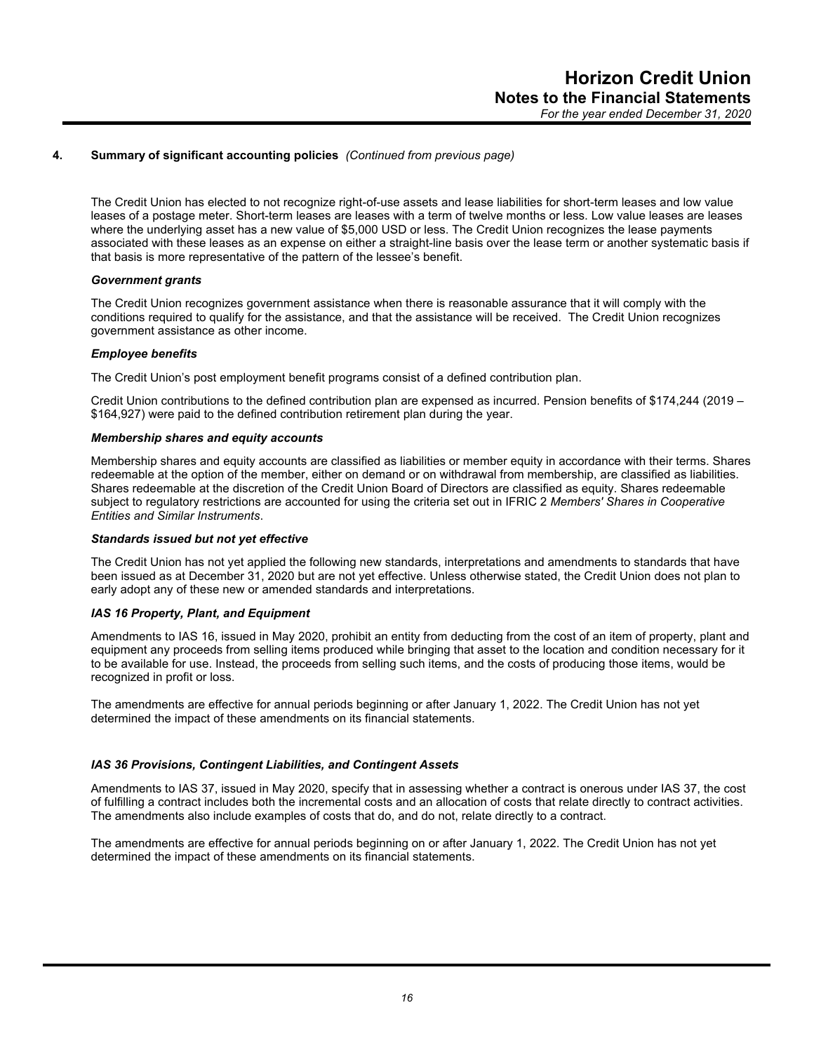## 4. Summary of significant accounting policies *(Continued from previous page)*

The Credit Union has elected to not recognize right-of-use assets and lease liabilities for short-term leases and low value leases of a postage meter. Short-term leases are leases with a term of twelve months or less. Low value leases are leases where the underlying asset has a new value of $5,000 USD or less. The Credit Union recognizes the lease payments associated with these leases as an expense on either a straight-line basis over the lease term or another systematic basis if that basis is more representative of the pattern of the lessee's benefit.

***Government grants***

The Credit Union recognizes government assistance when there is reasonable assurance that it will comply with the conditions required to qualify for the assistance, and that the assistance will be received. The Credit Union recognizes government assistance as other income.

***Employee benefits***

The Credit Union's post employment benefit programs consist of a defined contribution plan.

Credit Union contributions to the defined contribution plan are expensed as incurred. Pension benefits of $174,244 (2019 – $164,927) were paid to the defined contribution retirement plan during the year.

***Membership shares and equity accounts***

Membership shares and equity accounts are classified as liabilities or member equity in accordance with their terms. Shares redeemable at the option of the member, either on demand or on withdrawal from membership, are classified as liabilities. Shares redeemable at the discretion of the Credit Union Board of Directors are classified as equity. Shares redeemable subject to regulatory restrictions are accounted for using the criteria set out in IFRIC 2 *Members' Shares in Cooperative Entities and Similar Instruments*.

***Standards issued but not yet effective***

The Credit Union has not yet applied the following new standards, interpretations and amendments to standards that have been issued as at December 31, 2020 but are not yet effective. Unless otherwise stated, the Credit Union does not plan to early adopt any of these new or amended standards and interpretations.

***IAS 16 Property, Plant, and Equipment***

Amendments to IAS 16, issued in May 2020, prohibit an entity from deducting from the cost of an item of property, plant and equipment any proceeds from selling items produced while bringing that asset to the location and condition necessary for it to be available for use. Instead, the proceeds from selling such items, and the costs of producing those items, would be recognized in profit or loss.

The amendments are effective for annual periods beginning or after January 1, 2022. The Credit Union has not yet determined the impact of these amendments on its financial statements.

***IAS 36 Provisions, Contingent Liabilities, and Contingent Assets***

Amendments to IAS 37, issued in May 2020, specify that in assessing whether a contract is onerous under IAS 37, the cost of fulfilling a contract includes both the incremental costs and an allocation of costs that relate directly to contract activities. The amendments also include examples of costs that do, and do not, relate directly to a contract.

The amendments are effective for annual periods beginning on or after January 1, 2022. The Credit Union has not yet determined the impact of these amendments on its financial statements.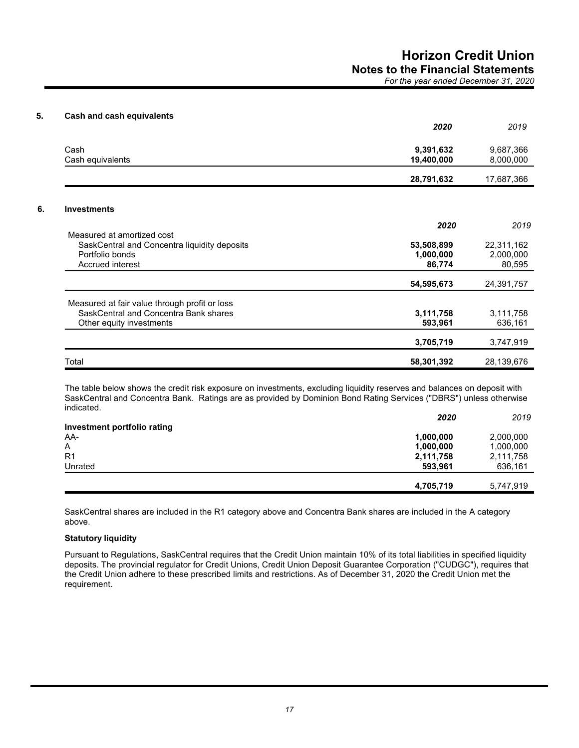## 5. Cash and cash equivalents

| | 2020 | 2019 |
|---|---|---|
| Cash | **9,391,632** | 9,687,366 |
| Cash equivalents | **19,400,000** | 8,000,000 |
| | **28,791,632** | 17,687,366 |

## 6. Investments

| | 2020 | 2019 |
|---|---|---|
| Measured at amortized cost | | |
| SaskCentral and Concentra liquidity deposits | **53,508,899** | 22,311,162 |
| Portfolio bonds | **1,000,000** | 2,000,000 |
| Accrued interest | **86,774** | 80,595 |
| | **54,595,673** | 24,391,757 |
| Measured at fair value through profit or loss | | |
| SaskCentral and Concentra Bank shares | **3,111,758** | 3,111,758 |
| Other equity investments | **593,961** | 636,161 |
| | **3,705,719** | 3,747,919 |
| Total | **58,301,392** | 28,139,676 |

The table below shows the credit risk exposure on investments, excluding liquidity reserves and balances on deposit with SaskCentral and Concentra Bank. Ratings are as provided by Dominion Bond Rating Services ("DBRS") unless otherwise indicated.

| Investment portfolio rating | 2020 | 2019 |
|---|---|---|
| AA- | **1,000,000** | 2,000,000 |
| A | **1,000,000** | 1,000,000 |
| R1 | **2,111,758** | 2,111,758 |
| Unrated | **593,961** | 636,161 |
| | **4,705,719** | 5,747,919 |

SaskCentral shares are included in the R1 category above and Concentra Bank shares are included in the A category above.

**Statutory liquidity**

Pursuant to Regulations, SaskCentral requires that the Credit Union maintain 10% of its total liabilities in specified liquidity deposits. The provincial regulator for Credit Unions, Credit Union Deposit Guarantee Corporation ("CUDGC"), requires that the Credit Union adhere to these prescribed limits and restrictions. As of December 31, 2020 the Credit Union met the requirement.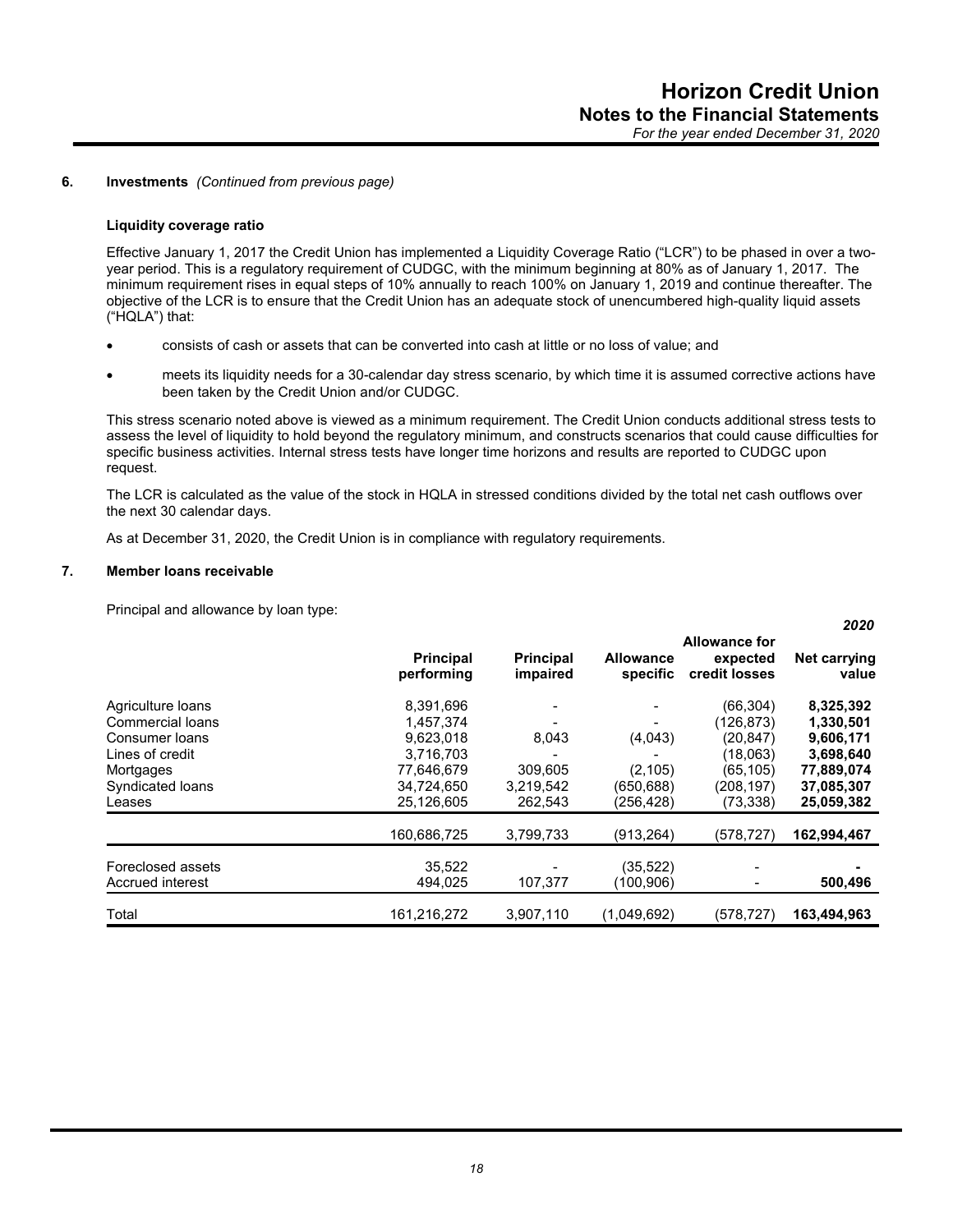## 6. Investments *(Continued from previous page)*

### Liquidity coverage ratio

Effective January 1, 2017 the Credit Union has implemented a Liquidity Coverage Ratio ("LCR") to be phased in over a two-year period. This is a regulatory requirement of CUDGC, with the minimum beginning at 80% as of January 1, 2017. The minimum requirement rises in equal steps of 10% annually to reach 100% on January 1, 2019 and continue thereafter. The objective of the LCR is to ensure that the Credit Union has an adequate stock of unencumbered high-quality liquid assets ("HQLA") that:

- consists of cash or assets that can be converted into cash at little or no loss of value; and
- meets its liquidity needs for a 30-calendar day stress scenario, by which time it is assumed corrective actions have been taken by the Credit Union and/or CUDGC.

This stress scenario noted above is viewed as a minimum requirement. The Credit Union conducts additional stress tests to assess the level of liquidity to hold beyond the regulatory minimum, and constructs scenarios that could cause difficulties for specific business activities. Internal stress tests have longer time horizons and results are reported to CUDGC upon request.

The LCR is calculated as the value of the stock in HQLA in stressed conditions divided by the total net cash outflows over the next 30 calendar days.

As at December 31, 2020, the Credit Union is in compliance with regulatory requirements.

## 7. Member loans receivable

Principal and allowance by loan type:

*2020*

| | Principal performing | Principal impaired | Allowance specific | Allowance for expected credit losses | Net carrying value |
|---|---|---|---|---|---|
| Agriculture loans | 8,391,696 | - | - | (66,304) | **8,325,392** |
| Commercial loans | 1,457,374 | - | - | (126,873) | **1,330,501** |
| Consumer loans | 9,623,018 | 8,043 | (4,043) | (20,847) | **9,606,171** |
| Lines of credit | 3,716,703 | - | - | (18,063) | **3,698,640** |
| Mortgages | 77,646,679 | 309,605 | (2,105) | (65,105) | **77,889,074** |
| Syndicated loans | 34,724,650 | 3,219,542 | (650,688) | (208,197) | **37,085,307** |
| Leases | 25,126,605 | 262,543 | (256,428) | (73,338) | **25,059,382** |
| | 160,686,725 | 3,799,733 | (913,264) | (578,727) | **162,994,467** |
| Foreclosed assets | 35,522 | - | (35,522) | - | **-** |
| Accrued interest | 494,025 | 107,377 | (100,906) | - | **500,496** |
| Total | 161,216,272 | 3,907,110 | (1,049,692) | (578,727) | **163,494,963** |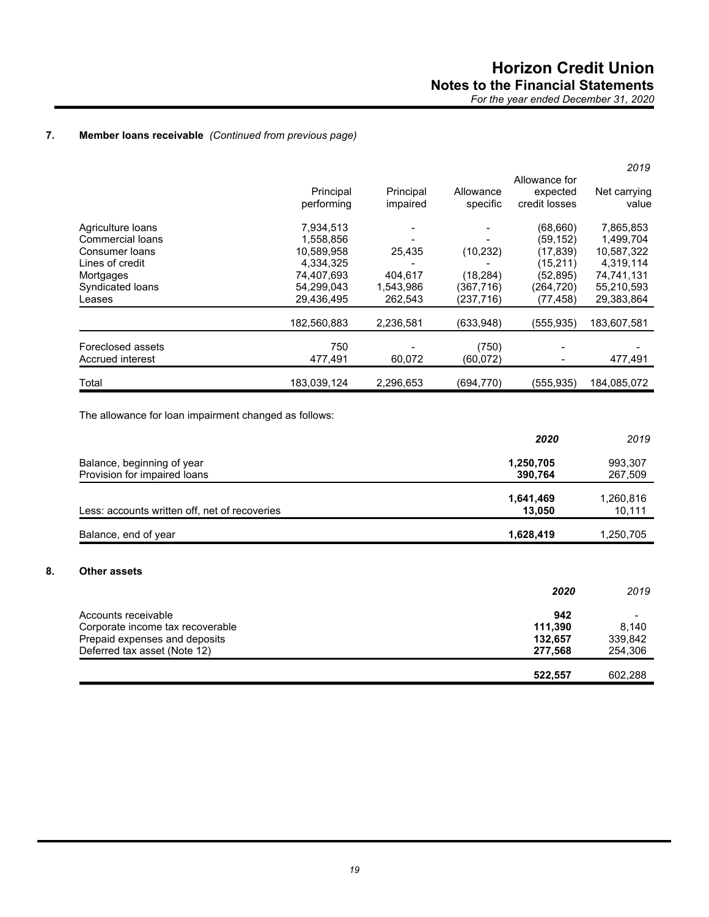### 7. Member loans receivable *(Continued from previous page)*

| | Principal performing | Principal impaired | Allowance specific | Allowance for expected credit losses | Net carrying value |
|---|---|---|---|---|---|
| | | | | | *2019* |
| Agriculture loans | 7,934,513 | - | - | (68,660) | 7,865,853 |
| Commercial loans | 1,558,856 | - | - | (59,152) | 1,499,704 |
| Consumer loans | 10,589,958 | 25,435 | (10,232) | (17,839) | 10,587,322 |
| Lines of credit | 4,334,325 | - | - | (15,211) | 4,319,114 |
| Mortgages | 74,407,693 | 404,617 | (18,284) | (52,895) | 74,741,131 |
| Syndicated loans | 54,299,043 | 1,543,986 | (367,716) | (264,720) | 55,210,593 |
| Leases | 29,436,495 | 262,543 | (237,716) | (77,458) | 29,383,864 |
| | 182,560,883 | 2,236,581 | (633,948) | (555,935) | 183,607,581 |
| Foreclosed assets | 750 | - | (750) | - | - |
| Accrued interest | 477,491 | 60,072 | (60,072) | - | 477,491 |
| Total | 183,039,124 | 2,296,653 | (694,770) | (555,935) | 184,085,072 |

The allowance for loan impairment changed as follows:

| | **2020** | *2019* |
|---|---|---|
| Balance, beginning of year | **1,250,705** | 993,307 |
| Provision for impaired loans | **390,764** | 267,509 |
| | **1,641,469** | 1,260,816 |
| Less: accounts written off, net of recoveries | **13,050** | 10,111 |
| Balance, end of year | **1,628,419** | 1,250,705 |

### 8. Other assets

| | **2020** | *2019* |
|---|---|---|
| Accounts receivable | **942** | - |
| Corporate income tax recoverable | **111,390** | 8,140 |
| Prepaid expenses and deposits | **132,657** | 339,842 |
| Deferred tax asset (Note 12) | **277,568** | 254,306 |
| | **522,557** | 602,288 |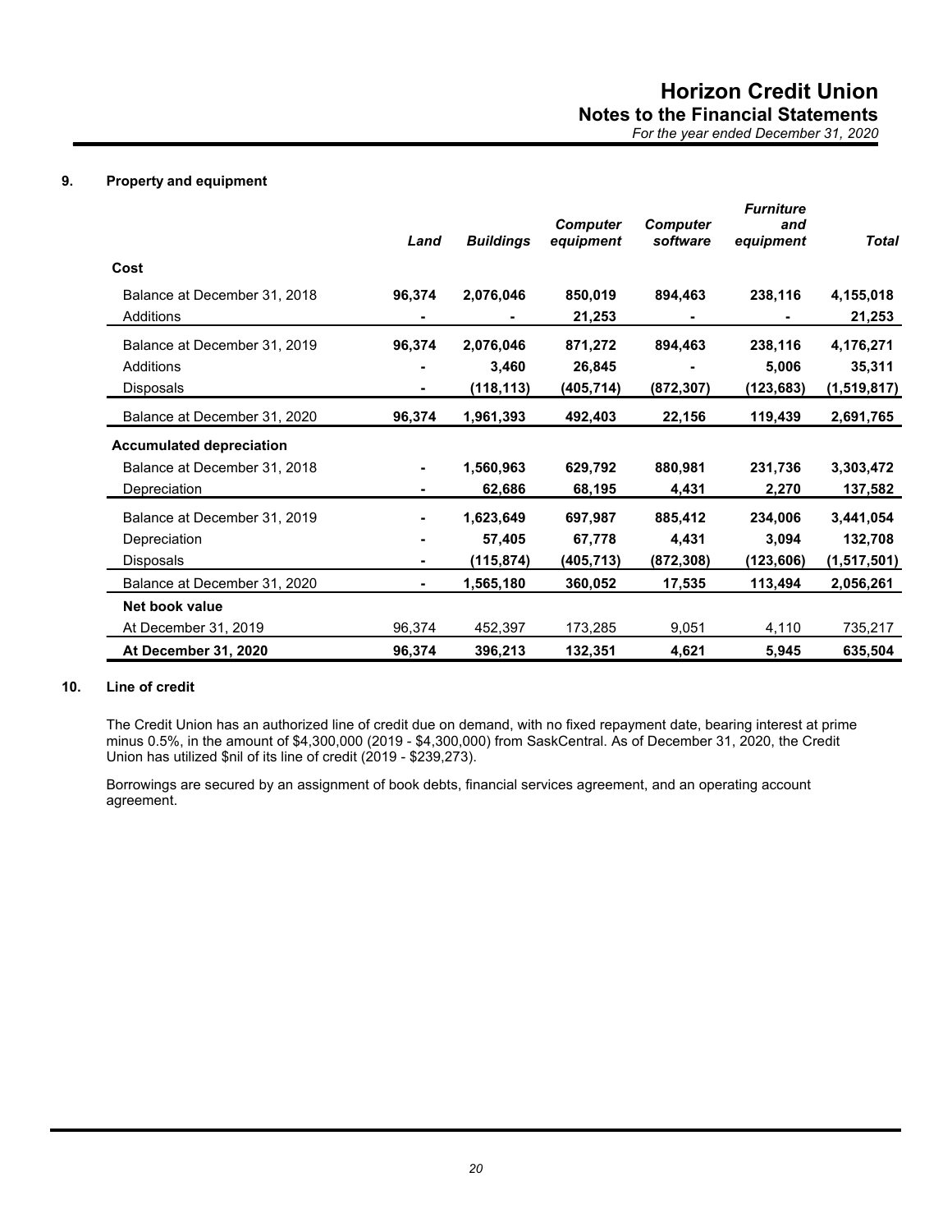## 9. Property and equipment

| | *Land* | *Buildings* | *Computer equipment* | *Computer software* | *Furniture and equipment* | *Total* |
|---|---|---|---|---|---|---|
| **Cost** | | | | | | |
| Balance at December 31, 2018 | **96,374** | **2,076,046** | **850,019** | **894,463** | **238,116** | **4,155,018** |
| Additions | **-** | **-** | **21,253** | **-** | **-** | **21,253** |
| Balance at December 31, 2019 | **96,374** | **2,076,046** | **871,272** | **894,463** | **238,116** | **4,176,271** |
| Additions | **-** | **3,460** | **26,845** | **-** | **5,006** | **35,311** |
| Disposals | **-** | **(118,113)** | **(405,714)** | **(872,307)** | **(123,683)** | **(1,519,817)** |
| Balance at December 31, 2020 | **96,374** | **1,961,393** | **492,403** | **22,156** | **119,439** | **2,691,765** |
| **Accumulated depreciation** | | | | | | |
| Balance at December 31, 2018 | **-** | **1,560,963** | **629,792** | **880,981** | **231,736** | **3,303,472** |
| Depreciation | **-** | **62,686** | **68,195** | **4,431** | **2,270** | **137,582** |
| Balance at December 31, 2019 | **-** | **1,623,649** | **697,987** | **885,412** | **234,006** | **3,441,054** |
| Depreciation | **-** | **57,405** | **67,778** | **4,431** | **3,094** | **132,708** |
| Disposals | **-** | **(115,874)** | **(405,713)** | **(872,308)** | **(123,606)** | **(1,517,501)** |
| Balance at December 31, 2020 | **-** | **1,565,180** | **360,052** | **17,535** | **113,494** | **2,056,261** |
| **Net book value** | | | | | | |
| At December 31, 2019 | 96,374 | 452,397 | 173,285 | 9,051 | 4,110 | 735,217 |
| **At December 31, 2020** | **96,374** | **396,213** | **132,351** | **4,621** | **5,945** | **635,504** |

## 10. Line of credit

The Credit Union has an authorized line of credit due on demand, with no fixed repayment date, bearing interest at prime minus 0.5%, in the amount of $4,300,000 (2019 - $4,300,000) from SaskCentral. As of December 31, 2020, the Credit Union has utilized $nil of its line of credit (2019 - $239,273).

Borrowings are secured by an assignment of book debts, financial services agreement, and an operating account agreement.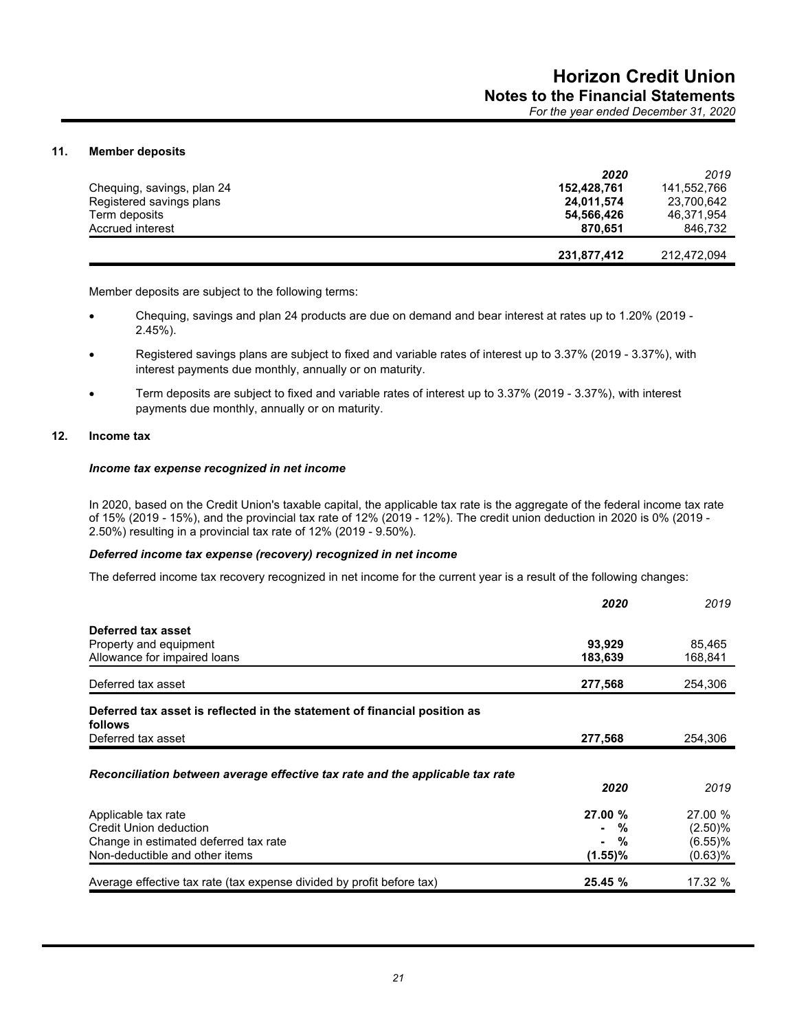## 11. Member deposits

| | 2020 | 2019 |
|---|---|---|
| Chequing, savings, plan 24 | **152,428,761** | 141,552,766 |
| Registered savings plans | **24,011,574** | 23,700,642 |
| Term deposits | **54,566,426** | 46,371,954 |
| Accrued interest | **870,651** | 846,732 |
| | **231,877,412** | 212,472,094 |

Member deposits are subject to the following terms:

- Chequing, savings and plan 24 products are due on demand and bear interest at rates up to 1.20% (2019 - 2.45%).
- Registered savings plans are subject to fixed and variable rates of interest up to 3.37% (2019 - 3.37%), with interest payments due monthly, annually or on maturity.
- Term deposits are subject to fixed and variable rates of interest up to 3.37% (2019 - 3.37%), with interest payments due monthly, annually or on maturity.

## 12. Income tax

### *Income tax expense recognized in net income*

In 2020, based on the Credit Union's taxable capital, the applicable tax rate is the aggregate of the federal income tax rate of 15% (2019 - 15%), and the provincial tax rate of 12% (2019 - 12%). The credit union deduction in 2020 is 0% (2019 - 2.50%) resulting in a provincial tax rate of 12% (2019 - 9.50%).

### *Deferred income tax expense (recovery) recognized in net income*

The deferred income tax recovery recognized in net income for the current year is a result of the following changes:

| | 2020 | 2019 |
|---|---|---|
| **Deferred tax asset** | | |
| Property and equipment | **93,929** | 85,465 |
| Allowance for impaired loans | **183,639** | 168,841 |
| Deferred tax asset | **277,568** | 254,306 |
| **Deferred tax asset is reflected in the statement of financial position as follows** | | |
| Deferred tax asset | **277,568** | 254,306 |

### *Reconciliation between average effective tax rate and the applicable tax rate*

| | 2020 | 2019 |
|---|---|---|
| Applicable tax rate | **27.00 %** | 27.00 % |
| Credit Union deduction | **- %** | (2.50)% |
| Change in estimated deferred tax rate | **- %** | (6.55)% |
| Non-deductible and other items | **(1.55)%** | (0.63)% |
| Average effective tax rate (tax expense divided by profit before tax) | **25.45 %** | 17.32 % |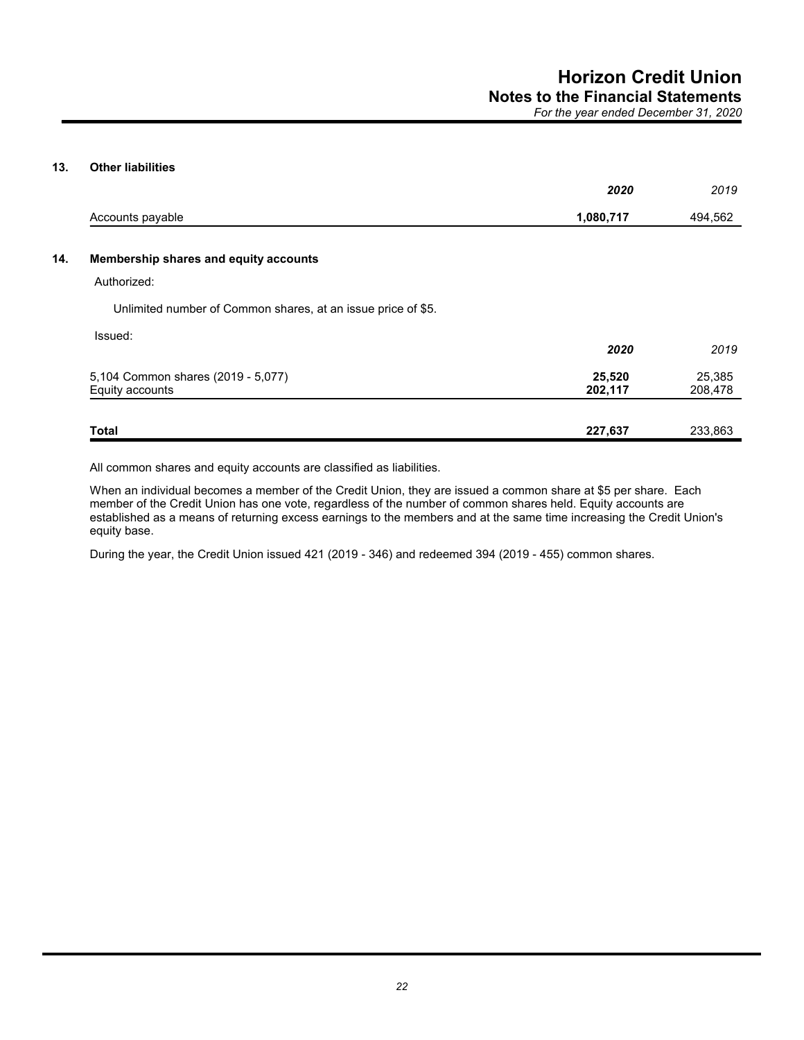## 13. Other liabilities

| | **2020** | 2019 |
|---|---|---|
| Accounts payable | **1,080,717** | 494,562 |

## 14. Membership shares and equity accounts

Authorized:

Unlimited number of Common shares, at an issue price of $5.

Issued:

| | **2020** | 2019 |
|---|---|---|
| 5,104 Common shares (2019 - 5,077) | **25,520** | 25,385 |
| Equity accounts | **202,117** | 208,478 |
| **Total** | **227,637** | 233,863 |

All common shares and equity accounts are classified as liabilities.

When an individual becomes a member of the Credit Union, they are issued a common share at $5 per share. Each member of the Credit Union has one vote, regardless of the number of common shares held. Equity accounts are established as a means of returning excess earnings to the members and at the same time increasing the Credit Union's equity base.

During the year, the Credit Union issued 421 (2019 - 346) and redeemed 394 (2019 - 455) common shares.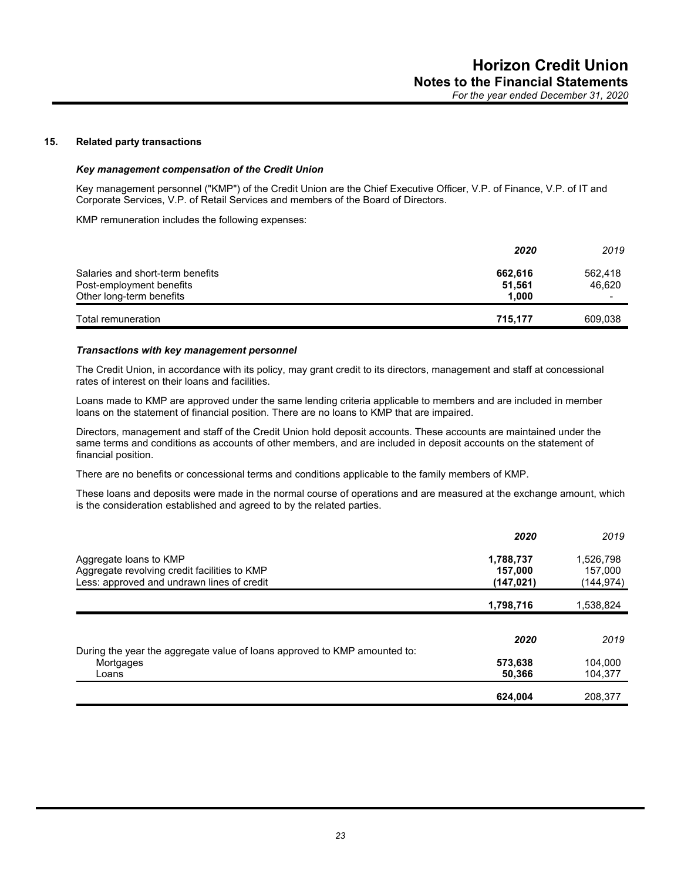## 15. Related party transactions

### *Key management compensation of the Credit Union*

Key management personnel ("KMP") of the Credit Union are the Chief Executive Officer, V.P. of Finance, V.P. of IT and Corporate Services, V.P. of Retail Services and members of the Board of Directors.

KMP remuneration includes the following expenses:

| | **2020** | 2019 |
|---|---|---|
| Salaries and short-term benefits | **662,616** | 562,418 |
| Post-employment benefits | **51,561** | 46,620 |
| Other long-term benefits | **1,000** | - |
| Total remuneration | **715,177** | 609,038 |

### *Transactions with key management personnel*

The Credit Union, in accordance with its policy, may grant credit to its directors, management and staff at concessional rates of interest on their loans and facilities.

Loans made to KMP are approved under the same lending criteria applicable to members and are included in member loans on the statement of financial position. There are no loans to KMP that are impaired.

Directors, management and staff of the Credit Union hold deposit accounts. These accounts are maintained under the same terms and conditions as accounts of other members, and are included in deposit accounts on the statement of financial position.

There are no benefits or concessional terms and conditions applicable to the family members of KMP.

These loans and deposits were made in the normal course of operations and are measured at the exchange amount, which is the consideration established and agreed to by the related parties.

| | **2020** | 2019 |
|---|---|---|
| Aggregate loans to KMP | **1,788,737** | 1,526,798 |
| Aggregate revolving credit facilities to KMP | **157,000** | 157,000 |
| Less: approved and undrawn lines of credit | **(147,021)** | (144,974) |
| | **1,798,716** | 1,538,824 |

| | **2020** | 2019 |
|---|---|---|
| During the year the aggregate value of loans approved to KMP amounted to: | | |
| Mortgages | **573,638** | 104,000 |
| Loans | **50,366** | 104,377 |
| | **624,004** | 208,377 |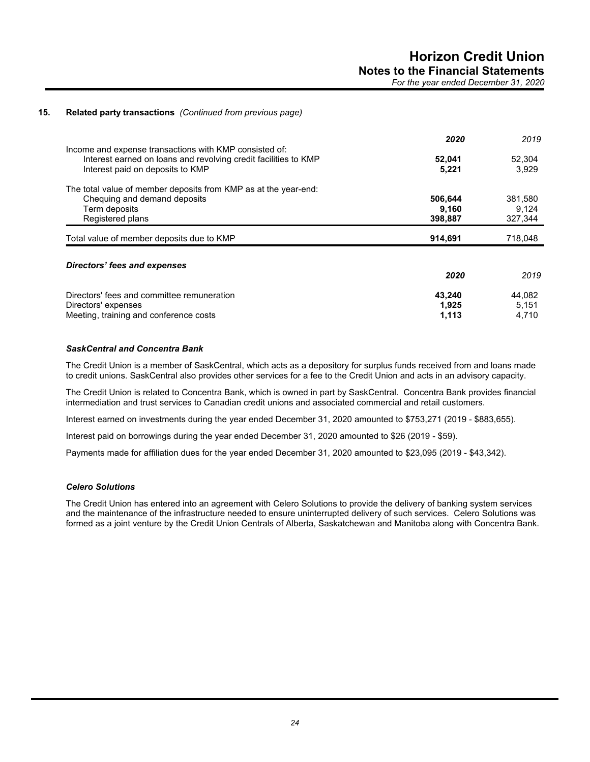## 15. Related party transactions *(Continued from previous page)*

| | 2020 | 2019 |
|---|---|---|
| Income and expense transactions with KMP consisted of: | | |
| Interest earned on loans and revolving credit facilities to KMP | **52,041** | 52,304 |
| Interest paid on deposits to KMP | **5,221** | 3,929 |
| The total value of member deposits from KMP as at the year-end: | | |
| Chequing and demand deposits | **506,644** | 381,580 |
| Term deposits | **9,160** | 9,124 |
| Registered plans | **398,887** | 327,344 |
| Total value of member deposits due to KMP | **914,691** | 718,048 |

### *Directors' fees and expenses*

| | 2020 | 2019 |
|---|---|---|
| Directors' fees and committee remuneration | **43,240** | 44,082 |
| Directors' expenses | **1,925** | 5,151 |
| Meeting, training and conference costs | **1,113** | 4,710 |

### *SaskCentral and Concentra Bank*

The Credit Union is a member of SaskCentral, which acts as a depository for surplus funds received from and loans made to credit unions. SaskCentral also provides other services for a fee to the Credit Union and acts in an advisory capacity.

The Credit Union is related to Concentra Bank, which is owned in part by SaskCentral. Concentra Bank provides financial intermediation and trust services to Canadian credit unions and associated commercial and retail customers.

Interest earned on investments during the year ended December 31, 2020 amounted to $753,271 (2019 - $883,655).

Interest paid on borrowings during the year ended December 31, 2020 amounted to $26 (2019 - $59).

Payments made for affiliation dues for the year ended December 31, 2020 amounted to $23,095 (2019 - $43,342).

### *Celero Solutions*

The Credit Union has entered into an agreement with Celero Solutions to provide the delivery of banking system services and the maintenance of the infrastructure needed to ensure uninterrupted delivery of such services. Celero Solutions was formed as a joint venture by the Credit Union Centrals of Alberta, Saskatchewan and Manitoba along with Concentra Bank.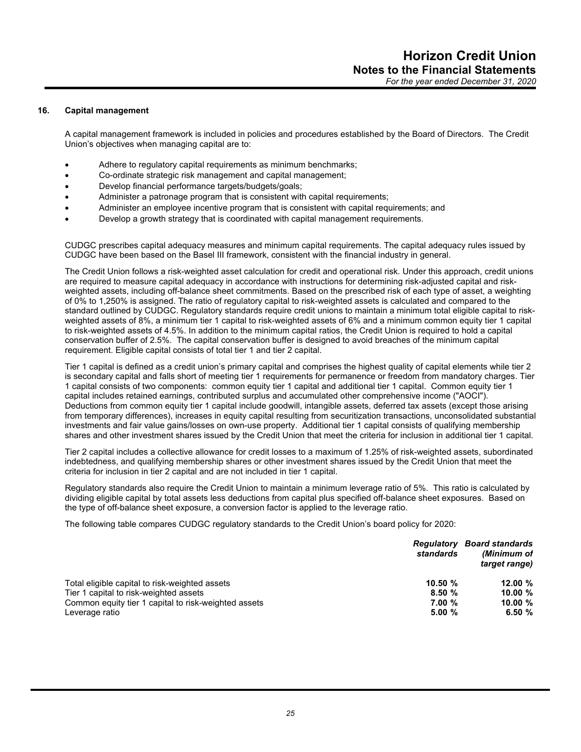## 16. Capital management

A capital management framework is included in policies and procedures established by the Board of Directors. The Credit Union's objectives when managing capital are to:

- Adhere to regulatory capital requirements as minimum benchmarks;
- Co-ordinate strategic risk management and capital management;
- Develop financial performance targets/budgets/goals;
- Administer a patronage program that is consistent with capital requirements;
- Administer an employee incentive program that is consistent with capital requirements; and
- Develop a growth strategy that is coordinated with capital management requirements.

CUDGC prescribes capital adequacy measures and minimum capital requirements. The capital adequacy rules issued by CUDGC have been based on the Basel III framework, consistent with the financial industry in general.

The Credit Union follows a risk-weighted asset calculation for credit and operational risk. Under this approach, credit unions are required to measure capital adequacy in accordance with instructions for determining risk-adjusted capital and risk-weighted assets, including off-balance sheet commitments. Based on the prescribed risk of each type of asset, a weighting of 0% to 1,250% is assigned. The ratio of regulatory capital to risk-weighted assets is calculated and compared to the standard outlined by CUDGC. Regulatory standards require credit unions to maintain a minimum total eligible capital to risk-weighted assets of 8%, a minimum tier 1 capital to risk-weighted assets of 6% and a minimum common equity tier 1 capital to risk-weighted assets of 4.5%. In addition to the minimum capital ratios, the Credit Union is required to hold a capital conservation buffer of 2.5%. The capital conservation buffer is designed to avoid breaches of the minimum capital requirement. Eligible capital consists of total tier 1 and tier 2 capital.

Tier 1 capital is defined as a credit union's primary capital and comprises the highest quality of capital elements while tier 2 is secondary capital and falls short of meeting tier 1 requirements for permanence or freedom from mandatory charges. Tier 1 capital consists of two components: common equity tier 1 capital and additional tier 1 capital. Common equity tier 1 capital includes retained earnings, contributed surplus and accumulated other comprehensive income ("AOCI"). Deductions from common equity tier 1 capital include goodwill, intangible assets, deferred tax assets (except those arising from temporary differences), increases in equity capital resulting from securitization transactions, unconsolidated substantial investments and fair value gains/losses on own-use property. Additional tier 1 capital consists of qualifying membership shares and other investment shares issued by the Credit Union that meet the criteria for inclusion in additional tier 1 capital.

Tier 2 capital includes a collective allowance for credit losses to a maximum of 1.25% of risk-weighted assets, subordinated indebtedness, and qualifying membership shares or other investment shares issued by the Credit Union that meet the criteria for inclusion in tier 2 capital and are not included in tier 1 capital.

Regulatory standards also require the Credit Union to maintain a minimum leverage ratio of 5%. This ratio is calculated by dividing eligible capital by total assets less deductions from capital plus specified off-balance sheet exposures. Based on the type of off-balance sheet exposure, a conversion factor is applied to the leverage ratio.

The following table compares CUDGC regulatory standards to the Credit Union's board policy for 2020:

| | *Regulatory standards* | *Board standards (Minimum of target range)* |
|---|---|---|
| Total eligible capital to risk-weighted assets | **10.50 %** | **12.00 %** |
| Tier 1 capital to risk-weighted assets | **8.50 %** | **10.00 %** |
| Common equity tier 1 capital to risk-weighted assets | **7.00 %** | **10.00 %** |
| Leverage ratio | **5.00 %** | **6.50 %** |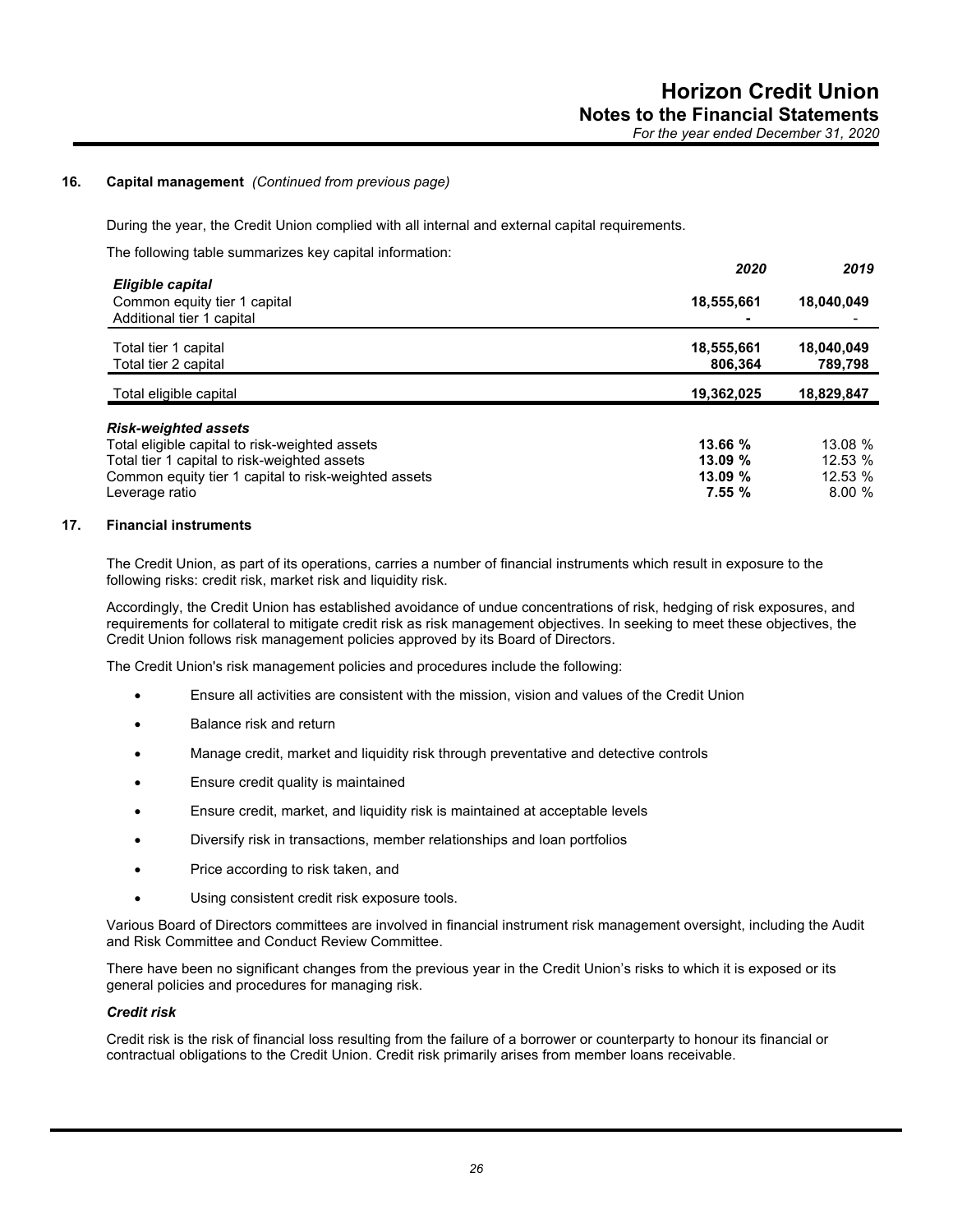### 16. Capital management *(Continued from previous page)*

During the year, the Credit Union complied with all internal and external capital requirements.

The following table summarizes key capital information:

| | 2020 | 2019 |
|---|---|---|
| ***Eligible capital*** | | |
| Common equity tier 1 capital | **18,555,661** | 18,040,049 |
| Additional tier 1 capital | **-** | - |
| Total tier 1 capital | **18,555,661** | 18,040,049 |
| Total tier 2 capital | **806,364** | 789,798 |
| Total eligible capital | **19,362,025** | 18,829,847 |
| ***Risk-weighted assets*** | | |
| Total eligible capital to risk-weighted assets | **13.66 %** | 13.08 % |
| Total tier 1 capital to risk-weighted assets | **13.09 %** | 12.53 % |
| Common equity tier 1 capital to risk-weighted assets | **13.09 %** | 12.53 % |
| Leverage ratio | **7.55 %** | 8.00 % |

### 17. Financial instruments

The Credit Union, as part of its operations, carries a number of financial instruments which result in exposure to the following risks: credit risk, market risk and liquidity risk.

Accordingly, the Credit Union has established avoidance of undue concentrations of risk, hedging of risk exposures, and requirements for collateral to mitigate credit risk as risk management objectives. In seeking to meet these objectives, the Credit Union follows risk management policies approved by its Board of Directors.

The Credit Union's risk management policies and procedures include the following:

- Ensure all activities are consistent with the mission, vision and values of the Credit Union
- Balance risk and return
- Manage credit, market and liquidity risk through preventative and detective controls
- Ensure credit quality is maintained
- Ensure credit, market, and liquidity risk is maintained at acceptable levels
- Diversify risk in transactions, member relationships and loan portfolios
- Price according to risk taken, and
- Using consistent credit risk exposure tools.

Various Board of Directors committees are involved in financial instrument risk management oversight, including the Audit and Risk Committee and Conduct Review Committee.

There have been no significant changes from the previous year in the Credit Union's risks to which it is exposed or its general policies and procedures for managing risk.

***Credit risk***

Credit risk is the risk of financial loss resulting from the failure of a borrower or counterparty to honour its financial or contractual obligations to the Credit Union. Credit risk primarily arises from member loans receivable.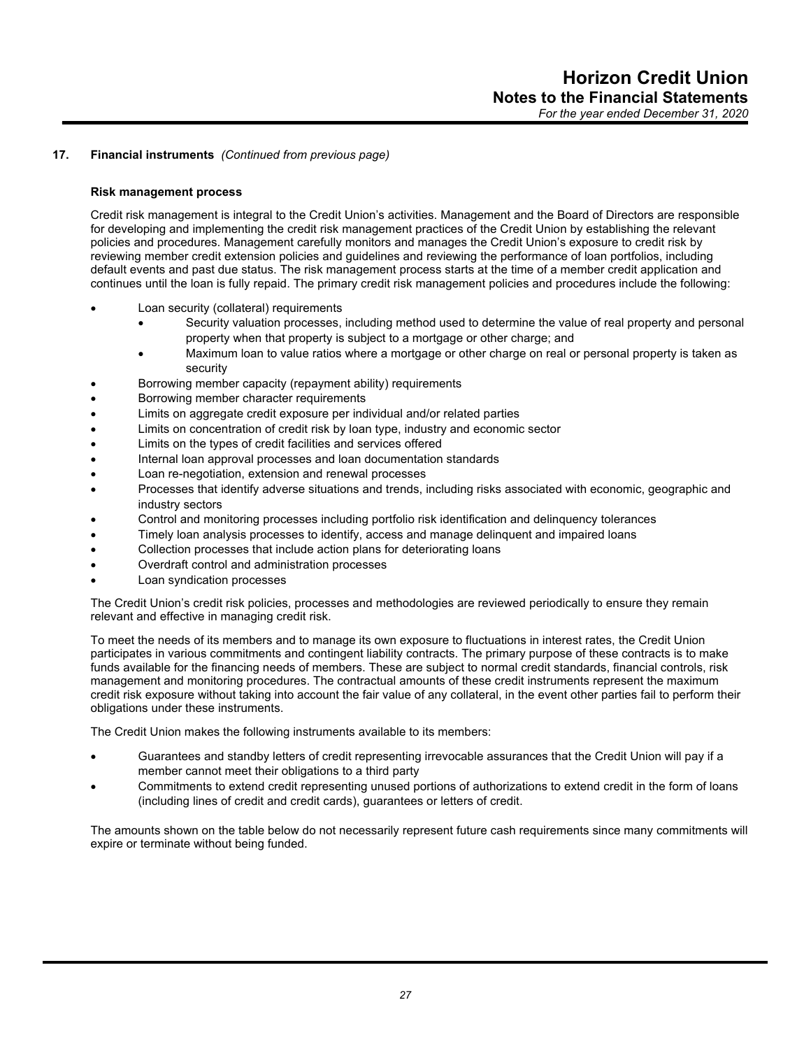## 17. Financial instruments *(Continued from previous page)*

### Risk management process

Credit risk management is integral to the Credit Union's activities. Management and the Board of Directors are responsible for developing and implementing the credit risk management practices of the Credit Union by establishing the relevant policies and procedures. Management carefully monitors and manages the Credit Union's exposure to credit risk by reviewing member credit extension policies and guidelines and reviewing the performance of loan portfolios, including default events and past due status. The risk management process starts at the time of a member credit application and continues until the loan is fully repaid. The primary credit risk management policies and procedures include the following:

- Loan security (collateral) requirements
  - Security valuation processes, including method used to determine the value of real property and personal property when that property is subject to a mortgage or other charge; and
  - Maximum loan to value ratios where a mortgage or other charge on real or personal property is taken as security
- Borrowing member capacity (repayment ability) requirements
- Borrowing member character requirements
- Limits on aggregate credit exposure per individual and/or related parties
- Limits on concentration of credit risk by loan type, industry and economic sector
- Limits on the types of credit facilities and services offered
- Internal loan approval processes and loan documentation standards
- Loan re-negotiation, extension and renewal processes
- Processes that identify adverse situations and trends, including risks associated with economic, geographic and industry sectors
- Control and monitoring processes including portfolio risk identification and delinquency tolerances
- Timely loan analysis processes to identify, access and manage delinquent and impaired loans
- Collection processes that include action plans for deteriorating loans
- Overdraft control and administration processes
- Loan syndication processes

The Credit Union's credit risk policies, processes and methodologies are reviewed periodically to ensure they remain relevant and effective in managing credit risk.

To meet the needs of its members and to manage its own exposure to fluctuations in interest rates, the Credit Union participates in various commitments and contingent liability contracts. The primary purpose of these contracts is to make funds available for the financing needs of members. These are subject to normal credit standards, financial controls, risk management and monitoring procedures. The contractual amounts of these credit instruments represent the maximum credit risk exposure without taking into account the fair value of any collateral, in the event other parties fail to perform their obligations under these instruments.

The Credit Union makes the following instruments available to its members:

- Guarantees and standby letters of credit representing irrevocable assurances that the Credit Union will pay if a member cannot meet their obligations to a third party
- Commitments to extend credit representing unused portions of authorizations to extend credit in the form of loans (including lines of credit and credit cards), guarantees or letters of credit.

The amounts shown on the table below do not necessarily represent future cash requirements since many commitments will expire or terminate without being funded.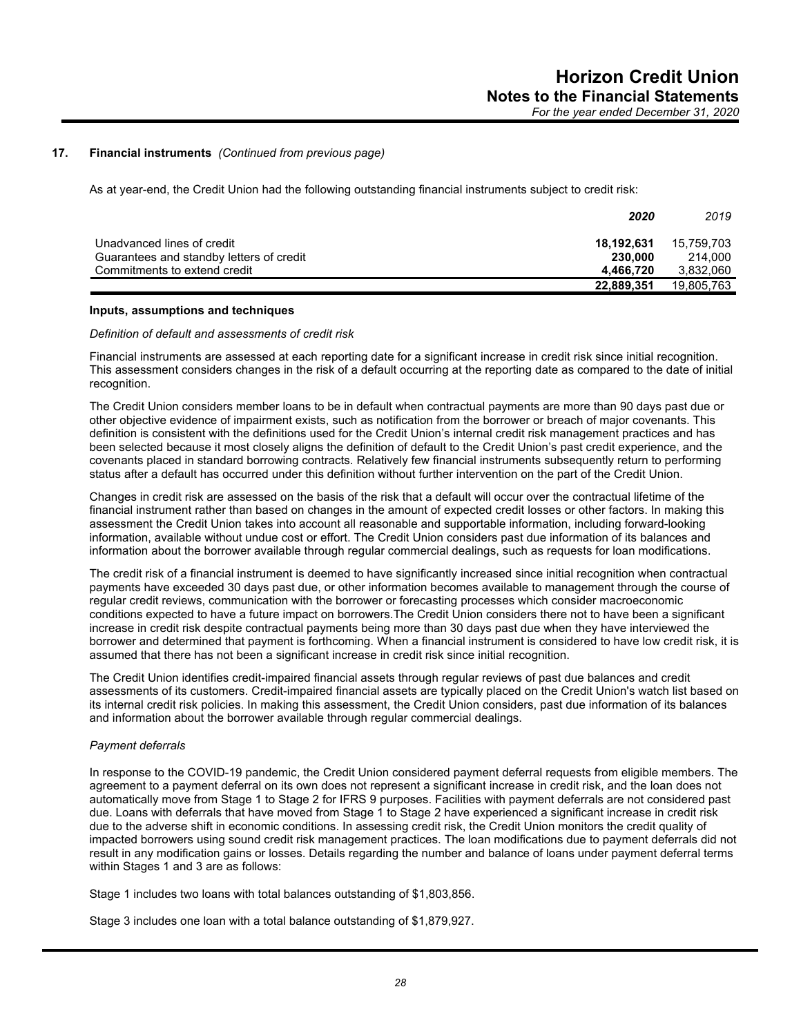### 17. Financial instruments *(Continued from previous page)*

As at year-end, the Credit Union had the following outstanding financial instruments subject to credit risk:

| | **2020** | 2019 |
|---|---|---|
| Unadvanced lines of credit | **18,192,631** | 15,759,703 |
| Guarantees and standby letters of credit | **230,000** | 214,000 |
| Commitments to extend credit | **4,466,720** | 3,832,060 |
| | **22,889,351** | 19,805,763 |

#### Inputs, assumptions and techniques

*Definition of default and assessments of credit risk*

Financial instruments are assessed at each reporting date for a significant increase in credit risk since initial recognition. This assessment considers changes in the risk of a default occurring at the reporting date as compared to the date of initial recognition.

The Credit Union considers member loans to be in default when contractual payments are more than 90 days past due or other objective evidence of impairment exists, such as notification from the borrower or breach of major covenants. This definition is consistent with the definitions used for the Credit Union's internal credit risk management practices and has been selected because it most closely aligns the definition of default to the Credit Union's past credit experience, and the covenants placed in standard borrowing contracts. Relatively few financial instruments subsequently return to performing status after a default has occurred under this definition without further intervention on the part of the Credit Union.

Changes in credit risk are assessed on the basis of the risk that a default will occur over the contractual lifetime of the financial instrument rather than based on changes in the amount of expected credit losses or other factors. In making this assessment the Credit Union takes into account all reasonable and supportable information, including forward-looking information, available without undue cost or effort. The Credit Union considers past due information of its balances and information about the borrower available through regular commercial dealings, such as requests for loan modifications.

The credit risk of a financial instrument is deemed to have significantly increased since initial recognition when contractual payments have exceeded 30 days past due, or other information becomes available to management through the course of regular credit reviews, communication with the borrower or forecasting processes which consider macroeconomic conditions expected to have a future impact on borrowers.The Credit Union considers there not to have been a significant increase in credit risk despite contractual payments being more than 30 days past due when they have interviewed the borrower and determined that payment is forthcoming. When a financial instrument is considered to have low credit risk, it is assumed that there has not been a significant increase in credit risk since initial recognition.

The Credit Union identifies credit-impaired financial assets through regular reviews of past due balances and credit assessments of its customers. Credit-impaired financial assets are typically placed on the Credit Union's watch list based on its internal credit risk policies. In making this assessment, the Credit Union considers, past due information of its balances and information about the borrower available through regular commercial dealings.

*Payment deferrals*

In response to the COVID-19 pandemic, the Credit Union considered payment deferral requests from eligible members. The agreement to a payment deferral on its own does not represent a significant increase in credit risk, and the loan does not automatically move from Stage 1 to Stage 2 for IFRS 9 purposes. Facilities with payment deferrals are not considered past due. Loans with deferrals that have moved from Stage 1 to Stage 2 have experienced a significant increase in credit risk due to the adverse shift in economic conditions. In assessing credit risk, the Credit Union monitors the credit quality of impacted borrowers using sound credit risk management practices. The loan modifications due to payment deferrals did not result in any modification gains or losses. Details regarding the number and balance of loans under payment deferral terms within Stages 1 and 3 are as follows:

Stage 1 includes two loans with total balances outstanding of $1,803,856.

Stage 3 includes one loan with a total balance outstanding of $1,879,927.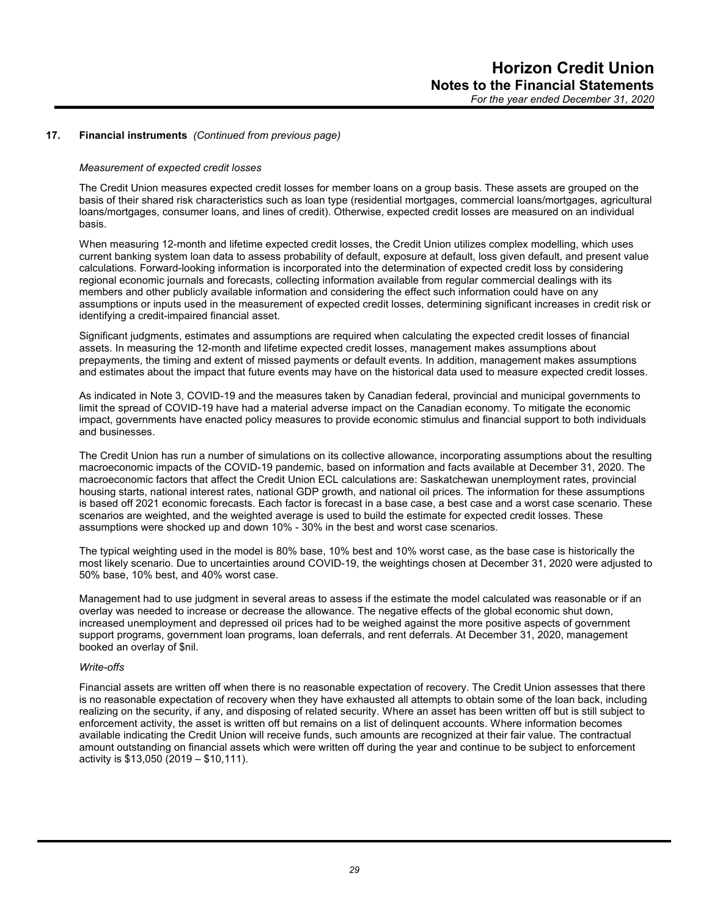## 17. Financial instruments *(Continued from previous page)*

*Measurement of expected credit losses*

The Credit Union measures expected credit losses for member loans on a group basis. These assets are grouped on the basis of their shared risk characteristics such as loan type (residential mortgages, commercial loans/mortgages, agricultural loans/mortgages, consumer loans, and lines of credit). Otherwise, expected credit losses are measured on an individual basis.

When measuring 12-month and lifetime expected credit losses, the Credit Union utilizes complex modelling, which uses current banking system loan data to assess probability of default, exposure at default, loss given default, and present value calculations. Forward-looking information is incorporated into the determination of expected credit loss by considering regional economic journals and forecasts, collecting information available from regular commercial dealings with its members and other publicly available information and considering the effect such information could have on any assumptions or inputs used in the measurement of expected credit losses, determining significant increases in credit risk or identifying a credit-impaired financial asset.

Significant judgments, estimates and assumptions are required when calculating the expected credit losses of financial assets. In measuring the 12-month and lifetime expected credit losses, management makes assumptions about prepayments, the timing and extent of missed payments or default events. In addition, management makes assumptions and estimates about the impact that future events may have on the historical data used to measure expected credit losses.

As indicated in Note 3, COVID-19 and the measures taken by Canadian federal, provincial and municipal governments to limit the spread of COVID-19 have had a material adverse impact on the Canadian economy. To mitigate the economic impact, governments have enacted policy measures to provide economic stimulus and financial support to both individuals and businesses.

The Credit Union has run a number of simulations on its collective allowance, incorporating assumptions about the resulting macroeconomic impacts of the COVID-19 pandemic, based on information and facts available at December 31, 2020. The macroeconomic factors that affect the Credit Union ECL calculations are: Saskatchewan unemployment rates, provincial housing starts, national interest rates, national GDP growth, and national oil prices. The information for these assumptions is based off 2021 economic forecasts. Each factor is forecast in a base case, a best case and a worst case scenario. These scenarios are weighted, and the weighted average is used to build the estimate for expected credit losses. These assumptions were shocked up and down 10% - 30% in the best and worst case scenarios.

The typical weighting used in the model is 80% base, 10% best and 10% worst case, as the base case is historically the most likely scenario. Due to uncertainties around COVID-19, the weightings chosen at December 31, 2020 were adjusted to 50% base, 10% best, and 40% worst case.

Management had to use judgment in several areas to assess if the estimate the model calculated was reasonable or if an overlay was needed to increase or decrease the allowance. The negative effects of the global economic shut down, increased unemployment and depressed oil prices had to be weighed against the more positive aspects of government support programs, government loan programs, loan deferrals, and rent deferrals. At December 31, 2020, management booked an overlay of $nil.

*Write-offs*

Financial assets are written off when there is no reasonable expectation of recovery. The Credit Union assesses that there is no reasonable expectation of recovery when they have exhausted all attempts to obtain some of the loan back, including realizing on the security, if any, and disposing of related security. Where an asset has been written off but is still subject to enforcement activity, the asset is written off but remains on a list of delinquent accounts. Where information becomes available indicating the Credit Union will receive funds, such amounts are recognized at their fair value. The contractual amount outstanding on financial assets which were written off during the year and continue to be subject to enforcement activity is $13,050 (2019 – $10,111).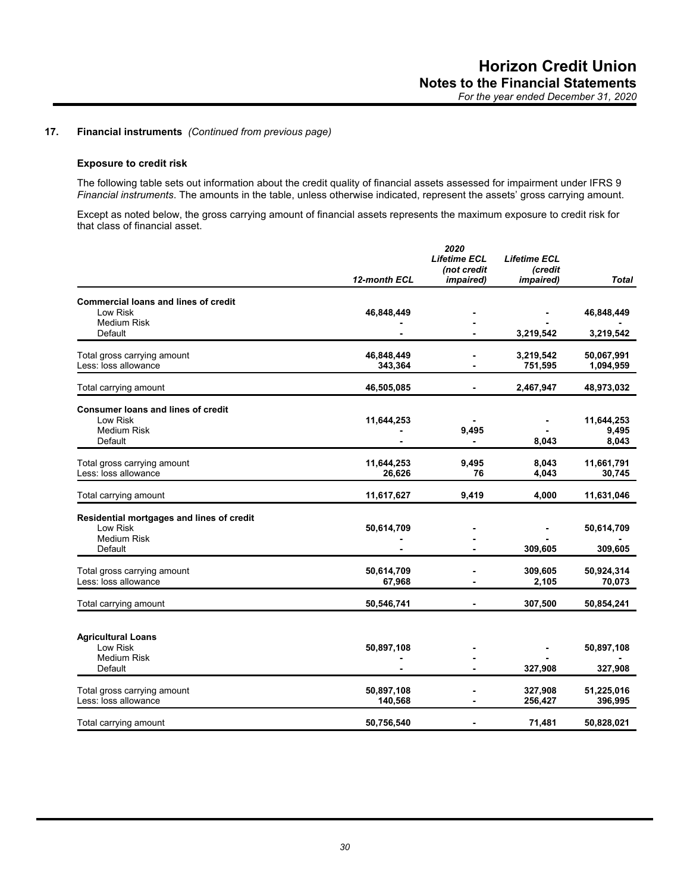## 17. Financial instruments *(Continued from previous page)*

### Exposure to credit risk

The following table sets out information about the credit quality of financial assets assessed for impairment under IFRS 9 *Financial instruments*. The amounts in the table, unless otherwise indicated, represent the assets' gross carrying amount.

Except as noted below, the gross carrying amount of financial assets represents the maximum exposure to credit risk for that class of financial asset.

| | | 2020 | | |
|---|---|---|---|---|
| | *12-month ECL* | *Lifetime ECL (not credit impaired)* | *Lifetime ECL (credit impaired)* | *Total* |
| **Commercial loans and lines of credit** | | | | |
| Low Risk | **46,848,449** | **-** | **-** | **46,848,449** |
| Medium Risk | **-** | **-** | **-** | **-** |
| Default | **-** | **-** | **3,219,542** | **3,219,542** |
| Total gross carrying amount | **46,848,449** | **-** | **3,219,542** | **50,067,991** |
| Less: loss allowance | **343,364** | **-** | **751,595** | **1,094,959** |
| Total carrying amount | **46,505,085** | **-** | **2,467,947** | **48,973,032** |
| **Consumer loans and lines of credit** | | | | |
| Low Risk | **11,644,253** | **-** | **-** | **11,644,253** |
| Medium Risk | **-** | **9,495** | **-** | **9,495** |
| Default | **-** | **-** | **8,043** | **8,043** |
| Total gross carrying amount | **11,644,253** | **9,495** | **8,043** | **11,661,791** |
| Less: loss allowance | **26,626** | **76** | **4,043** | **30,745** |
| Total carrying amount | **11,617,627** | **9,419** | **4,000** | **11,631,046** |
| **Residential mortgages and lines of credit** | | | | |
| Low Risk | **50,614,709** | **-** | **-** | **50,614,709** |
| Medium Risk | **-** | **-** | **-** | **-** |
| Default | **-** | **-** | **309,605** | **309,605** |
| Total gross carrying amount | **50,614,709** | **-** | **309,605** | **50,924,314** |
| Less: loss allowance | **67,968** | **-** | **2,105** | **70,073** |
| Total carrying amount | **50,546,741** | **-** | **307,500** | **50,854,241** |
| **Agricultural Loans** | | | | |
| Low Risk | **50,897,108** | **-** | **-** | **50,897,108** |
| Medium Risk | **-** | **-** | **-** | **-** |
| Default | **-** | **-** | **327,908** | **327,908** |
| Total gross carrying amount | **50,897,108** | **-** | **327,908** | **51,225,016** |
| Less: loss allowance | **140,568** | **-** | **256,427** | **396,995** |
| Total carrying amount | **50,756,540** | **-** | **71,481** | **50,828,021** |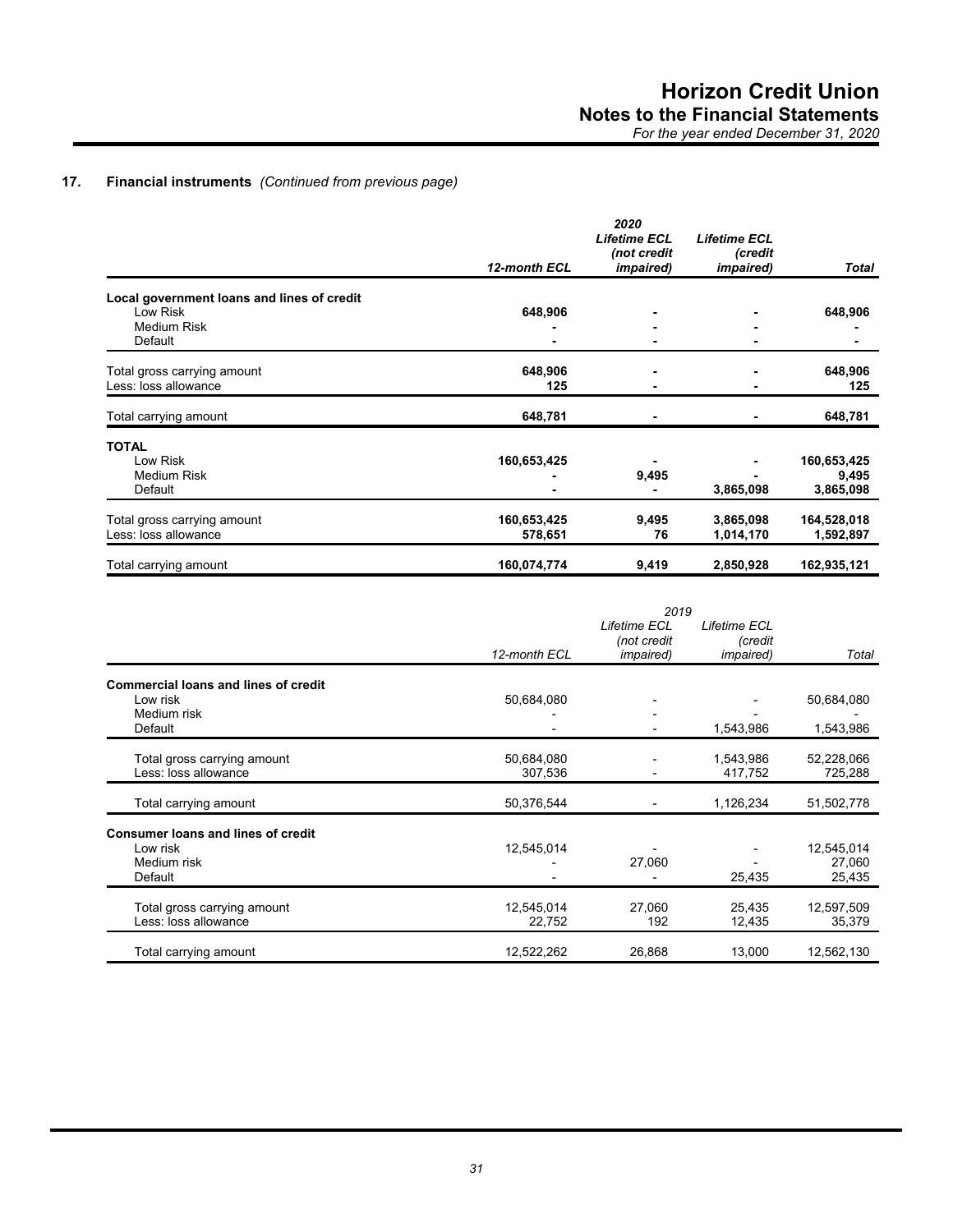## 17. Financial instruments *(Continued from previous page)*

| | 2020 | | | |
|---|---|---|---|---|
| | **12-month ECL** | ***Lifetime ECL (not credit impaired)*** | ***Lifetime ECL (credit impaired)*** | ***Total*** |
| **Local government loans and lines of credit** | | | | |
| Low Risk | **648,906** | **-** | **-** | **648,906** |
| Medium Risk | **-** | **-** | **-** | **-** |
| Default | **-** | **-** | **-** | **-** |
| Total gross carrying amount | **648,906** | **-** | **-** | **648,906** |
| Less: loss allowance | **125** | **-** | **-** | **125** |
| Total carrying amount | **648,781** | **-** | **-** | **648,781** |
| **TOTAL** | | | | |
| Low Risk | **160,653,425** | **-** | **-** | **160,653,425** |
| Medium Risk | **-** | **9,495** | **-** | **9,495** |
| Default | **-** | **-** | **3,865,098** | **3,865,098** |
| Total gross carrying amount | **160,653,425** | **9,495** | **3,865,098** | **164,528,018** |
| Less: loss allowance | **578,651** | **76** | **1,014,170** | **1,592,897** |
| Total carrying amount | **160,074,774** | **9,419** | **2,850,928** | **162,935,121** |

| | 2019 | | | |
|---|---|---|---|---|
| | *12-month ECL* | *Lifetime ECL (not credit impaired)* | *Lifetime ECL (credit impaired)* | *Total* |
| **Commercial loans and lines of credit** | | | | |
| Low risk | 50,684,080 | - | - | 50,684,080 |
| Medium risk | - | - | - | - |
| Default | - | - | 1,543,986 | 1,543,986 |
| Total gross carrying amount | 50,684,080 | - | 1,543,986 | 52,228,066 |
| Less: loss allowance | 307,536 | - | 417,752 | 725,288 |
| Total carrying amount | 50,376,544 | - | 1,126,234 | 51,502,778 |
| **Consumer loans and lines of credit** | | | | |
| Low risk | 12,545,014 | - | - | 12,545,014 |
| Medium risk | - | 27,060 | - | 27,060 |
| Default | - | - | 25,435 | 25,435 |
| Total gross carrying amount | 12,545,014 | 27,060 | 25,435 | 12,597,509 |
| Less: loss allowance | 22,752 | 192 | 12,435 | 35,379 |
| Total carrying amount | 12,522,262 | 26,868 | 13,000 | 12,562,130 |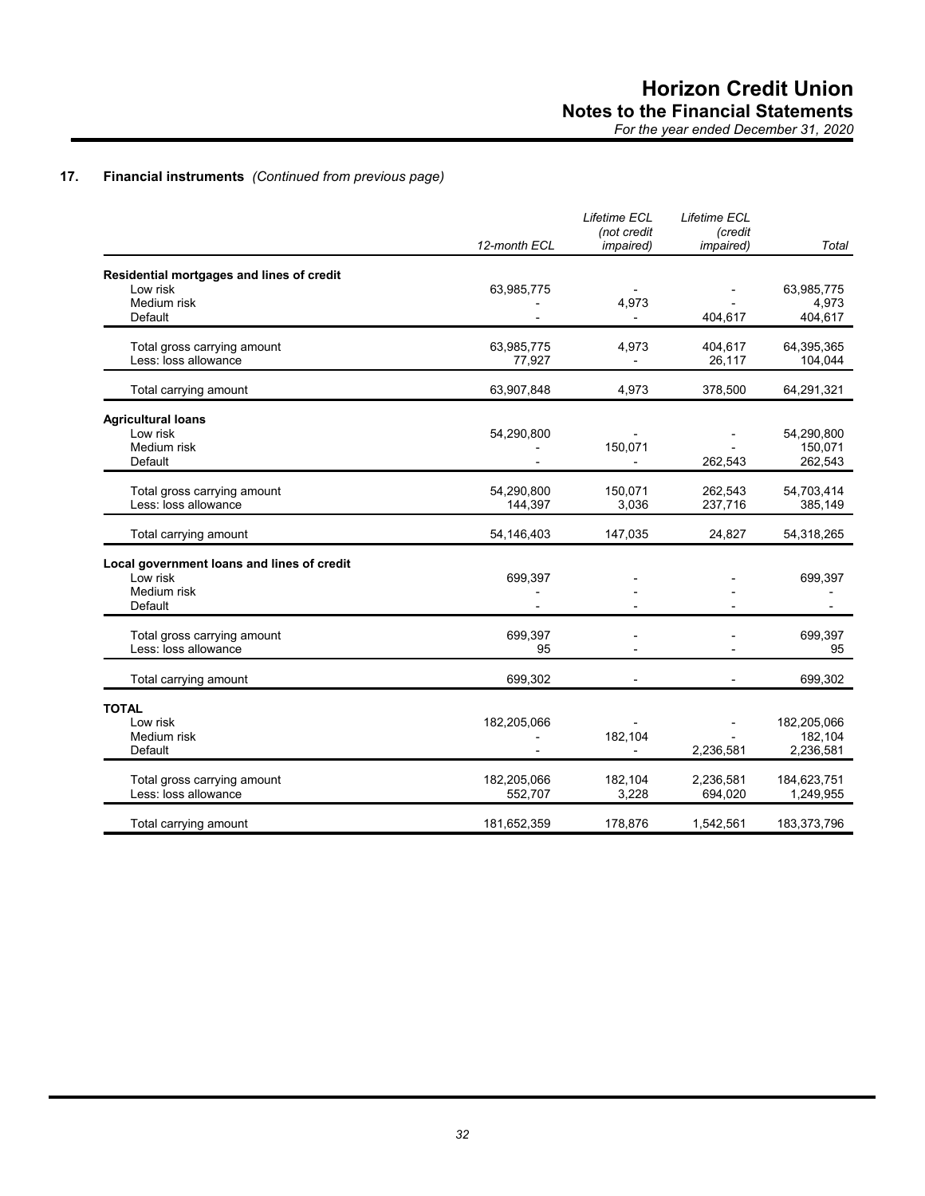## 17. Financial instruments *(Continued from previous page)*

| | *12-month ECL* | *Lifetime ECL (not credit impaired)* | *Lifetime ECL (credit impaired)* | *Total* |
|---|---|---|---|---|
| **Residential mortgages and lines of credit** | | | | |
| Low risk | 63,985,775 | - | - | 63,985,775 |
| Medium risk | - | 4,973 | - | 4,973 |
| Default | - | - | 404,617 | 404,617 |
| Total gross carrying amount | 63,985,775 | 4,973 | 404,617 | 64,395,365 |
| Less: loss allowance | 77,927 | - | 26,117 | 104,044 |
| Total carrying amount | 63,907,848 | 4,973 | 378,500 | 64,291,321 |
| **Agricultural loans** | | | | |
| Low risk | 54,290,800 | - | - | 54,290,800 |
| Medium risk | - | 150,071 | - | 150,071 |
| Default | - | - | 262,543 | 262,543 |
| Total gross carrying amount | 54,290,800 | 150,071 | 262,543 | 54,703,414 |
| Less: loss allowance | 144,397 | 3,036 | 237,716 | 385,149 |
| Total carrying amount | 54,146,403 | 147,035 | 24,827 | 54,318,265 |
| **Local government loans and lines of credit** | | | | |
| Low risk | 699,397 | - | - | 699,397 |
| Medium risk | - | - | - | - |
| Default | - | - | - | - |
| Total gross carrying amount | 699,397 | - | - | 699,397 |
| Less: loss allowance | 95 | - | - | 95 |
| Total carrying amount | 699,302 | - | - | 699,302 |
| **TOTAL** | | | | |
| Low risk | 182,205,066 | - | - | 182,205,066 |
| Medium risk | - | 182,104 | - | 182,104 |
| Default | - | - | 2,236,581 | 2,236,581 |
| Total gross carrying amount | 182,205,066 | 182,104 | 2,236,581 | 184,623,751 |
| Less: loss allowance | 552,707 | 3,228 | 694,020 | 1,249,955 |
| Total carrying amount | 181,652,359 | 178,876 | 1,542,561 | 183,373,796 |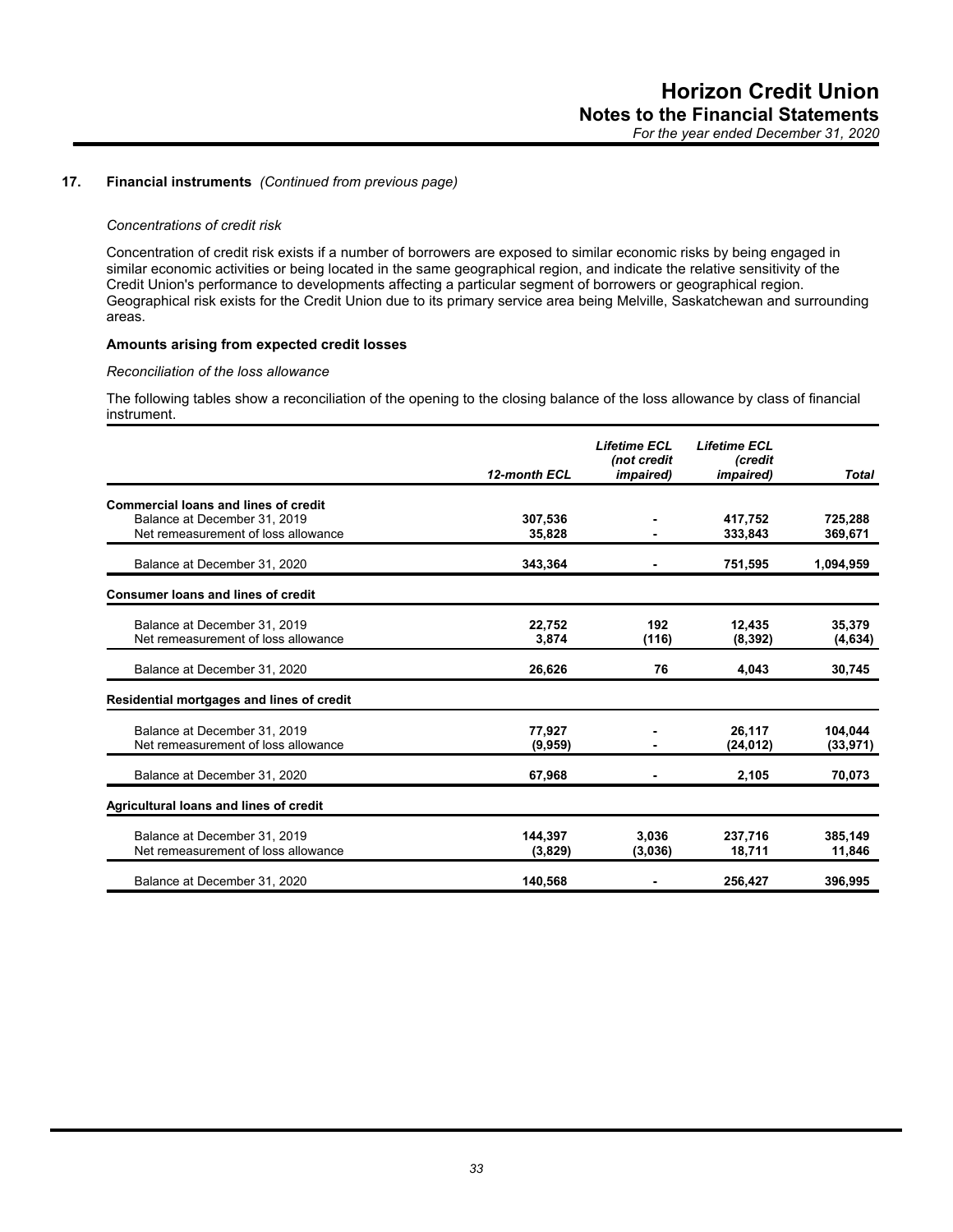## 17. Financial instruments *(Continued from previous page)*

*Concentrations of credit risk*

Concentration of credit risk exists if a number of borrowers are exposed to similar economic risks by being engaged in similar economic activities or being located in the same geographical region, and indicate the relative sensitivity of the Credit Union's performance to developments affecting a particular segment of borrowers or geographical region. Geographical risk exists for the Credit Union due to its primary service area being Melville, Saskatchewan and surrounding areas.

**Amounts arising from expected credit losses**

*Reconciliation of the loss allowance*

The following tables show a reconciliation of the opening to the closing balance of the loss allowance by class of financial instrument.

| | *12-month ECL* | *Lifetime ECL (not credit impaired)* | *Lifetime ECL (credit impaired)* | *Total* |
|---|---|---|---|---|
| **Commercial loans and lines of credit** | | | | |
| Balance at December 31, 2019 | 307,536 | - | 417,752 | 725,288 |
| Net remeasurement of loss allowance | 35,828 | - | 333,843 | 369,671 |
| Balance at December 31, 2020 | 343,364 | - | 751,595 | 1,094,959 |
| **Consumer loans and lines of credit** | | | | |
| Balance at December 31, 2019 | 22,752 | 192 | 12,435 | 35,379 |
| Net remeasurement of loss allowance | 3,874 | (116) | (8,392) | (4,634) |
| Balance at December 31, 2020 | 26,626 | 76 | 4,043 | 30,745 |
| **Residential mortgages and lines of credit** | | | | |
| Balance at December 31, 2019 | 77,927 | - | 26,117 | 104,044 |
| Net remeasurement of loss allowance | (9,959) | - | (24,012) | (33,971) |
| Balance at December 31, 2020 | 67,968 | - | 2,105 | 70,073 |
| **Agricultural loans and lines of credit** | | | | |
| Balance at December 31, 2019 | 144,397 | 3,036 | 237,716 | 385,149 |
| Net remeasurement of loss allowance | (3,829) | (3,036) | 18,711 | 11,846 |
| Balance at December 31, 2020 | 140,568 | - | 256,427 | 396,995 |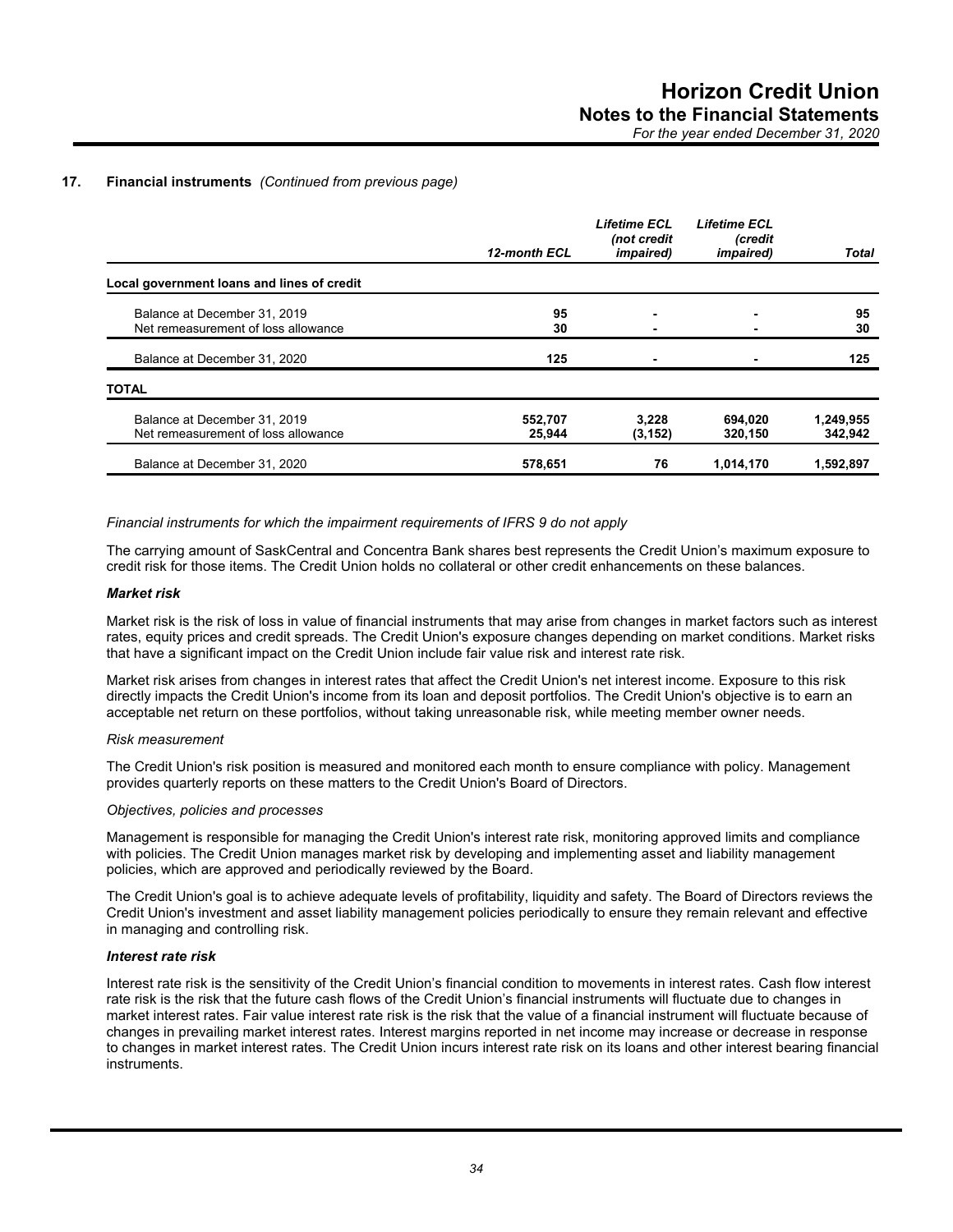## 17. Financial instruments *(Continued from previous page)*

| | *12-month ECL* | *Lifetime ECL (not credit impaired)* | *Lifetime ECL (credit impaired)* | *Total* |
|---|---|---|---|---|
| **Local government loans and lines of credit** | | | | |
| Balance at December 31, 2019 | **95** | **-** | **-** | **95** |
| Net remeasurement of loss allowance | **30** | **-** | **-** | **30** |
| Balance at December 31, 2020 | **125** | **-** | **-** | **125** |
| **TOTAL** | | | | |
| Balance at December 31, 2019 | **552,707** | **3,228** | **694,020** | **1,249,955** |
| Net remeasurement of loss allowance | **25,944** | **(3,152)** | **320,150** | **342,942** |
| Balance at December 31, 2020 | **578,651** | **76** | **1,014,170** | **1,592,897** |

*Financial instruments for which the impairment requirements of IFRS 9 do not apply*

The carrying amount of SaskCentral and Concentra Bank shares best represents the Credit Union's maximum exposure to credit risk for those items. The Credit Union holds no collateral or other credit enhancements on these balances.

***Market risk***

Market risk is the risk of loss in value of financial instruments that may arise from changes in market factors such as interest rates, equity prices and credit spreads. The Credit Union's exposure changes depending on market conditions. Market risks that have a significant impact on the Credit Union include fair value risk and interest rate risk.

Market risk arises from changes in interest rates that affect the Credit Union's net interest income. Exposure to this risk directly impacts the Credit Union's income from its loan and deposit portfolios. The Credit Union's objective is to earn an acceptable net return on these portfolios, without taking unreasonable risk, while meeting member owner needs.

*Risk measurement*

The Credit Union's risk position is measured and monitored each month to ensure compliance with policy. Management provides quarterly reports on these matters to the Credit Union's Board of Directors.

*Objectives, policies and processes*

Management is responsible for managing the Credit Union's interest rate risk, monitoring approved limits and compliance with policies. The Credit Union manages market risk by developing and implementing asset and liability management policies, which are approved and periodically reviewed by the Board.

The Credit Union's goal is to achieve adequate levels of profitability, liquidity and safety. The Board of Directors reviews the Credit Union's investment and asset liability management policies periodically to ensure they remain relevant and effective in managing and controlling risk.

***Interest rate risk***

Interest rate risk is the sensitivity of the Credit Union's financial condition to movements in interest rates. Cash flow interest rate risk is the risk that the future cash flows of the Credit Union's financial instruments will fluctuate due to changes in market interest rates. Fair value interest rate risk is the risk that the value of a financial instrument will fluctuate because of changes in prevailing market interest rates. Interest margins reported in net income may increase or decrease in response to changes in market interest rates. The Credit Union incurs interest rate risk on its loans and other interest bearing financial instruments.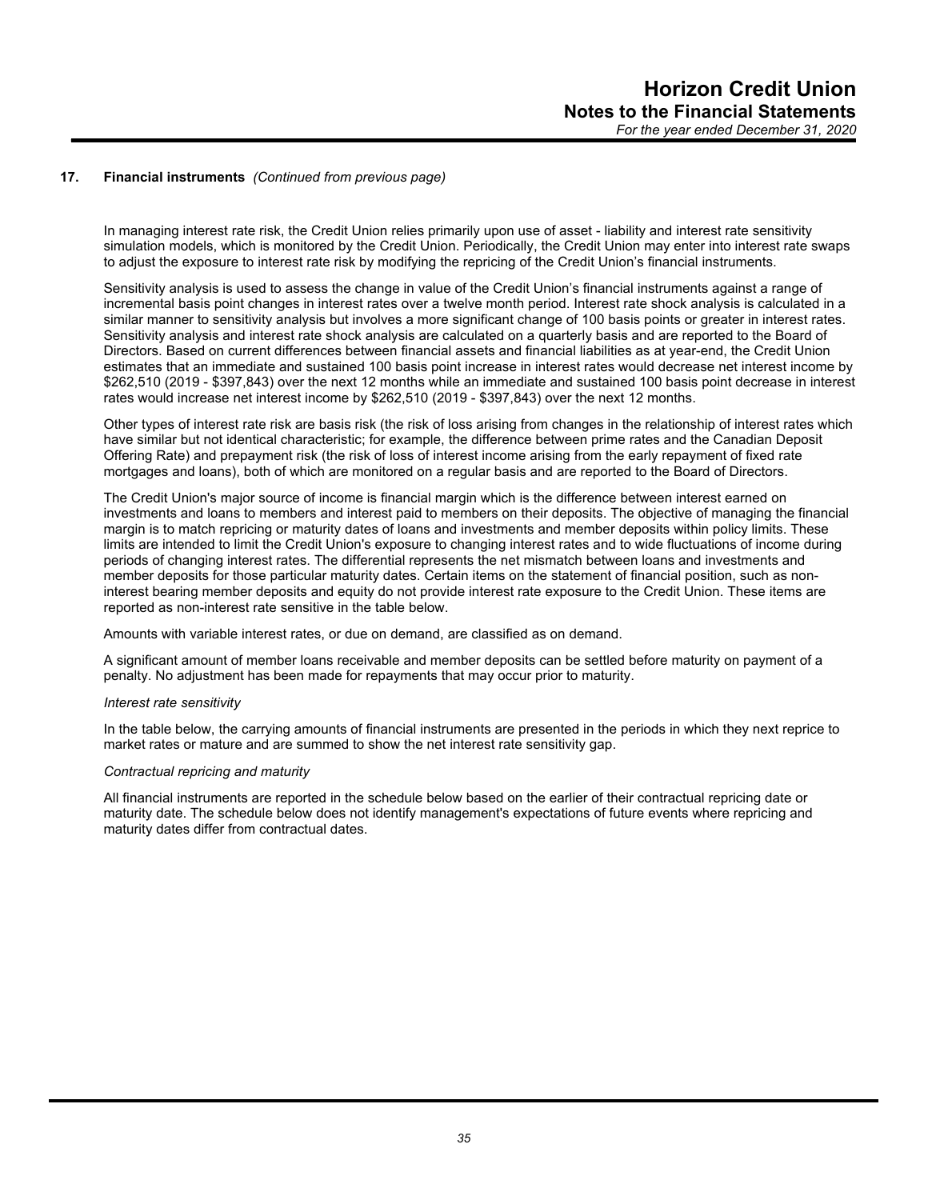## 17. Financial instruments *(Continued from previous page)*

In managing interest rate risk, the Credit Union relies primarily upon use of asset - liability and interest rate sensitivity simulation models, which is monitored by the Credit Union. Periodically, the Credit Union may enter into interest rate swaps to adjust the exposure to interest rate risk by modifying the repricing of the Credit Union's financial instruments.

Sensitivity analysis is used to assess the change in value of the Credit Union's financial instruments against a range of incremental basis point changes in interest rates over a twelve month period. Interest rate shock analysis is calculated in a similar manner to sensitivity analysis but involves a more significant change of 100 basis points or greater in interest rates. Sensitivity analysis and interest rate shock analysis are calculated on a quarterly basis and are reported to the Board of Directors. Based on current differences between financial assets and financial liabilities as at year-end, the Credit Union estimates that an immediate and sustained 100 basis point increase in interest rates would decrease net interest income by $262,510 (2019 - $397,843) over the next 12 months while an immediate and sustained 100 basis point decrease in interest rates would increase net interest income by $262,510 (2019 - $397,843) over the next 12 months.

Other types of interest rate risk are basis risk (the risk of loss arising from changes in the relationship of interest rates which have similar but not identical characteristic; for example, the difference between prime rates and the Canadian Deposit Offering Rate) and prepayment risk (the risk of loss of interest income arising from the early repayment of fixed rate mortgages and loans), both of which are monitored on a regular basis and are reported to the Board of Directors.

The Credit Union's major source of income is financial margin which is the difference between interest earned on investments and loans to members and interest paid to members on their deposits. The objective of managing the financial margin is to match repricing or maturity dates of loans and investments and member deposits within policy limits. These limits are intended to limit the Credit Union's exposure to changing interest rates and to wide fluctuations of income during periods of changing interest rates. The differential represents the net mismatch between loans and investments and member deposits for those particular maturity dates. Certain items on the statement of financial position, such as non-interest bearing member deposits and equity do not provide interest rate exposure to the Credit Union. These items are reported as non-interest rate sensitive in the table below.

Amounts with variable interest rates, or due on demand, are classified as on demand.

A significant amount of member loans receivable and member deposits can be settled before maturity on payment of a penalty. No adjustment has been made for repayments that may occur prior to maturity.

*Interest rate sensitivity*

In the table below, the carrying amounts of financial instruments are presented in the periods in which they next reprice to market rates or mature and are summed to show the net interest rate sensitivity gap.

*Contractual repricing and maturity*

All financial instruments are reported in the schedule below based on the earlier of their contractual repricing date or maturity date. The schedule below does not identify management's expectations of future events where repricing and maturity dates differ from contractual dates.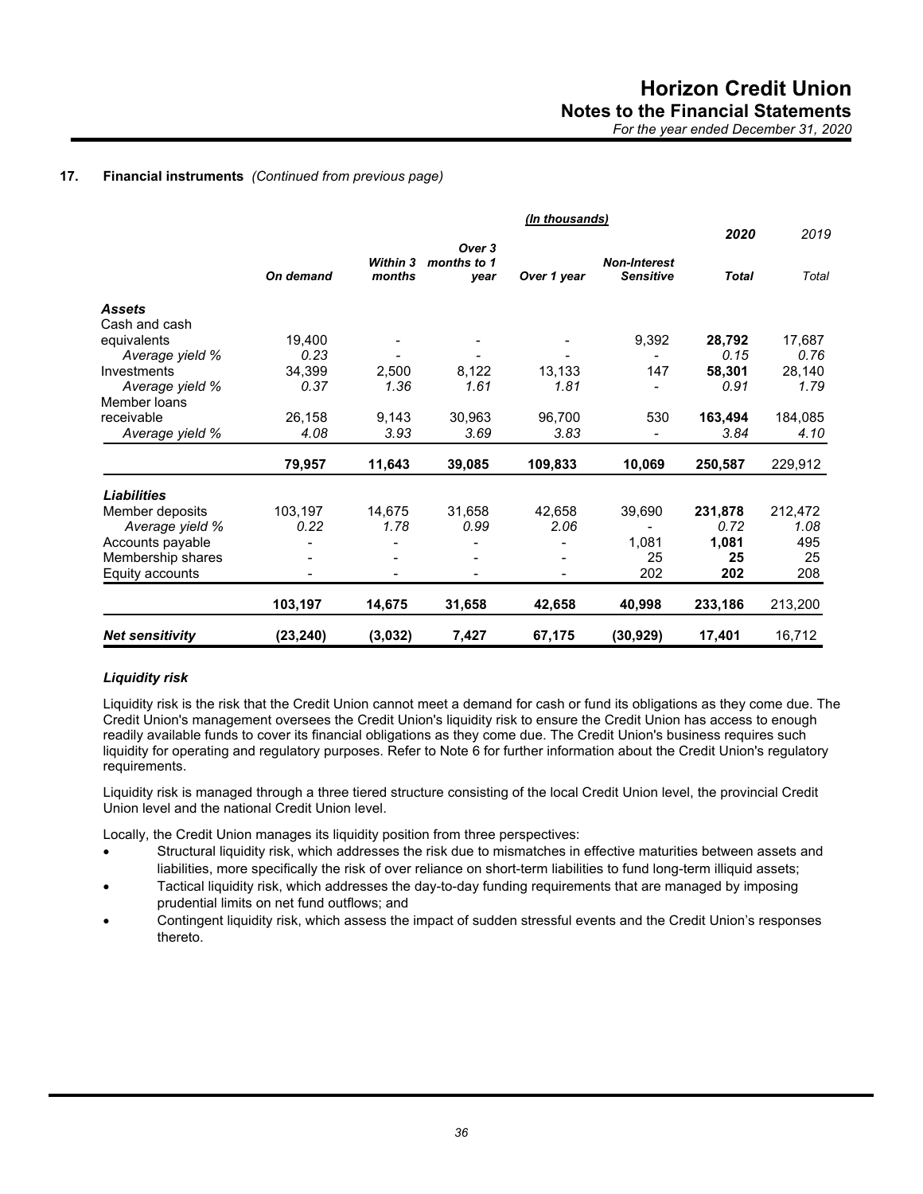**17. Financial instruments** *(Continued from previous page)*

| | | | | *(In thousands)* | | 2020 | 2019 |
|---|---|---|---|---|---|---|---|
| | *On demand* | *Within 3 months* | *Over 3 months to 1 year* | *Over 1 year* | *Non-Interest Sensitive* | *Total* | *Total* |
| ***Assets*** | | | | | | | |
| Cash and cash equivalents | 19,400 | - | - | - | 9,392 | **28,792** | 17,687 |
| *Average yield %* | *0.23* | - | - | - | - | *0.15* | *0.76* |
| Investments | 34,399 | 2,500 | 8,122 | 13,133 | 147 | **58,301** | 28,140 |
| *Average yield %* | *0.37* | *1.36* | *1.61* | *1.81* | - | *0.91* | *1.79* |
| Member loans receivable | 26,158 | 9,143 | 30,963 | 96,700 | 530 | **163,494** | 184,085 |
| *Average yield %* | *4.08* | *3.93* | *3.69* | *3.83* | - | *3.84* | *4.10* |
| | **79,957** | **11,643** | **39,085** | **109,833** | **10,069** | **250,587** | 229,912 |
| ***Liabilities*** | | | | | | | |
| Member deposits | 103,197 | 14,675 | 31,658 | 42,658 | 39,690 | **231,878** | 212,472 |
| *Average yield %* | *0.22* | *1.78* | *0.99* | *2.06* | - | *0.72* | *1.08* |
| Accounts payable | - | - | - | - | 1,081 | **1,081** | 495 |
| Membership shares | - | - | - | - | 25 | **25** | 25 |
| Equity accounts | - | - | - | - | 202 | **202** | 208 |
| | **103,197** | **14,675** | **31,658** | **42,658** | **40,998** | **233,186** | 213,200 |
| ***Net sensitivity*** | **(23,240)** | **(3,032)** | **7,427** | **67,175** | **(30,929)** | **17,401** | 16,712 |

### *Liquidity risk*

Liquidity risk is the risk that the Credit Union cannot meet a demand for cash or fund its obligations as they come due. The Credit Union's management oversees the Credit Union's liquidity risk to ensure the Credit Union has access to enough readily available funds to cover its financial obligations as they come due. The Credit Union's business requires such liquidity for operating and regulatory purposes. Refer to Note 6 for further information about the Credit Union's regulatory requirements.

Liquidity risk is managed through a three tiered structure consisting of the local Credit Union level, the provincial Credit Union level and the national Credit Union level.

Locally, the Credit Union manages its liquidity position from three perspectives:

- Structural liquidity risk, which addresses the risk due to mismatches in effective maturities between assets and liabilities, more specifically the risk of over reliance on short-term liabilities to fund long-term illiquid assets;
- Tactical liquidity risk, which addresses the day-to-day funding requirements that are managed by imposing prudential limits on net fund outflows; and
- Contingent liquidity risk, which assess the impact of sudden stressful events and the Credit Union's responses thereto.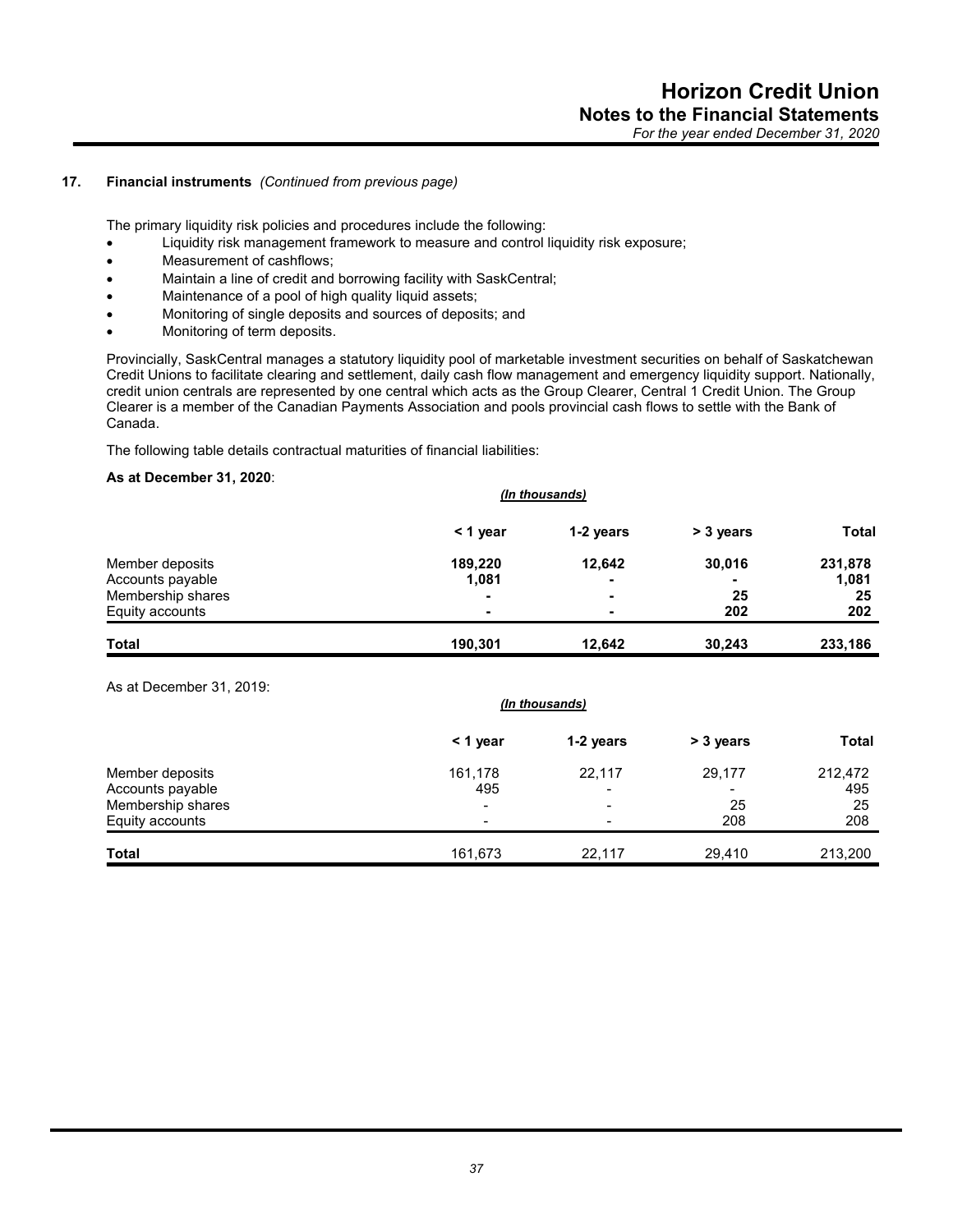**17. Financial instruments** *(Continued from previous page)*

The primary liquidity risk policies and procedures include the following:

- Liquidity risk management framework to measure and control liquidity risk exposure;
- Measurement of cashflows;
- Maintain a line of credit and borrowing facility with SaskCentral;
- Maintenance of a pool of high quality liquid assets;
- Monitoring of single deposits and sources of deposits; and
- Monitoring of term deposits.

Provincially, SaskCentral manages a statutory liquidity pool of marketable investment securities on behalf of Saskatchewan Credit Unions to facilitate clearing and settlement, daily cash flow management and emergency liquidity support. Nationally, credit union centrals are represented by one central which acts as the Group Clearer, Central 1 Credit Union. The Group Clearer is a member of the Canadian Payments Association and pools provincial cash flows to settle with the Bank of Canada.

The following table details contractual maturities of financial liabilities:

**As at December 31, 2020**:

*(In thousands)*

| | < 1 year | 1-2 years | > 3 years | Total |
|---|---|---|---|---|
| Member deposits | **189,220** | **12,642** | **30,016** | **231,878** |
| Accounts payable | **1,081** | **-** | **-** | **1,081** |
| Membership shares | **-** | **-** | **25** | **25** |
| Equity accounts | **-** | **-** | **202** | **202** |
| **Total** | **190,301** | **12,642** | **30,243** | **233,186** |

As at December 31, 2019:

*(In thousands)*

| | < 1 year | 1-2 years | > 3 years | Total |
|---|---|---|---|---|
| Member deposits | 161,178 | 22,117 | 29,177 | 212,472 |
| Accounts payable | 495 | - | - | 495 |
| Membership shares | - | - | 25 | 25 |
| Equity accounts | - | - | 208 | 208 |
| **Total** | 161,673 | 22,117 | 29,410 | 213,200 |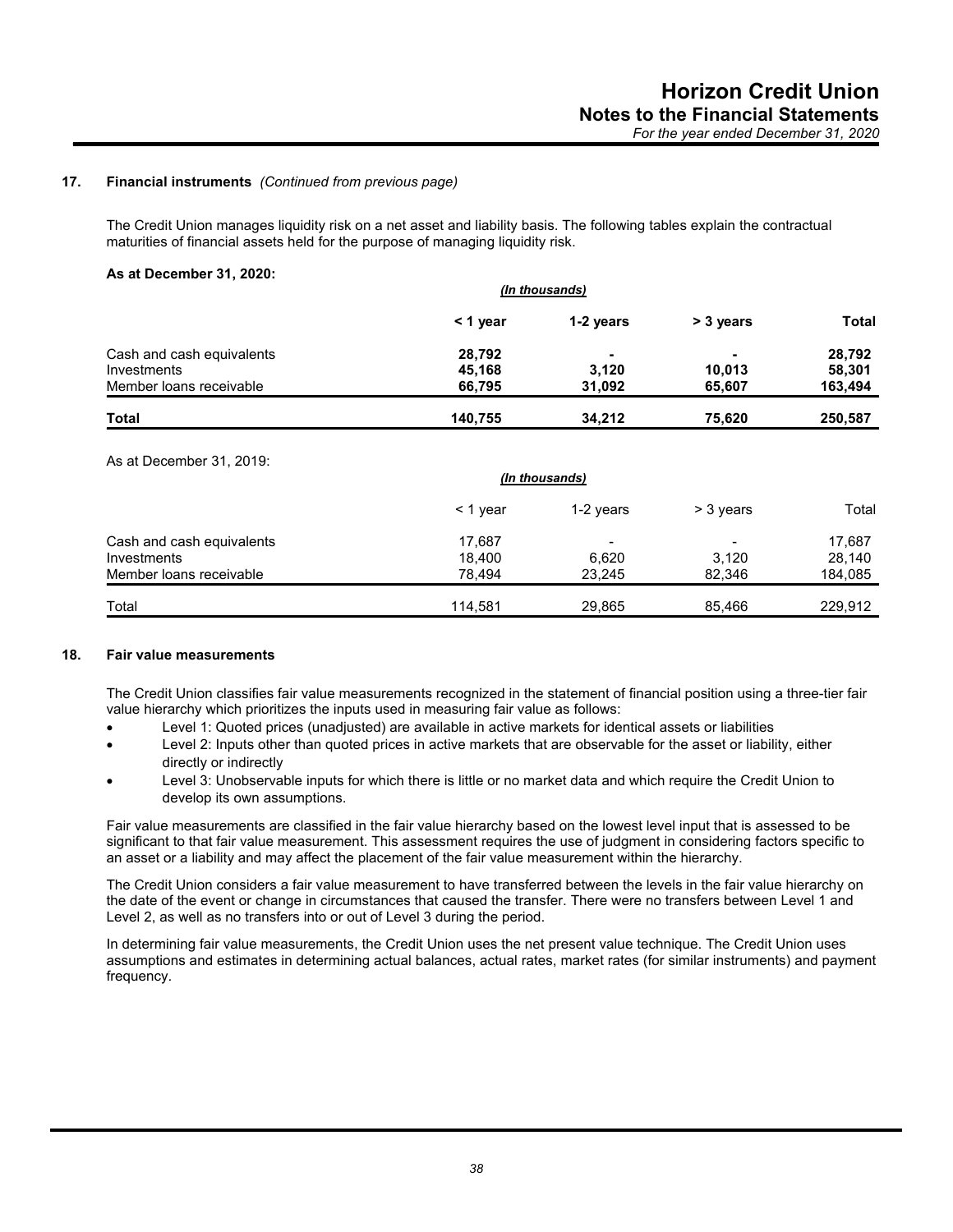### 17. Financial instruments *(Continued from previous page)*

The Credit Union manages liquidity risk on a net asset and liability basis. The following tables explain the contractual maturities of financial assets held for the purpose of managing liquidity risk.

**As at December 31, 2020:**

| | *(In thousands)* | | | |
|---|---|---|---|---|
| | **< 1 year** | **1-2 years** | **> 3 years** | **Total** |
| Cash and cash equivalents | **28,792** | **-** | **-** | **28,792** |
| Investments | **45,168** | **3,120** | **10,013** | **58,301** |
| Member loans receivable | **66,795** | **31,092** | **65,607** | **163,494** |
| **Total** | **140,755** | **34,212** | **75,620** | **250,587** |

As at December 31, 2019:

| | *(In thousands)* | | | |
|---|---|---|---|---|
| | < 1 year | 1-2 years | > 3 years | Total |
| Cash and cash equivalents | 17,687 | - | - | 17,687 |
| Investments | 18,400 | 6,620 | 3,120 | 28,140 |
| Member loans receivable | 78,494 | 23,245 | 82,346 | 184,085 |
| Total | 114,581 | 29,865 | 85,466 | 229,912 |

### 18. Fair value measurements

The Credit Union classifies fair value measurements recognized in the statement of financial position using a three-tier fair value hierarchy which prioritizes the inputs used in measuring fair value as follows:

- Level 1: Quoted prices (unadjusted) are available in active markets for identical assets or liabilities
- Level 2: Inputs other than quoted prices in active markets that are observable for the asset or liability, either directly or indirectly
- Level 3: Unobservable inputs for which there is little or no market data and which require the Credit Union to develop its own assumptions.

Fair value measurements are classified in the fair value hierarchy based on the lowest level input that is assessed to be significant to that fair value measurement. This assessment requires the use of judgment in considering factors specific to an asset or a liability and may affect the placement of the fair value measurement within the hierarchy.

The Credit Union considers a fair value measurement to have transferred between the levels in the fair value hierarchy on the date of the event or change in circumstances that caused the transfer. There were no transfers between Level 1 and Level 2, as well as no transfers into or out of Level 3 during the period.

In determining fair value measurements, the Credit Union uses the net present value technique. The Credit Union uses assumptions and estimates in determining actual balances, actual rates, market rates (for similar instruments) and payment frequency.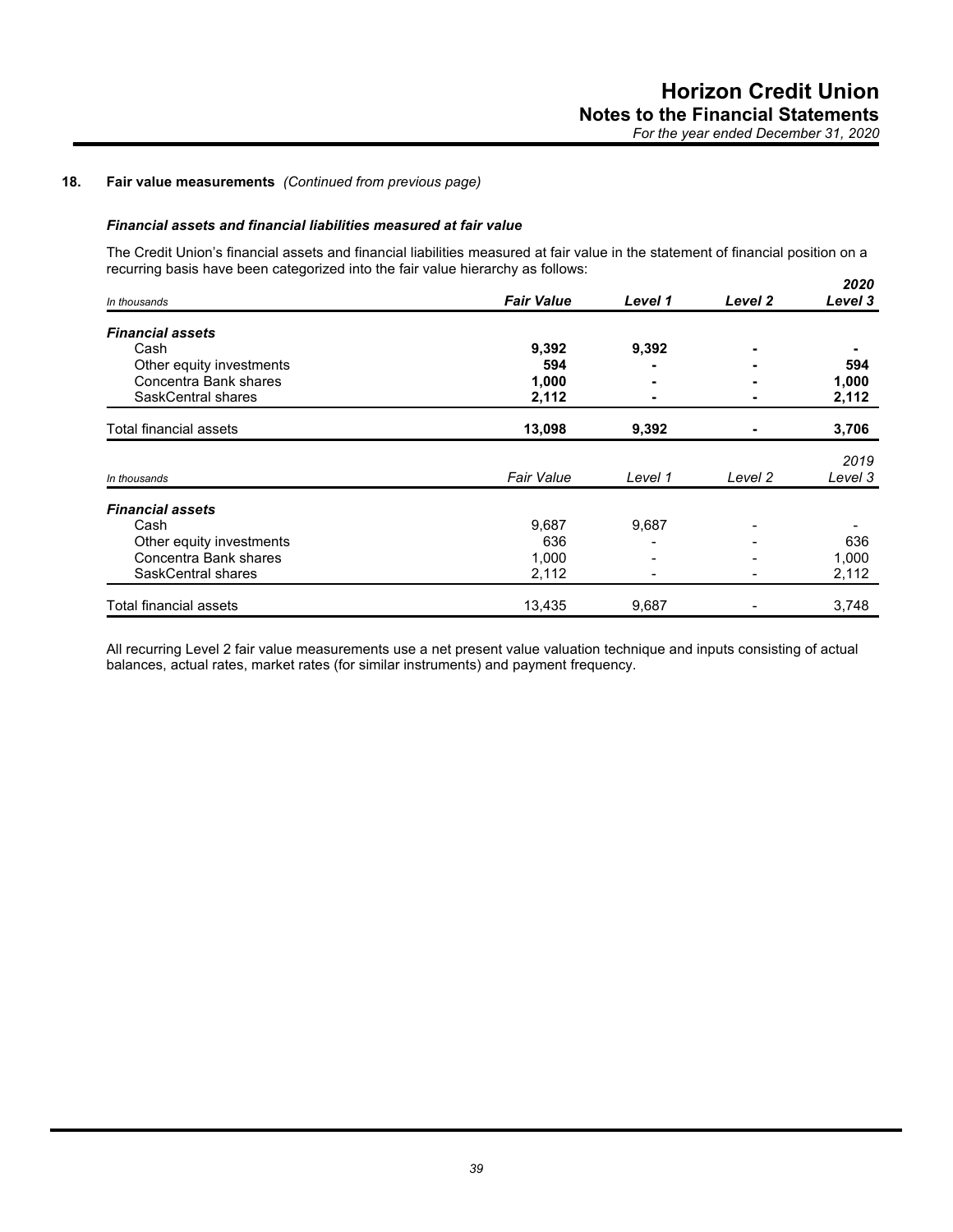## 18. Fair value measurements *(Continued from previous page)*

### *Financial assets and financial liabilities measured at fair value*

The Credit Union's financial assets and financial liabilities measured at fair value in the statement of financial position on a recurring basis have been categorized into the fair value hierarchy as follows:

| *In thousands* | ***Fair Value*** | ***Level 1*** | ***Level 2*** | ***2020 Level 3*** |
|---|---|---|---|---|
| ***Financial assets*** | | | | |
| Cash | **9,392** | **9,392** | **-** | **-** |
| Other equity investments | **594** | **-** | **-** | **594** |
| Concentra Bank shares | **1,000** | **-** | **-** | **1,000** |
| SaskCentral shares | **2,112** | **-** | **-** | **2,112** |
| Total financial assets | **13,098** | **9,392** | **-** | **3,706** |

| *In thousands* | *Fair Value* | *Level 1* | *Level 2* | *2019 Level 3* |
|---|---|---|---|---|
| ***Financial assets*** | | | | |
| Cash | 9,687 | 9,687 | - | - |
| Other equity investments | 636 | - | - | 636 |
| Concentra Bank shares | 1,000 | - | - | 1,000 |
| SaskCentral shares | 2,112 | - | - | 2,112 |
| Total financial assets | 13,435 | 9,687 | - | 3,748 |

All recurring Level 2 fair value measurements use a net present value valuation technique and inputs consisting of actual balances, actual rates, market rates (for similar instruments) and payment frequency.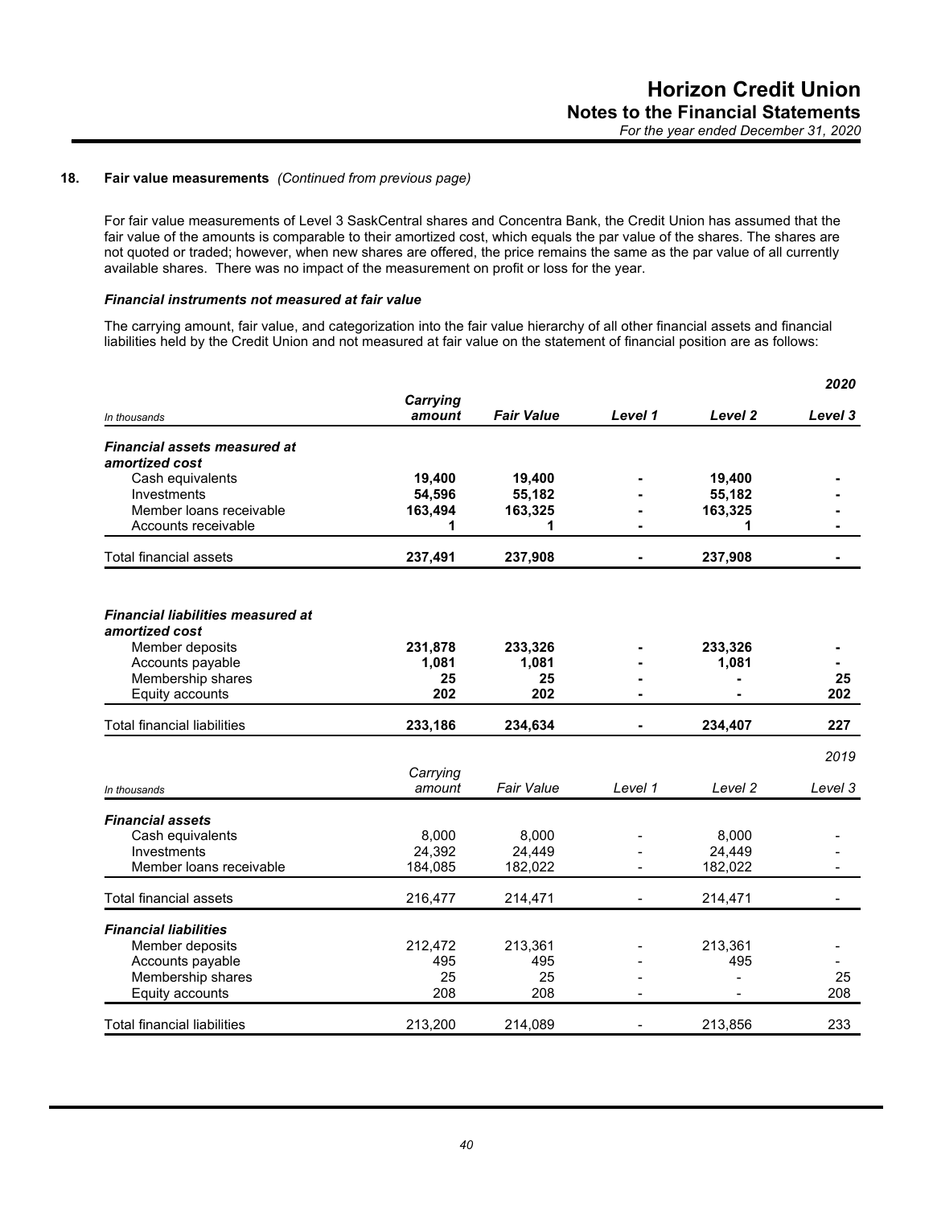## 18. Fair value measurements *(Continued from previous page)*

For fair value measurements of Level 3 SaskCentral shares and Concentra Bank, the Credit Union has assumed that the fair value of the amounts is comparable to their amortized cost, which equals the par value of the shares. The shares are not quoted or traded; however, when new shares are offered, the price remains the same as the par value of all currently available shares. There was no impact of the measurement on profit or loss for the year.

### *Financial instruments not measured at fair value*

The carrying amount, fair value, and categorization into the fair value hierarchy of all other financial assets and financial liabilities held by the Credit Union and not measured at fair value on the statement of financial position are as follows:

| *In thousands* | *Carrying amount* | *Fair Value* | *Level 1* | *Level 2* | *Level 3* |
|---|---|---|---|---|---|
| | | | | | ***2020*** |
| ***Financial assets measured at amortized cost*** | | | | | |
| Cash equivalents | **19,400** | **19,400** | **-** | **19,400** | **-** |
| Investments | **54,596** | **55,182** | **-** | **55,182** | **-** |
| Member loans receivable | **163,494** | **163,325** | **-** | **163,325** | **-** |
| Accounts receivable | **1** | **1** | **-** | **1** | **-** |
| Total financial assets | **237,491** | **237,908** | **-** | **237,908** | **-** |
| ***Financial liabilities measured at amortized cost*** | | | | | |
| Member deposits | **231,878** | **233,326** | **-** | **233,326** | **-** |
| Accounts payable | **1,081** | **1,081** | **-** | **1,081** | **-** |
| Membership shares | **25** | **25** | **-** | **-** | **25** |
| Equity accounts | **202** | **202** | **-** | **-** | **202** |
| Total financial liabilities | **233,186** | **234,634** | **-** | **234,407** | **227** |

| *In thousands* | *Carrying amount* | *Fair Value* | *Level 1* | *Level 2* | *Level 3* |
|---|---|---|---|---|---|
| | | | | | *2019* |
| ***Financial assets*** | | | | | |
| Cash equivalents | 8,000 | 8,000 | - | 8,000 | - |
| Investments | 24,392 | 24,449 | - | 24,449 | - |
| Member loans receivable | 184,085 | 182,022 | - | 182,022 | - |
| Total financial assets | 216,477 | 214,471 | - | 214,471 | - |
| ***Financial liabilities*** | | | | | |
| Member deposits | 212,472 | 213,361 | - | 213,361 | - |
| Accounts payable | 495 | 495 | - | 495 | - |
| Membership shares | 25 | 25 | - | - | 25 |
| Equity accounts | 208 | 208 | - | - | 208 |
| Total financial liabilities | 213,200 | 214,089 | - | 213,856 | 233 |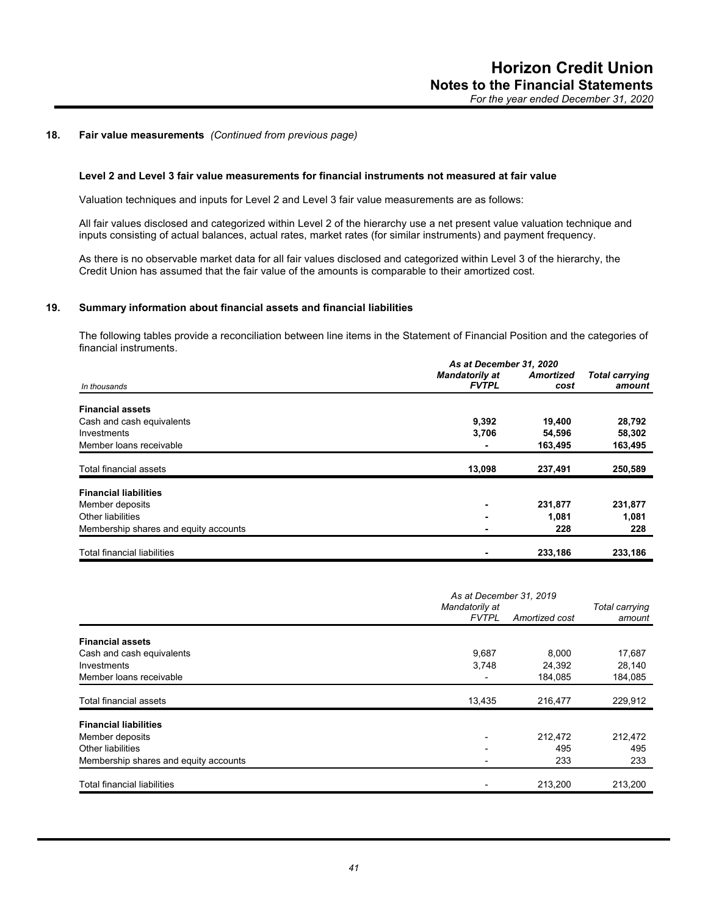## 18. Fair value measurements *(Continued from previous page)*

**Level 2 and Level 3 fair value measurements for financial instruments not measured at fair value**

Valuation techniques and inputs for Level 2 and Level 3 fair value measurements are as follows:

All fair values disclosed and categorized within Level 2 of the hierarchy use a net present value valuation technique and inputs consisting of actual balances, actual rates, market rates (for similar instruments) and payment frequency.

As there is no observable market data for all fair values disclosed and categorized within Level 3 of the hierarchy, the Credit Union has assumed that the fair value of the amounts is comparable to their amortized cost.

## 19. Summary information about financial assets and financial liabilities

The following tables provide a reconciliation between line items in the Statement of Financial Position and the categories of financial instruments.

| | ***As at December 31, 2020*** | | |
|---|---|---|---|
| *In thousands* | ***Mandatorily at FVTPL*** | ***Amortized cost*** | ***Total carrying amount*** |
| **Financial assets** | | | |
| Cash and cash equivalents | **9,392** | **19,400** | **28,792** |
| Investments | **3,706** | **54,596** | **58,302** |
| Member loans receivable | **-** | **163,495** | **163,495** |
| Total financial assets | **13,098** | **237,491** | **250,589** |
| **Financial liabilities** | | | |
| Member deposits | **-** | **231,877** | **231,877** |
| Other liabilities | **-** | **1,081** | **1,081** |
| Membership shares and equity accounts | **-** | **228** | **228** |
| Total financial liabilities | **-** | **233,186** | **233,186** |

| | *As at December 31, 2019* | | |
|---|---|---|---|
| | *Mandatorily at FVTPL* | *Amortized cost* | *Total carrying amount* |
| **Financial assets** | | | |
| Cash and cash equivalents | 9,687 | 8,000 | 17,687 |
| Investments | 3,748 | 24,392 | 28,140 |
| Member loans receivable | - | 184,085 | 184,085 |
| Total financial assets | 13,435 | 216,477 | 229,912 |
| **Financial liabilities** | | | |
| Member deposits | - | 212,472 | 212,472 |
| Other liabilities | - | 495 | 495 |
| Membership shares and equity accounts | - | 233 | 233 |
| Total financial liabilities | - | 213,200 | 213,200 |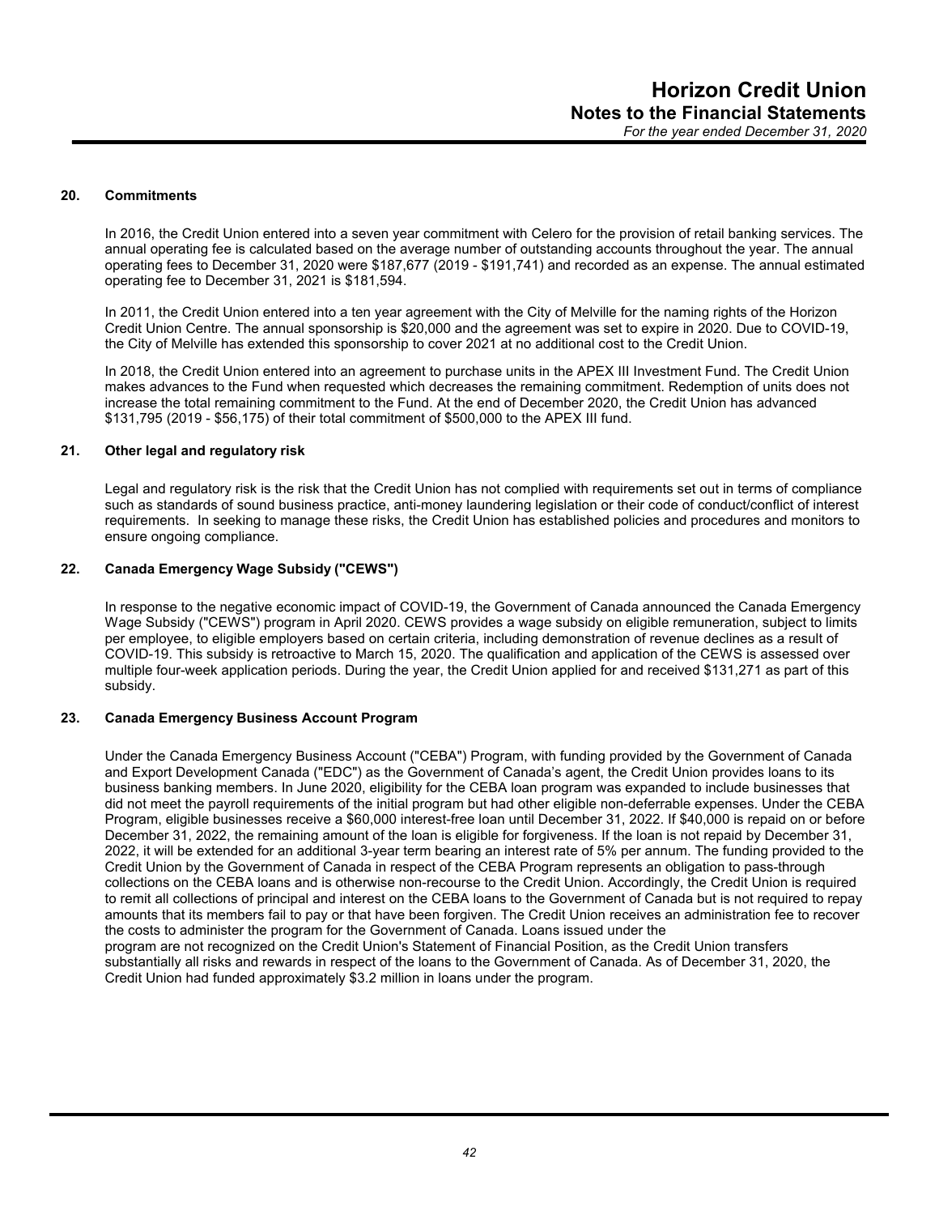## 20. Commitments

In 2016, the Credit Union entered into a seven year commitment with Celero for the provision of retail banking services. The annual operating fee is calculated based on the average number of outstanding accounts throughout the year. The annual operating fees to December 31, 2020 were $187,677 (2019 - $191,741) and recorded as an expense. The annual estimated operating fee to December 31, 2021 is $181,594.

In 2011, the Credit Union entered into a ten year agreement with the City of Melville for the naming rights of the Horizon Credit Union Centre. The annual sponsorship is $20,000 and the agreement was set to expire in 2020. Due to COVID-19, the City of Melville has extended this sponsorship to cover 2021 at no additional cost to the Credit Union.

In 2018, the Credit Union entered into an agreement to purchase units in the APEX III Investment Fund. The Credit Union makes advances to the Fund when requested which decreases the remaining commitment. Redemption of units does not increase the total remaining commitment to the Fund. At the end of December 2020, the Credit Union has advanced $131,795 (2019 - $56,175) of their total commitment of $500,000 to the APEX III fund.

## 21. Other legal and regulatory risk

Legal and regulatory risk is the risk that the Credit Union has not complied with requirements set out in terms of compliance such as standards of sound business practice, anti-money laundering legislation or their code of conduct/conflict of interest requirements. In seeking to manage these risks, the Credit Union has established policies and procedures and monitors to ensure ongoing compliance.

## 22. Canada Emergency Wage Subsidy ("CEWS")

In response to the negative economic impact of COVID-19, the Government of Canada announced the Canada Emergency Wage Subsidy ("CEWS") program in April 2020. CEWS provides a wage subsidy on eligible remuneration, subject to limits per employee, to eligible employers based on certain criteria, including demonstration of revenue declines as a result of COVID-19. This subsidy is retroactive to March 15, 2020. The qualification and application of the CEWS is assessed over multiple four-week application periods. During the year, the Credit Union applied for and received $131,271 as part of this subsidy.

## 23. Canada Emergency Business Account Program

Under the Canada Emergency Business Account ("CEBA") Program, with funding provided by the Government of Canada and Export Development Canada ("EDC") as the Government of Canada's agent, the Credit Union provides loans to its business banking members. In June 2020, eligibility for the CEBA loan program was expanded to include businesses that did not meet the payroll requirements of the initial program but had other eligible non-deferrable expenses. Under the CEBA Program, eligible businesses receive a $60,000 interest-free loan until December 31, 2022. If $40,000 is repaid on or before December 31, 2022, the remaining amount of the loan is eligible for forgiveness. If the loan is not repaid by December 31, 2022, it will be extended for an additional 3-year term bearing an interest rate of 5% per annum. The funding provided to the Credit Union by the Government of Canada in respect of the CEBA Program represents an obligation to pass-through collections on the CEBA loans and is otherwise non-recourse to the Credit Union. Accordingly, the Credit Union is required to remit all collections of principal and interest on the CEBA loans to the Government of Canada but is not required to repay amounts that its members fail to pay or that have been forgiven. The Credit Union receives an administration fee to recover the costs to administer the program for the Government of Canada. Loans issued under the program are not recognized on the Credit Union's Statement of Financial Position, as the Credit Union transfers substantially all risks and rewards in respect of the loans to the Government of Canada. As of December 31, 2020, the Credit Union had funded approximately $3.2 million in loans under the program.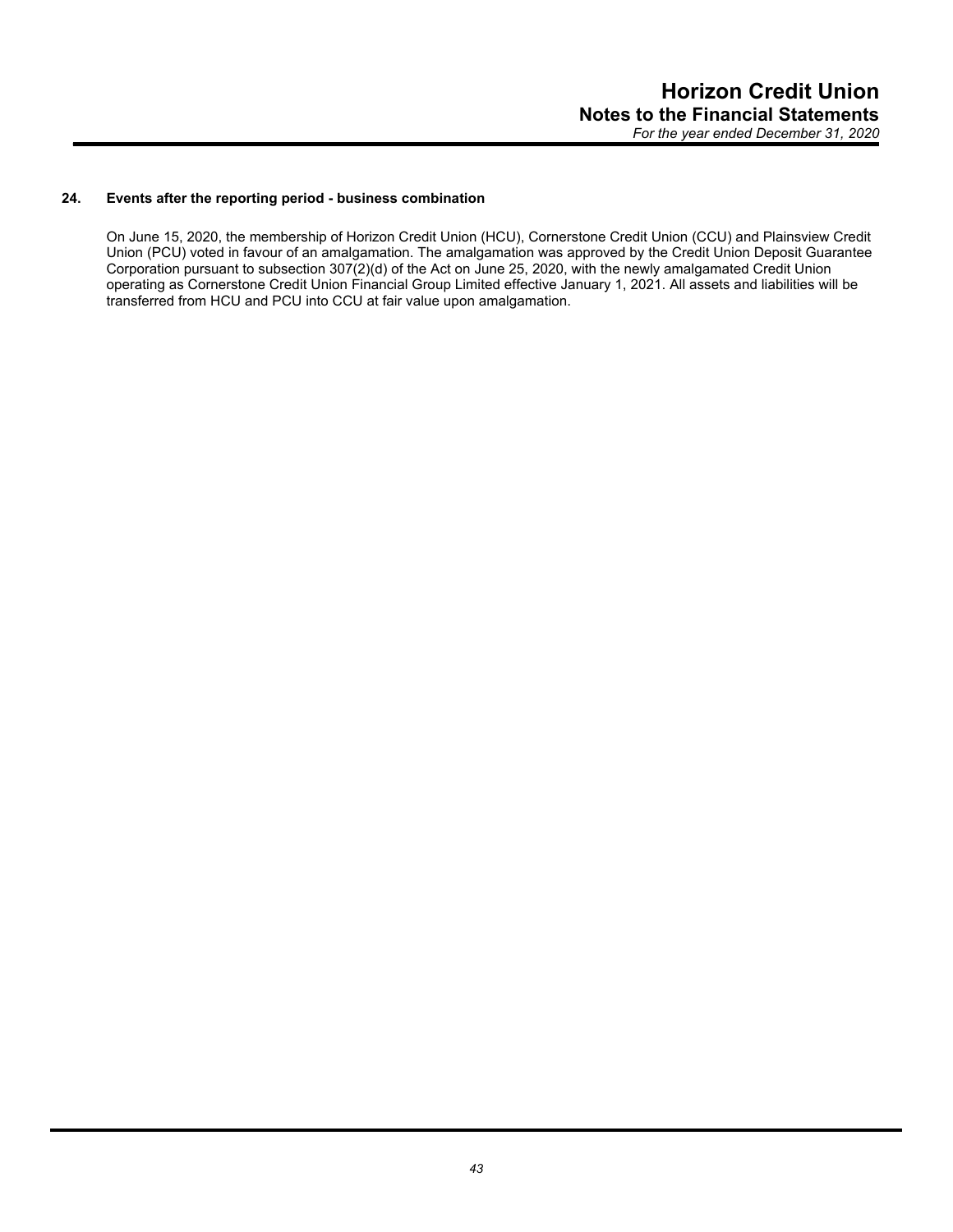## 24. Events after the reporting period - business combination

On June 15, 2020, the membership of Horizon Credit Union (HCU), Cornerstone Credit Union (CCU) and Plainsview Credit Union (PCU) voted in favour of an amalgamation. The amalgamation was approved by the Credit Union Deposit Guarantee Corporation pursuant to subsection 307(2)(d) of the Act on June 25, 2020, with the newly amalgamated Credit Union operating as Cornerstone Credit Union Financial Group Limited effective January 1, 2021. All assets and liabilities will be transferred from HCU and PCU into CCU at fair value upon amalgamation.